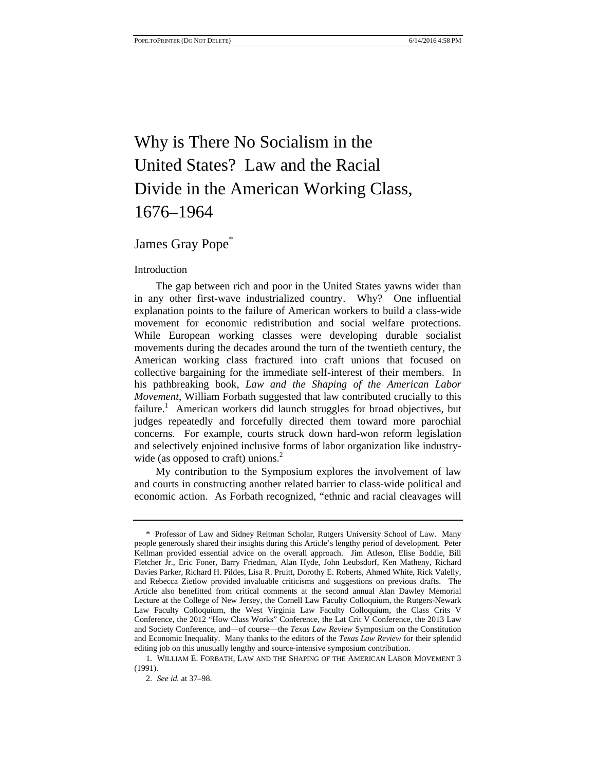# Why is There No Socialism in the United States? Law and the Racial Divide in the American Working Class, 1676–1964

James Gray Pope*

## Introduction

The gap between rich and poor in the United States yawns wider than in any other first-wave industrialized country. Why? One influential explanation points to the failure of American workers to build a class-wide movement for economic redistribution and social welfare protections. While European working classes were developing durable socialist movements during the decades around the turn of the twentieth century, the American working class fractured into craft unions that focused on collective bargaining for the immediate self-interest of their members. In his pathbreaking book, *Law and the Shaping of the American Labor Movement*, William Forbath suggested that law contributed crucially to this failure.[1] American workers did launch struggles for broad objectives, but judges repeatedly and forcefully directed them toward more parochial concerns. For example, courts struck down hard-won reform legislation and selectively enjoined inclusive forms of labor organization like industry-wide (as opposed to craft) unions.[2]

My contribution to the Symposium explores the involvement of law and courts in constructing another related barrier to class-wide political and economic action. As Forbath recognized, "ethnic and racial cleavages will

---

\* Professor of Law and Sidney Reitman Scholar, Rutgers University School of Law. Many people generously shared their insights during this Article's lengthy period of development. Peter Kellman provided essential advice on the overall approach. Jim Atleson, Elise Boddie, Bill Fletcher Jr., Eric Foner, Barry Friedman, Alan Hyde, John Leubsdorf, Ken Matheny, Richard Davies Parker, Richard H. Pildes, Lisa R. Pruitt, Dorothy E. Roberts, Ahmed White, Rick Valelly, and Rebecca Zietlow provided invaluable criticisms and suggestions on previous drafts. The Article also benefitted from critical comments at the second annual Alan Dawley Memorial Lecture at the College of New Jersey, the Cornell Law Faculty Colloquium, the Rutgers-Newark Law Faculty Colloquium, the West Virginia Law Faculty Colloquium, the Class Crits V Conference, the 2012 "How Class Works" Conference, the Lat Crit V Conference, the 2013 Law and Society Conference, and—of course—the *Texas Law Review* Symposium on the Constitution and Economic Inequality. Many thanks to the editors of the *Texas Law Review* for their splendid editing job on this unusually lengthy and source-intensive symposium contribution.

1. WILLIAM E. FORBATH, LAW AND THE SHAPING OF THE AMERICAN LABOR MOVEMENT 3 (1991).

2. *See id.* at 37–98.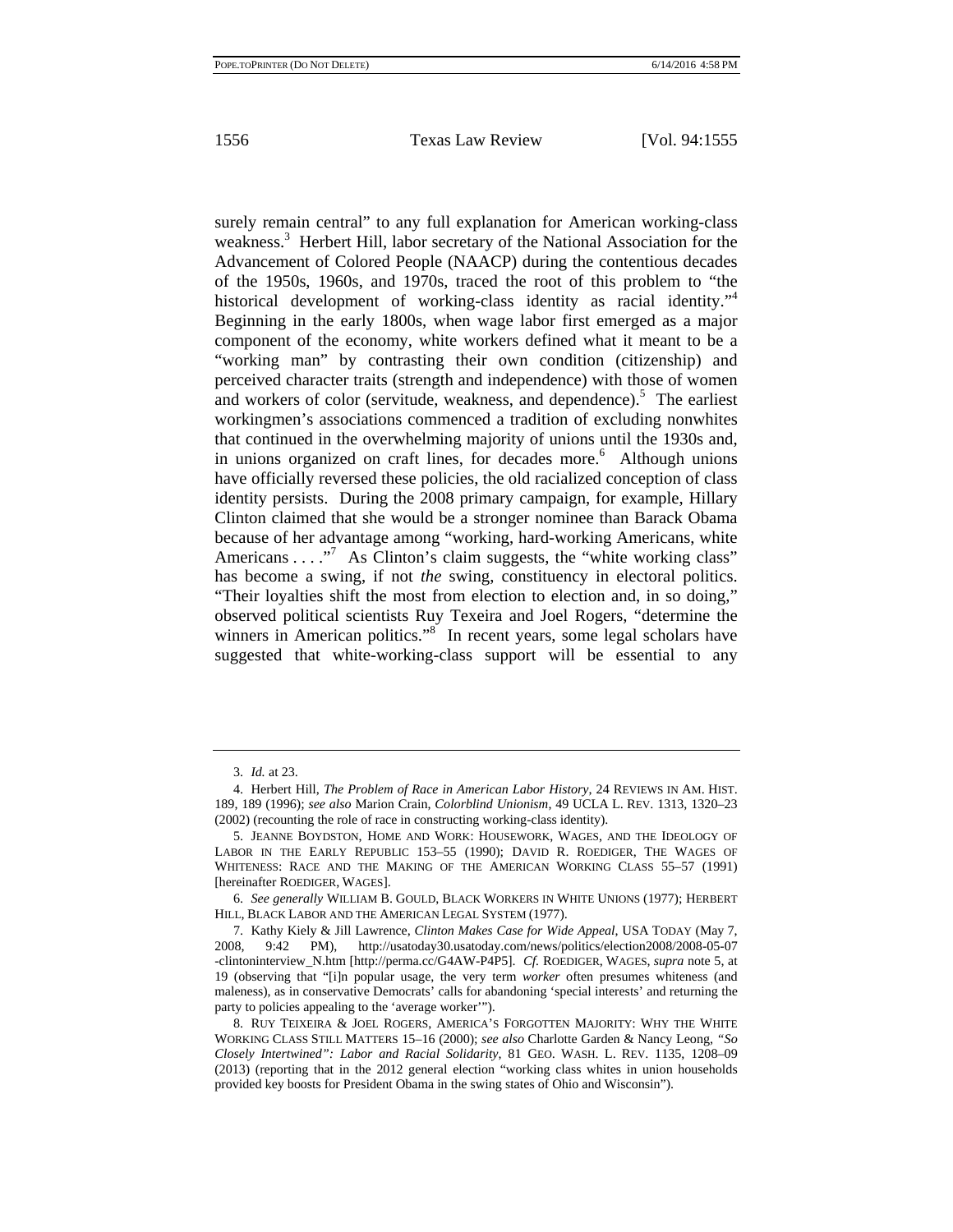surely remain central" to any full explanation for American working-class weakness.[3] Herbert Hill, labor secretary of the National Association for the Advancement of Colored People (NAACP) during the contentious decades of the 1950s, 1960s, and 1970s, traced the root of this problem to "the historical development of working-class identity as racial identity."[4] Beginning in the early 1800s, when wage labor first emerged as a major component of the economy, white workers defined what it meant to be a "working man" by contrasting their own condition (citizenship) and perceived character traits (strength and independence) with those of women and workers of color (servitude, weakness, and dependence).[5] The earliest workingmen's associations commenced a tradition of excluding nonwhites that continued in the overwhelming majority of unions until the 1930s and, in unions organized on craft lines, for decades more.[6] Although unions have officially reversed these policies, the old racialized conception of class identity persists. During the 2008 primary campaign, for example, Hillary Clinton claimed that she would be a stronger nominee than Barack Obama because of her advantage among "working, hard-working Americans, white Americans . . . ."[7] As Clinton's claim suggests, the "white working class" has become a swing, if not *the* swing, constituency in electoral politics. "Their loyalties shift the most from election to election and, in so doing," observed political scientists Ruy Texeira and Joel Rogers, "determine the winners in American politics."[8] In recent years, some legal scholars have suggested that white-working-class support will be essential to any

---

3. *Id.* at 23.

4. Herbert Hill, *The Problem of Race in American Labor History*, 24 REVIEWS IN AM. HIST. 189, 189 (1996); *see also* Marion Crain, *Colorblind Unionism*, 49 UCLA L. REV. 1313, 1320–23 (2002) (recounting the role of race in constructing working-class identity).

5. JEANNE BOYDSTON, HOME AND WORK: HOUSEWORK, WAGES, AND THE IDEOLOGY OF LABOR IN THE EARLY REPUBLIC 153–55 (1990); DAVID R. ROEDIGER, THE WAGES OF WHITENESS: RACE AND THE MAKING OF THE AMERICAN WORKING CLASS 55–57 (1991) [hereinafter ROEDIGER, WAGES].

6. *See generally* WILLIAM B. GOULD, BLACK WORKERS IN WHITE UNIONS (1977); HERBERT HILL, BLACK LABOR AND THE AMERICAN LEGAL SYSTEM (1977).

7. Kathy Kiely & Jill Lawrence, *Clinton Makes Case for Wide Appeal*, USA TODAY (May 7, 2008, 9:42 PM), http://usatoday30.usatoday.com/news/politics/election2008/2008-05-07-clintoninterview_N.htm [http://perma.cc/G4AW-P4P5]. *Cf.* ROEDIGER, WAGES, *supra* note 5, at 19 (observing that "[i]n popular usage, the very term *worker* often presumes whiteness (and maleness), as in conservative Democrats' calls for abandoning 'special interests' and returning the party to policies appealing to the 'average worker'").

8. RUY TEIXEIRA & JOEL ROGERS, AMERICA'S FORGOTTEN MAJORITY: WHY THE WHITE WORKING CLASS STILL MATTERS 15–16 (2000); *see also* Charlotte Garden & Nancy Leong, *"So Closely Intertwined": Labor and Racial Solidarity*, 81 GEO. WASH. L. REV. 1135, 1208–09 (2013) (reporting that in the 2012 general election "working class whites in union households provided key boosts for President Obama in the swing states of Ohio and Wisconsin").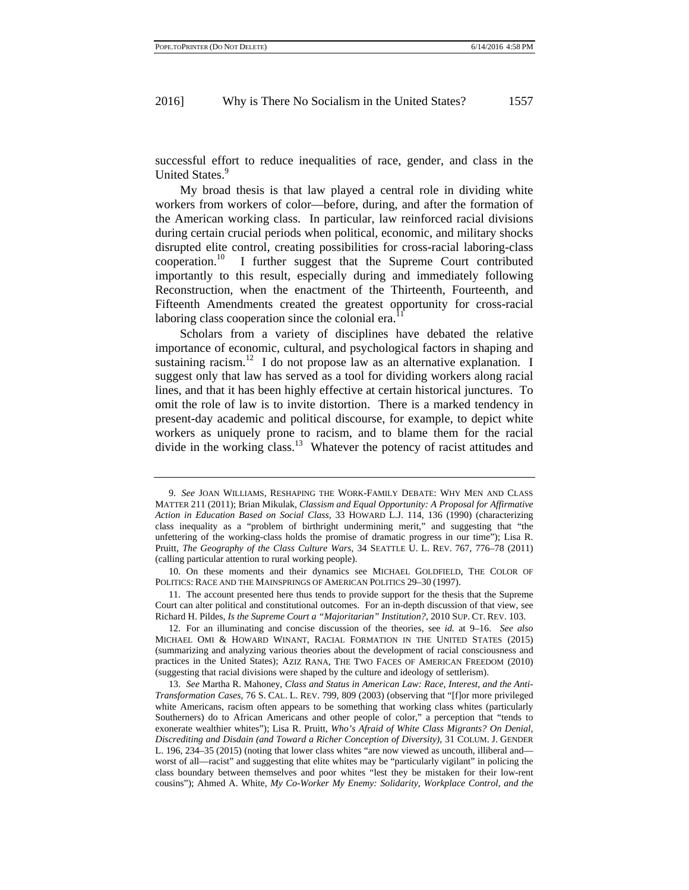successful effort to reduce inequalities of race, gender, and class in the United States.[9]

My broad thesis is that law played a central role in dividing white workers from workers of color—before, during, and after the formation of the American working class. In particular, law reinforced racial divisions during certain crucial periods when political, economic, and military shocks disrupted elite control, creating possibilities for cross-racial laboring-class cooperation.[10] I further suggest that the Supreme Court contributed importantly to this result, especially during and immediately following Reconstruction, when the enactment of the Thirteenth, Fourteenth, and Fifteenth Amendments created the greatest opportunity for cross-racial laboring class cooperation since the colonial era.[11]

Scholars from a variety of disciplines have debated the relative importance of economic, cultural, and psychological factors in shaping and sustaining racism.[12] I do not propose law as an alternative explanation. I suggest only that law has served as a tool for dividing workers along racial lines, and that it has been highly effective at certain historical junctures. To omit the role of law is to invite distortion. There is a marked tendency in present-day academic and political discourse, for example, to depict white workers as uniquely prone to racism, and to blame them for the racial divide in the working class.[13] Whatever the potency of racist attitudes and

---

9. *See* JOAN WILLIAMS, RESHAPING THE WORK-FAMILY DEBATE: WHY MEN AND CLASS MATTER 211 (2011); Brian Mikulak, *Classism and Equal Opportunity: A Proposal for Affirmative Action in Education Based on Social Class*, 33 HOWARD L.J. 114, 136 (1990) (characterizing class inequality as a "problem of birthright undermining merit," and suggesting that "the unfettering of the working-class holds the promise of dramatic progress in our time"); Lisa R. Pruitt, *The Geography of the Class Culture Wars*, 34 SEATTLE U. L. REV. 767, 776–78 (2011) (calling particular attention to rural working people).

10. On these moments and their dynamics see MICHAEL GOLDFIELD, THE COLOR OF POLITICS: RACE AND THE MAINSPRINGS OF AMERICAN POLITICS 29–30 (1997).

11. The account presented here thus tends to provide support for the thesis that the Supreme Court can alter political and constitutional outcomes. For an in-depth discussion of that view, see Richard H. Pildes, *Is the Supreme Court a "Majoritarian" Institution?*, 2010 SUP. CT. REV. 103.

12. For an illuminating and concise discussion of the theories, see *id.* at 9–16. *See also* MICHAEL OMI & HOWARD WINANT, RACIAL FORMATION IN THE UNITED STATES (2015) (summarizing and analyzing various theories about the development of racial consciousness and practices in the United States); AZIZ RANA, THE TWO FACES OF AMERICAN FREEDOM (2010) (suggesting that racial divisions were shaped by the culture and ideology of settlerism).

13. *See* Martha R. Mahoney, *Class and Status in American Law: Race, Interest, and the Anti-Transformation Cases*, 76 S. CAL. L. REV. 799, 809 (2003) (observing that "[f]or more privileged white Americans, racism often appears to be something that working class whites (particularly Southerners) do to African Americans and other people of color," a perception that "tends to exonerate wealthier whites"); Lisa R. Pruitt, *Who's Afraid of White Class Migrants? On Denial, Discrediting and Disdain (and Toward a Richer Conception of Diversity)*, 31 COLUM. J. GENDER L. 196, 234–35 (2015) (noting that lower class whites "are now viewed as uncouth, illiberal and—worst of all—racist" and suggesting that elite whites may be "particularly vigilant" in policing the class boundary between themselves and poor whites "lest they be mistaken for their low-rent cousins"); Ahmed A. White, *My Co-Worker My Enemy: Solidarity, Workplace Control, and the*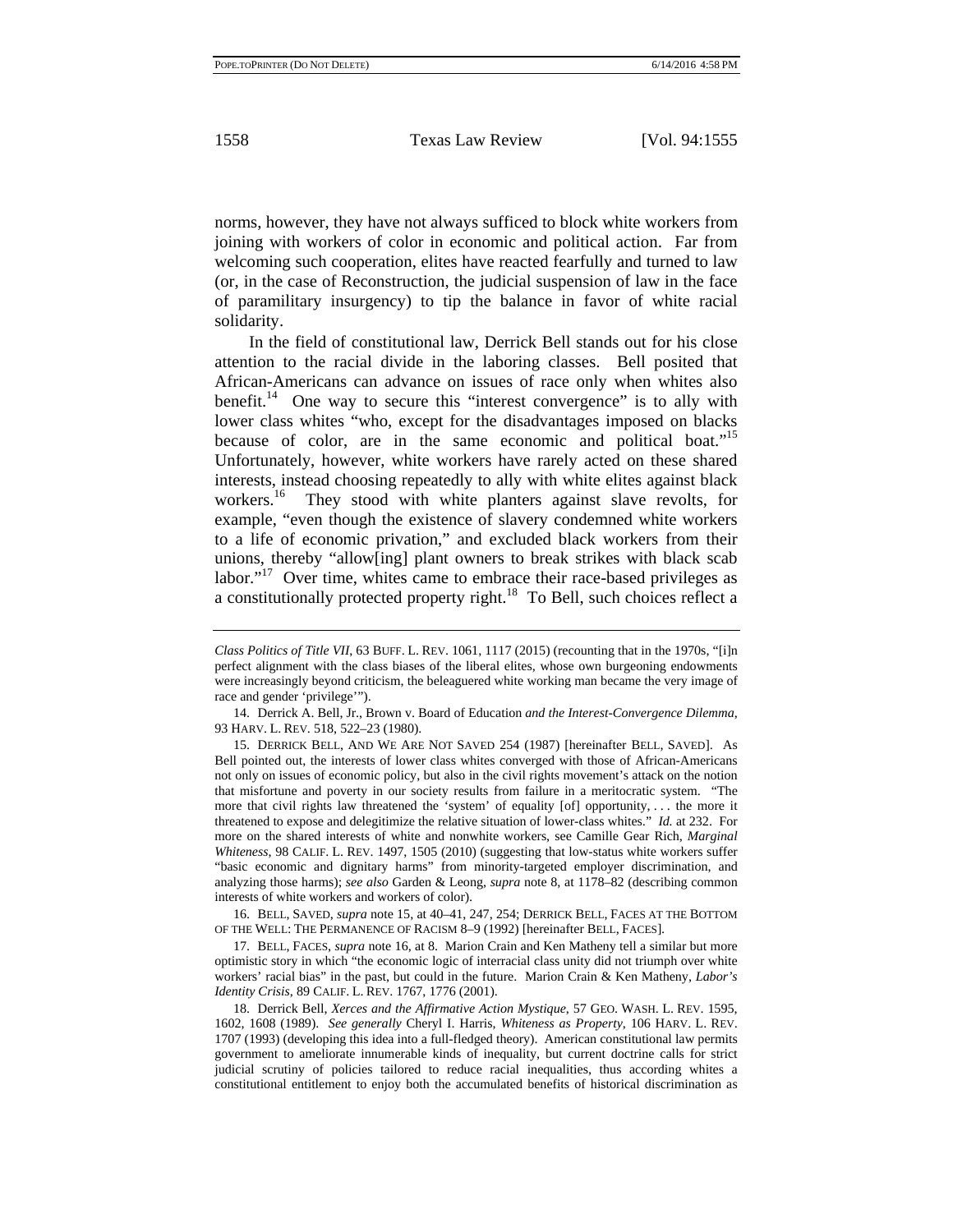norms, however, they have not always sufficed to block white workers from joining with workers of color in economic and political action. Far from welcoming such cooperation, elites have reacted fearfully and turned to law (or, in the case of Reconstruction, the judicial suspension of law in the face of paramilitary insurgency) to tip the balance in favor of white racial solidarity.

In the field of constitutional law, Derrick Bell stands out for his close attention to the racial divide in the laboring classes. Bell posited that African-Americans can advance on issues of race only when whites also benefit.[14] One way to secure this "interest convergence" is to ally with lower class whites "who, except for the disadvantages imposed on blacks because of color, are in the same economic and political boat."[15] Unfortunately, however, white workers have rarely acted on these shared interests, instead choosing repeatedly to ally with white elites against black workers.[16] They stood with white planters against slave revolts, for example, "even though the existence of slavery condemned white workers to a life of economic privation," and excluded black workers from their unions, thereby "allow[ing] plant owners to break strikes with black scab labor."[17] Over time, whites came to embrace their race-based privileges as a constitutionally protected property right.[18] To Bell, such choices reflect a

---

*Class Politics of Title VII*, 63 BUFF. L. REV. 1061, 1117 (2015) (recounting that in the 1970s, "[i]n perfect alignment with the class biases of the liberal elites, whose own burgeoning endowments were increasingly beyond criticism, the beleaguered white working man became the very image of race and gender 'privilege'").

14. Derrick A. Bell, Jr., Brown v. Board of Education *and the Interest-Convergence Dilemma*, 93 HARV. L. REV. 518, 522–23 (1980).

15. DERRICK BELL, AND WE ARE NOT SAVED 254 (1987) [hereinafter BELL, SAVED]. As Bell pointed out, the interests of lower class whites converged with those of African-Americans not only on issues of economic policy, but also in the civil rights movement's attack on the notion that misfortune and poverty in our society results from failure in a meritocratic system. "The more that civil rights law threatened the 'system' of equality [of] opportunity, . . . the more it threatened to expose and delegitimize the relative situation of lower-class whites." *Id.* at 232. For more on the shared interests of white and nonwhite workers, see Camille Gear Rich, *Marginal Whiteness*, 98 CALIF. L. REV. 1497, 1505 (2010) (suggesting that low-status white workers suffer "basic economic and dignitary harms" from minority-targeted employer discrimination, and analyzing those harms); *see also* Garden & Leong, *supra* note 8, at 1178–82 (describing common interests of white workers and workers of color).

16. BELL, SAVED, *supra* note 15, at 40–41, 247, 254; DERRICK BELL, FACES AT THE BOTTOM OF THE WELL: THE PERMANENCE OF RACISM 8–9 (1992) [hereinafter BELL, FACES].

17. BELL, FACES, *supra* note 16, at 8. Marion Crain and Ken Matheny tell a similar but more optimistic story in which "the economic logic of interracial class unity did not triumph over white workers' racial bias" in the past, but could in the future. Marion Crain & Ken Matheny, *Labor's Identity Crisis*, 89 CALIF. L. REV. 1767, 1776 (2001).

18. Derrick Bell, *Xerces and the Affirmative Action Mystique*, 57 GEO. WASH. L. REV. 1595, 1602, 1608 (1989). *See generally* Cheryl I. Harris, *Whiteness as Property*, 106 HARV. L. REV. 1707 (1993) (developing this idea into a full-fledged theory). American constitutional law permits government to ameliorate innumerable kinds of inequality, but current doctrine calls for strict judicial scrutiny of policies tailored to reduce racial inequalities, thus according whites a constitutional entitlement to enjoy both the accumulated benefits of historical discrimination as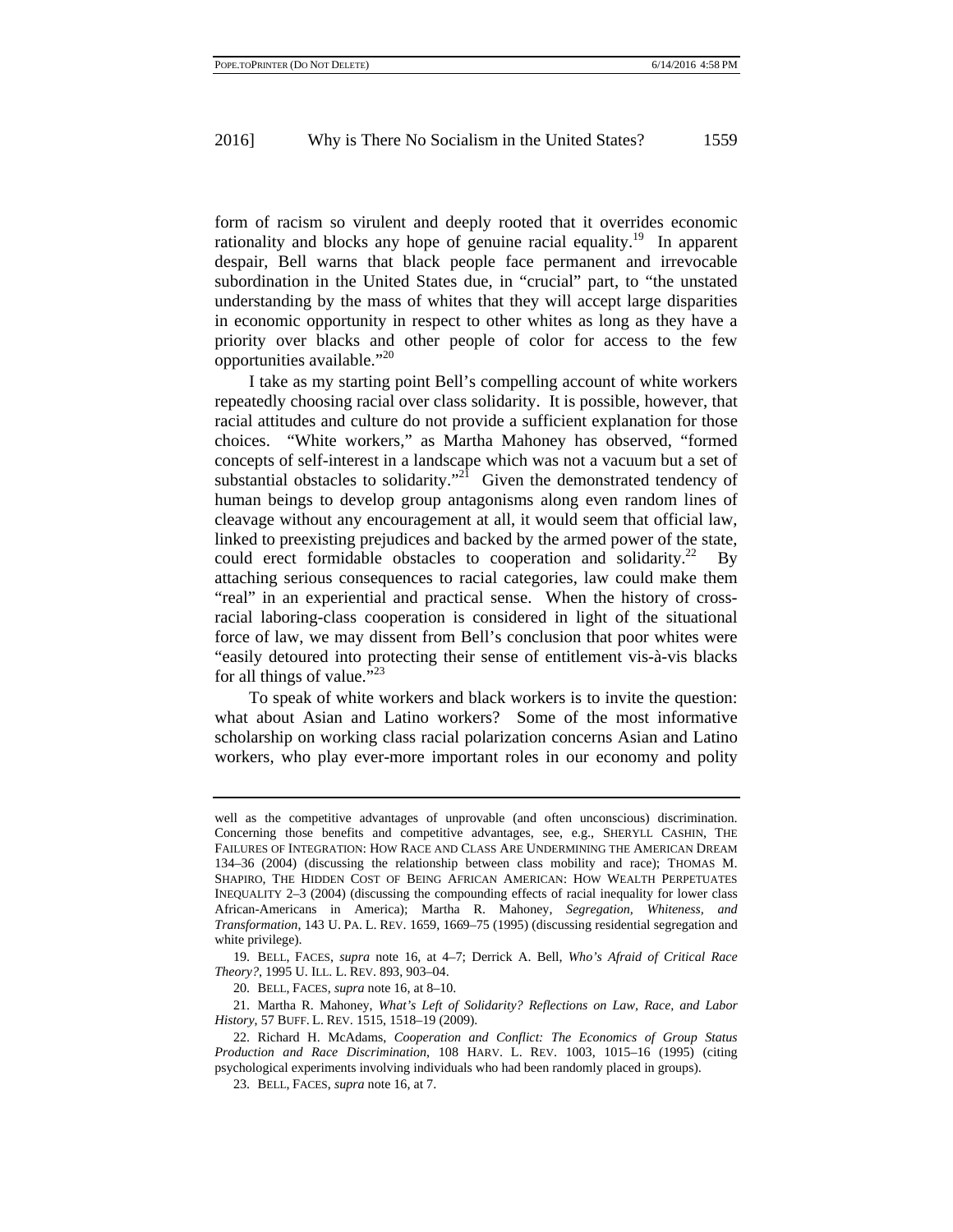form of racism so virulent and deeply rooted that it overrides economic rationality and blocks any hope of genuine racial equality.[19] In apparent despair, Bell warns that black people face permanent and irrevocable subordination in the United States due, in "crucial" part, to "the unstated understanding by the mass of whites that they will accept large disparities in economic opportunity in respect to other whites as long as they have a priority over blacks and other people of color for access to the few opportunities available."[20]

I take as my starting point Bell's compelling account of white workers repeatedly choosing racial over class solidarity. It is possible, however, that racial attitudes and culture do not provide a sufficient explanation for those choices. "White workers," as Martha Mahoney has observed, "formed concepts of self-interest in a landscape which was not a vacuum but a set of substantial obstacles to solidarity."[21] Given the demonstrated tendency of human beings to develop group antagonisms along even random lines of cleavage without any encouragement at all, it would seem that official law, linked to preexisting prejudices and backed by the armed power of the state, could erect formidable obstacles to cooperation and solidarity.[22] By attaching serious consequences to racial categories, law could make them "real" in an experiential and practical sense. When the history of cross-racial laboring-class cooperation is considered in light of the situational force of law, we may dissent from Bell's conclusion that poor whites were "easily detoured into protecting their sense of entitlement vis-à-vis blacks for all things of value."[23]

To speak of white workers and black workers is to invite the question: what about Asian and Latino workers? Some of the most informative scholarship on working class racial polarization concerns Asian and Latino workers, who play ever-more important roles in our economy and polity

---

well as the competitive advantages of unprovable (and often unconscious) discrimination. Concerning those benefits and competitive advantages, see, e.g., SHERYLL CASHIN, THE FAILURES OF INTEGRATION: HOW RACE AND CLASS ARE UNDERMINING THE AMERICAN DREAM 134–36 (2004) (discussing the relationship between class mobility and race); THOMAS M. SHAPIRO, THE HIDDEN COST OF BEING AFRICAN AMERICAN: HOW WEALTH PERPETUATES INEQUALITY 2–3 (2004) (discussing the compounding effects of racial inequality for lower class African-Americans in America); Martha R. Mahoney, *Segregation, Whiteness, and Transformation*, 143 U. PA. L. REV. 1659, 1669–75 (1995) (discussing residential segregation and white privilege).

19. BELL, FACES, *supra* note 16, at 4–7; Derrick A. Bell, *Who's Afraid of Critical Race Theory?*, 1995 U. ILL. L. REV. 893, 903–04.

20. BELL, FACES, *supra* note 16, at 8–10.

21. Martha R. Mahoney, *What's Left of Solidarity? Reflections on Law, Race, and Labor History*, 57 BUFF. L. REV. 1515, 1518–19 (2009).

22. Richard H. McAdams, *Cooperation and Conflict: The Economics of Group Status Production and Race Discrimination*, 108 HARV. L. REV. 1003, 1015–16 (1995) (citing psychological experiments involving individuals who had been randomly placed in groups).

23. BELL, FACES, *supra* note 16, at 7.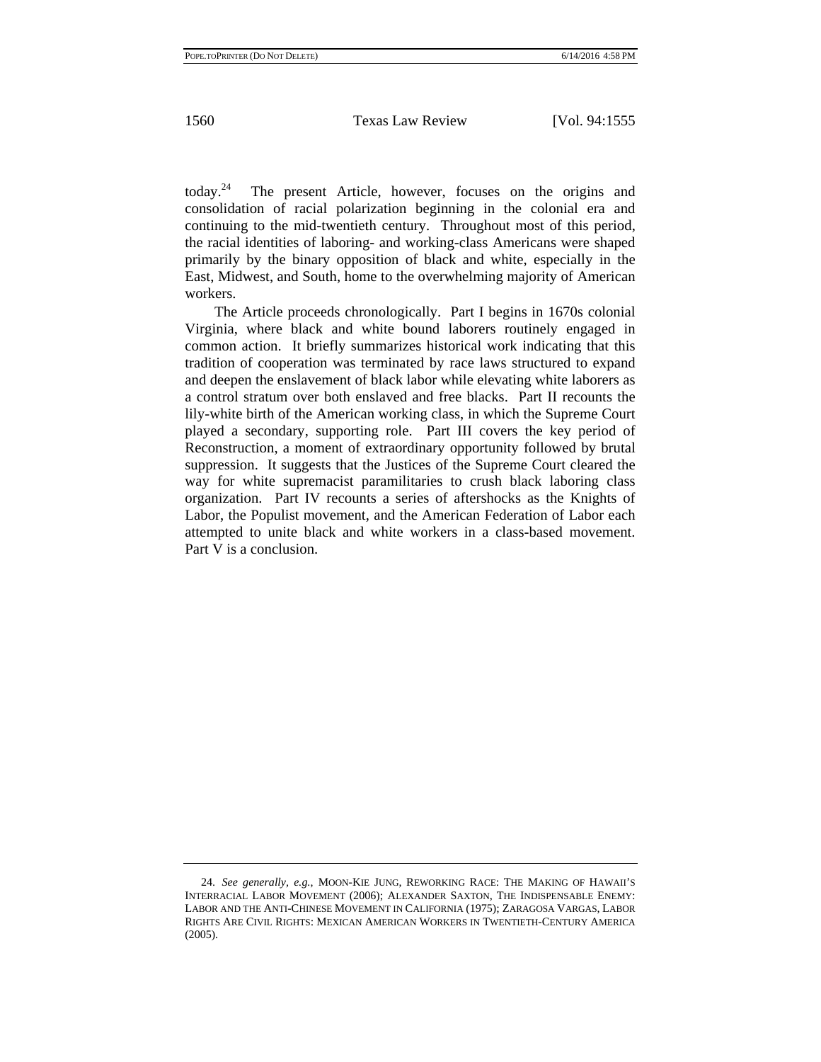today.[24] The present Article, however, focuses on the origins and consolidation of racial polarization beginning in the colonial era and continuing to the mid-twentieth century. Throughout most of this period, the racial identities of laboring- and working-class Americans were shaped primarily by the binary opposition of black and white, especially in the East, Midwest, and South, home to the overwhelming majority of American workers.

The Article proceeds chronologically. Part I begins in 1670s colonial Virginia, where black and white bound laborers routinely engaged in common action. It briefly summarizes historical work indicating that this tradition of cooperation was terminated by race laws structured to expand and deepen the enslavement of black labor while elevating white laborers as a control stratum over both enslaved and free blacks. Part II recounts the lily-white birth of the American working class, in which the Supreme Court played a secondary, supporting role. Part III covers the key period of Reconstruction, a moment of extraordinary opportunity followed by brutal suppression. It suggests that the Justices of the Supreme Court cleared the way for white supremacist paramilitaries to crush black laboring class organization. Part IV recounts a series of aftershocks as the Knights of Labor, the Populist movement, and the American Federation of Labor each attempted to unite black and white workers in a class-based movement. Part V is a conclusion.

---

24. *See generally, e.g.*, MOON-KIE JUNG, REWORKING RACE: THE MAKING OF HAWAII'S INTERRACIAL LABOR MOVEMENT (2006); ALEXANDER SAXTON, THE INDISPENSABLE ENEMY: LABOR AND THE ANTI-CHINESE MOVEMENT IN CALIFORNIA (1975); ZARAGOSA VARGAS, LABOR RIGHTS ARE CIVIL RIGHTS: MEXICAN AMERICAN WORKERS IN TWENTIETH-CENTURY AMERICA (2005).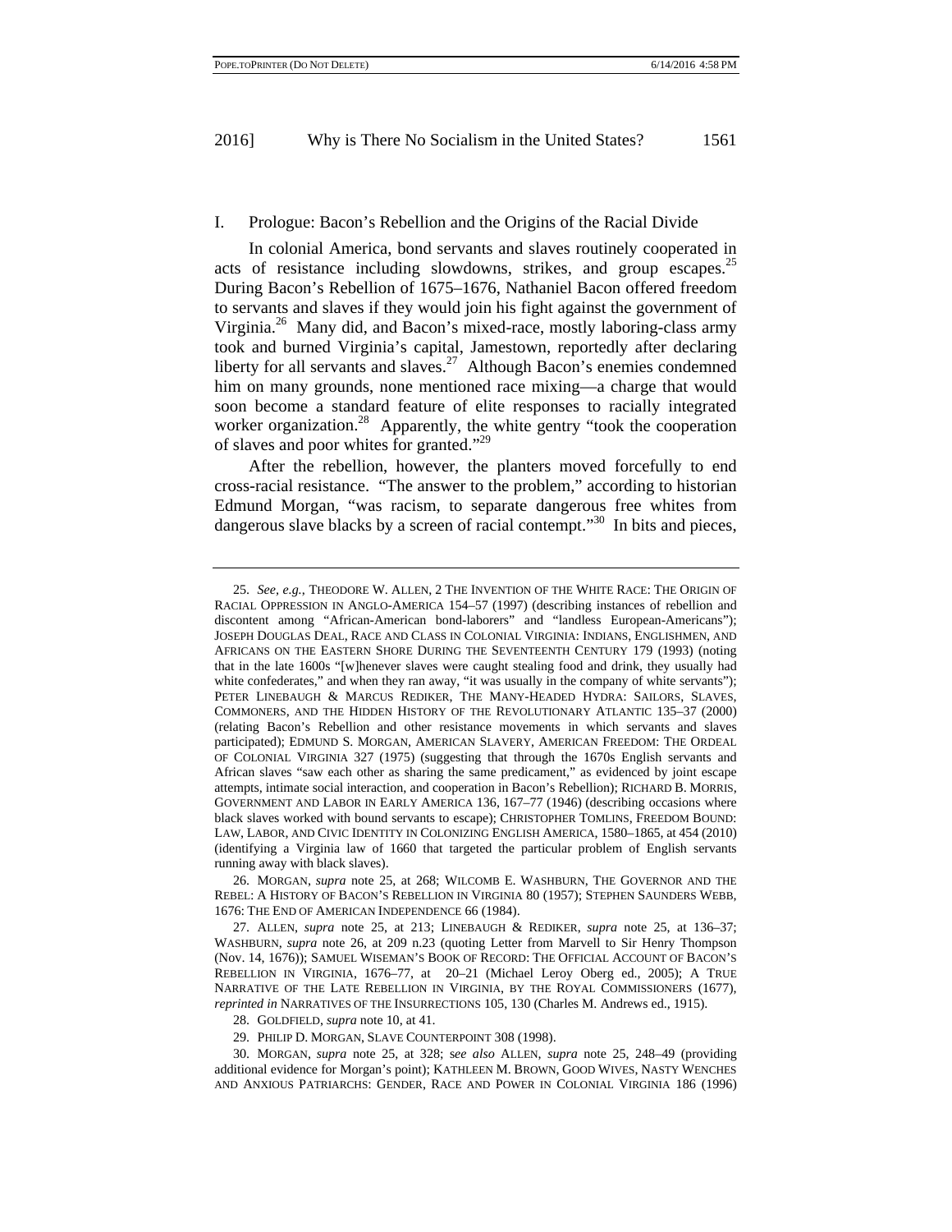## I. Prologue: Bacon's Rebellion and the Origins of the Racial Divide

In colonial America, bond servants and slaves routinely cooperated in acts of resistance including slowdowns, strikes, and group escapes.[25] During Bacon's Rebellion of 1675–1676, Nathaniel Bacon offered freedom to servants and slaves if they would join his fight against the government of Virginia.[26] Many did, and Bacon's mixed-race, mostly laboring-class army took and burned Virginia's capital, Jamestown, reportedly after declaring liberty for all servants and slaves.[27] Although Bacon's enemies condemned him on many grounds, none mentioned race mixing—a charge that would soon become a standard feature of elite responses to racially integrated worker organization.[28] Apparently, the white gentry "took the cooperation of slaves and poor whites for granted."[29]

After the rebellion, however, the planters moved forcefully to end cross-racial resistance. "The answer to the problem," according to historian Edmund Morgan, "was racism, to separate dangerous free whites from dangerous slave blacks by a screen of racial contempt."[30] In bits and pieces,

---

25. *See, e.g.*, THEODORE W. ALLEN, 2 THE INVENTION OF THE WHITE RACE: THE ORIGIN OF RACIAL OPPRESSION IN ANGLO-AMERICA 154–57 (1997) (describing instances of rebellion and discontent among "African-American bond-laborers" and "landless European-Americans"); JOSEPH DOUGLAS DEAL, RACE AND CLASS IN COLONIAL VIRGINIA: INDIANS, ENGLISHMEN, AND AFRICANS ON THE EASTERN SHORE DURING THE SEVENTEENTH CENTURY 179 (1993) (noting that in the late 1600s "[w]henever slaves were caught stealing food and drink, they usually had white confederates," and when they ran away, "it was usually in the company of white servants"); PETER LINEBAUGH & MARCUS REDIKER, THE MANY-HEADED HYDRA: SAILORS, SLAVES, COMMONERS, AND THE HIDDEN HISTORY OF THE REVOLUTIONARY ATLANTIC 135–37 (2000) (relating Bacon's Rebellion and other resistance movements in which servants and slaves participated); EDMUND S. MORGAN, AMERICAN SLAVERY, AMERICAN FREEDOM: THE ORDEAL OF COLONIAL VIRGINIA 327 (1975) (suggesting that through the 1670s English servants and African slaves "saw each other as sharing the same predicament," as evidenced by joint escape attempts, intimate social interaction, and cooperation in Bacon's Rebellion); RICHARD B. MORRIS, GOVERNMENT AND LABOR IN EARLY AMERICA 136, 167–77 (1946) (describing occasions where black slaves worked with bound servants to escape); CHRISTOPHER TOMLINS, FREEDOM BOUND: LAW, LABOR, AND CIVIC IDENTITY IN COLONIZING ENGLISH AMERICA, 1580–1865, at 454 (2010) (identifying a Virginia law of 1660 that targeted the particular problem of English servants running away with black slaves).

26. MORGAN, *supra* note 25, at 268; WILCOMB E. WASHBURN, THE GOVERNOR AND THE REBEL: A HISTORY OF BACON'S REBELLION IN VIRGINIA 80 (1957); STEPHEN SAUNDERS WEBB, 1676: THE END OF AMERICAN INDEPENDENCE 66 (1984).

27. ALLEN, *supra* note 25, at 213; LINEBAUGH & REDIKER, *supra* note 25, at 136–37; WASHBURN, *supra* note 26, at 209 n.23 (quoting Letter from Marvell to Sir Henry Thompson (Nov. 14, 1676)); SAMUEL WISEMAN'S BOOK OF RECORD: THE OFFICIAL ACCOUNT OF BACON'S REBELLION IN VIRGINIA, 1676–77, at 20–21 (Michael Leroy Oberg ed., 2005); A TRUE NARRATIVE OF THE LATE REBELLION IN VIRGINIA, BY THE ROYAL COMMISSIONERS (1677), *reprinted in* NARRATIVES OF THE INSURRECTIONS 105, 130 (Charles M. Andrews ed., 1915).

28. GOLDFIELD, *supra* note 10, at 41.

29. PHILIP D. MORGAN, SLAVE COUNTERPOINT 308 (1998).

30. MORGAN, *supra* note 25, at 328; s*ee also* ALLEN, *supra* note 25, 248–49 (providing additional evidence for Morgan's point); KATHLEEN M. BROWN, GOOD WIVES, NASTY WENCHES AND ANXIOUS PATRIARCHS: GENDER, RACE AND POWER IN COLONIAL VIRGINIA 186 (1996)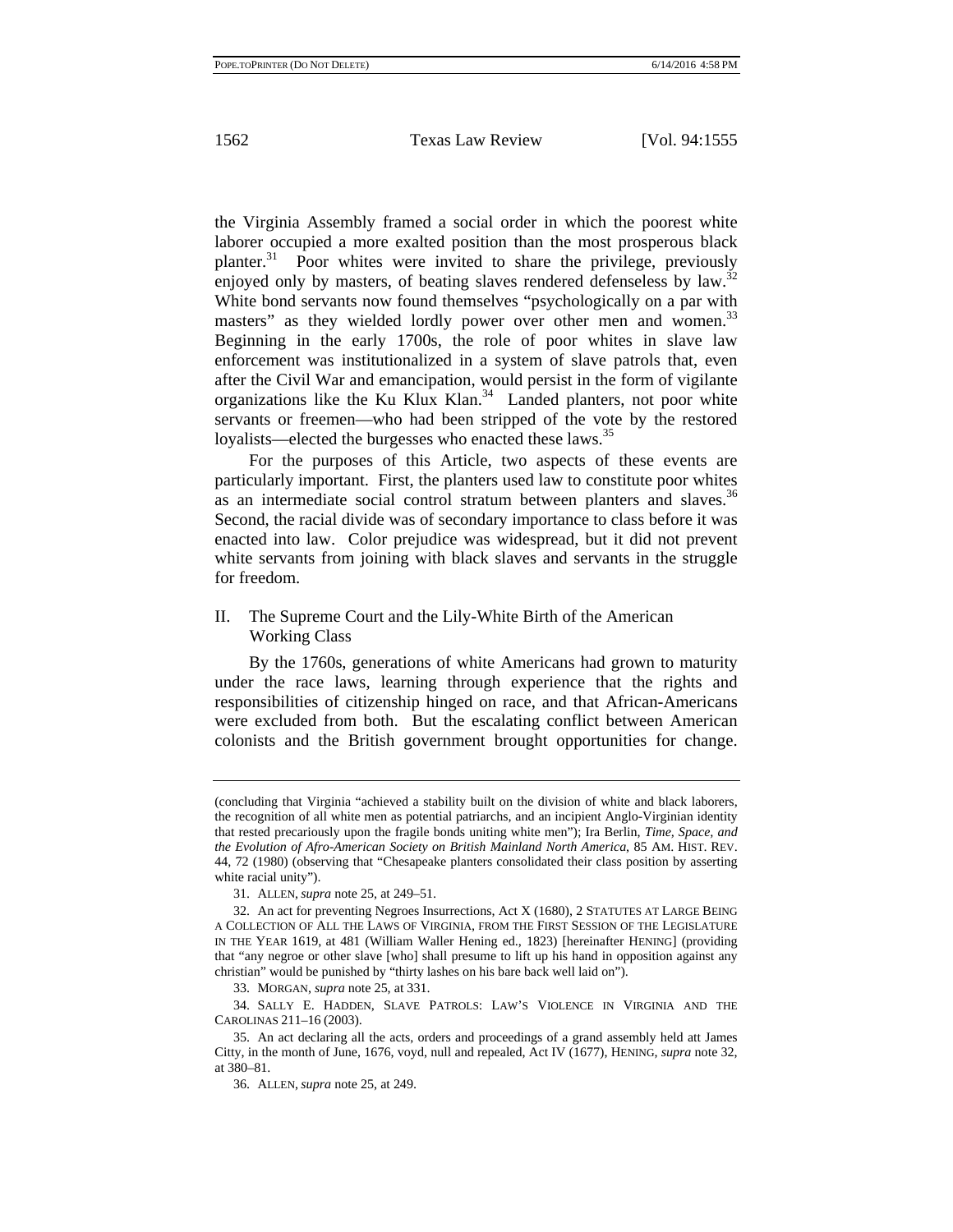the Virginia Assembly framed a social order in which the poorest white laborer occupied a more exalted position than the most prosperous black planter.[31] Poor whites were invited to share the privilege, previously enjoyed only by masters, of beating slaves rendered defenseless by law.[32] White bond servants now found themselves "psychologically on a par with masters" as they wielded lordly power over other men and women.[33] Beginning in the early 1700s, the role of poor whites in slave law enforcement was institutionalized in a system of slave patrols that, even after the Civil War and emancipation, would persist in the form of vigilante organizations like the Ku Klux Klan.[34] Landed planters, not poor white servants or freemen—who had been stripped of the vote by the restored loyalists—elected the burgesses who enacted these laws.[35]

For the purposes of this Article, two aspects of these events are particularly important. First, the planters used law to constitute poor whites as an intermediate social control stratum between planters and slaves.[36] Second, the racial divide was of secondary importance to class before it was enacted into law. Color prejudice was widespread, but it did not prevent white servants from joining with black slaves and servants in the struggle for freedom.

## II. The Supreme Court and the Lily-White Birth of the American Working Class

By the 1760s, generations of white Americans had grown to maturity under the race laws, learning through experience that the rights and responsibilities of citizenship hinged on race, and that African-Americans were excluded from both. But the escalating conflict between American colonists and the British government brought opportunities for change.

---

(concluding that Virginia "achieved a stability built on the division of white and black laborers, the recognition of all white men as potential patriarchs, and an incipient Anglo-Virginian identity that rested precariously upon the fragile bonds uniting white men"); Ira Berlin, *Time, Space, and the Evolution of Afro-American Society on British Mainland North America*, 85 AM. HIST. REV. 44, 72 (1980) (observing that "Chesapeake planters consolidated their class position by asserting white racial unity").

31. ALLEN, *supra* note 25, at 249–51.

32. An act for preventing Negroes Insurrections, Act X (1680), 2 STATUTES AT LARGE BEING A COLLECTION OF ALL THE LAWS OF VIRGINIA, FROM THE FIRST SESSION OF THE LEGISLATURE IN THE YEAR 1619, at 481 (William Waller Hening ed., 1823) [hereinafter HENING] (providing that "any negroe or other slave [who] shall presume to lift up his hand in opposition against any christian" would be punished by "thirty lashes on his bare back well laid on").

33. MORGAN, *supra* note 25, at 331.

34. SALLY E. HADDEN, SLAVE PATROLS: LAW'S VIOLENCE IN VIRGINIA AND THE CAROLINAS 211–16 (2003).

35. An act declaring all the acts, orders and proceedings of a grand assembly held att James Citty, in the month of June, 1676, voyd, null and repealed, Act IV (1677), HENING, *supra* note 32, at 380–81.

36. ALLEN, *supra* note 25, at 249.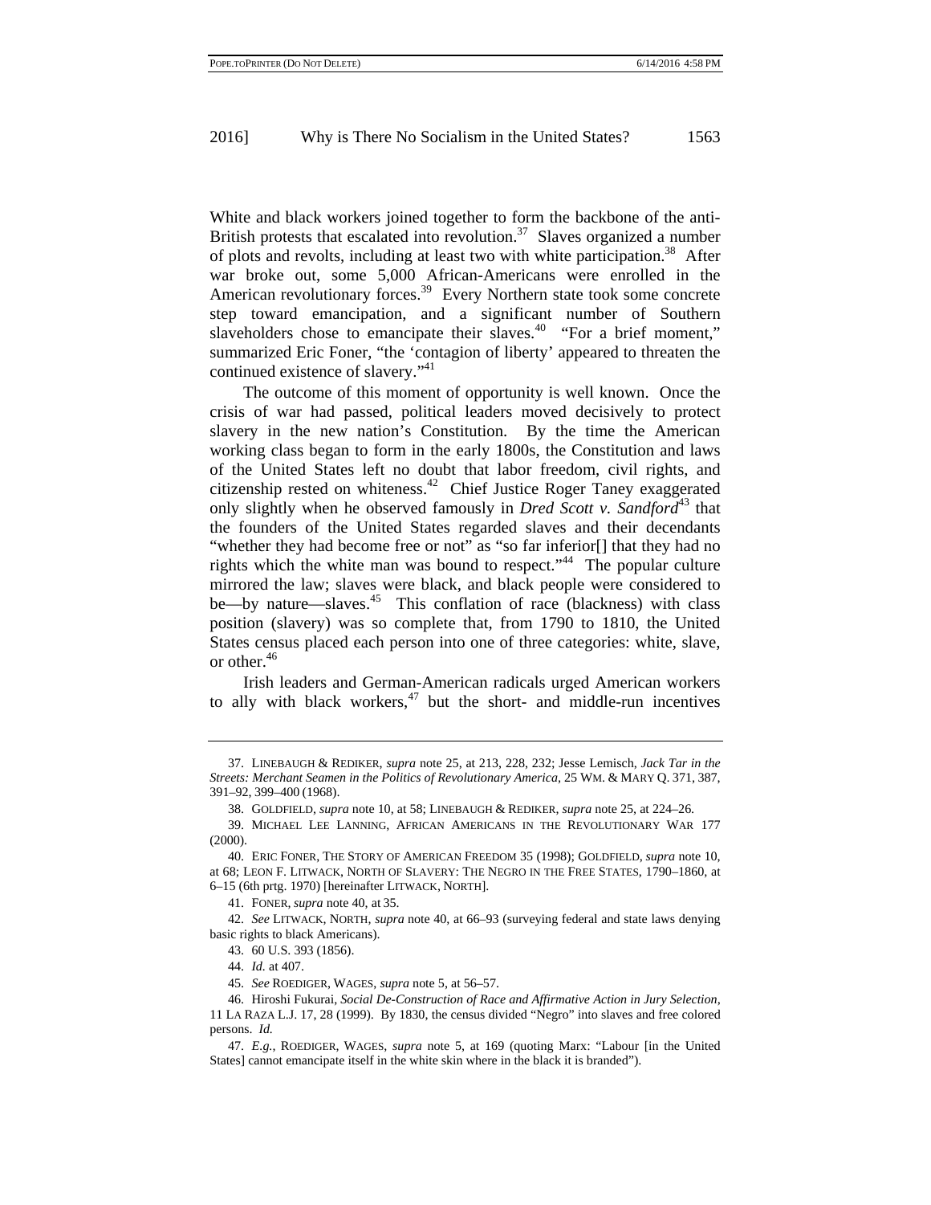White and black workers joined together to form the backbone of the anti-British protests that escalated into revolution.[37] Slaves organized a number of plots and revolts, including at least two with white participation.[38] After war broke out, some 5,000 African-Americans were enrolled in the American revolutionary forces.[39] Every Northern state took some concrete step toward emancipation, and a significant number of Southern slaveholders chose to emancipate their slaves.[40] "For a brief moment," summarized Eric Foner, "the 'contagion of liberty' appeared to threaten the continued existence of slavery."[41]

The outcome of this moment of opportunity is well known. Once the crisis of war had passed, political leaders moved decisively to protect slavery in the new nation's Constitution. By the time the American working class began to form in the early 1800s, the Constitution and laws of the United States left no doubt that labor freedom, civil rights, and citizenship rested on whiteness.[42] Chief Justice Roger Taney exaggerated only slightly when he observed famously in *Dred Scott v. Sandford*[43] that the founders of the United States regarded slaves and their decendants "whether they had become free or not" as "so far inferior[] that they had no rights which the white man was bound to respect."[44] The popular culture mirrored the law; slaves were black, and black people were considered to be—by nature—slaves.[45] This conflation of race (blackness) with class position (slavery) was so complete that, from 1790 to 1810, the United States census placed each person into one of three categories: white, slave, or other.[46]

Irish leaders and German-American radicals urged American workers to ally with black workers,[47] but the short- and middle-run incentives

---

37. LINEBAUGH & REDIKER, *supra* note 25, at 213, 228, 232; Jesse Lemisch, *Jack Tar in the Streets: Merchant Seamen in the Politics of Revolutionary America*, 25 WM. & MARY Q. 371, 387, 391–92, 399–400 (1968).

38. GOLDFIELD, *supra* note 10, at 58; LINEBAUGH & REDIKER, *supra* note 25, at 224–26.

39. MICHAEL LEE LANNING, AFRICAN AMERICANS IN THE REVOLUTIONARY WAR 177 (2000).

40. ERIC FONER, THE STORY OF AMERICAN FREEDOM 35 (1998); GOLDFIELD, *supra* note 10, at 68; LEON F. LITWACK, NORTH OF SLAVERY: THE NEGRO IN THE FREE STATES, 1790–1860, at 6–15 (6th prtg. 1970) [hereinafter LITWACK, NORTH].

41. FONER, *supra* note 40, at 35.

42. *See* LITWACK, NORTH, *supra* note 40, at 66–93 (surveying federal and state laws denying basic rights to black Americans).

43. 60 U.S. 393 (1856).

44. *Id.* at 407.

45. *See* ROEDIGER, WAGES, *supra* note 5, at 56–57.

46. Hiroshi Fukurai, *Social De-Construction of Race and Affirmative Action in Jury Selection*, 11 LA RAZA L.J. 17, 28 (1999). By 1830, the census divided "Negro" into slaves and free colored persons. *Id.*

47. *E.g.*, ROEDIGER, WAGES, *supra* note 5, at 169 (quoting Marx: "Labour [in the United States] cannot emancipate itself in the white skin where in the black it is branded").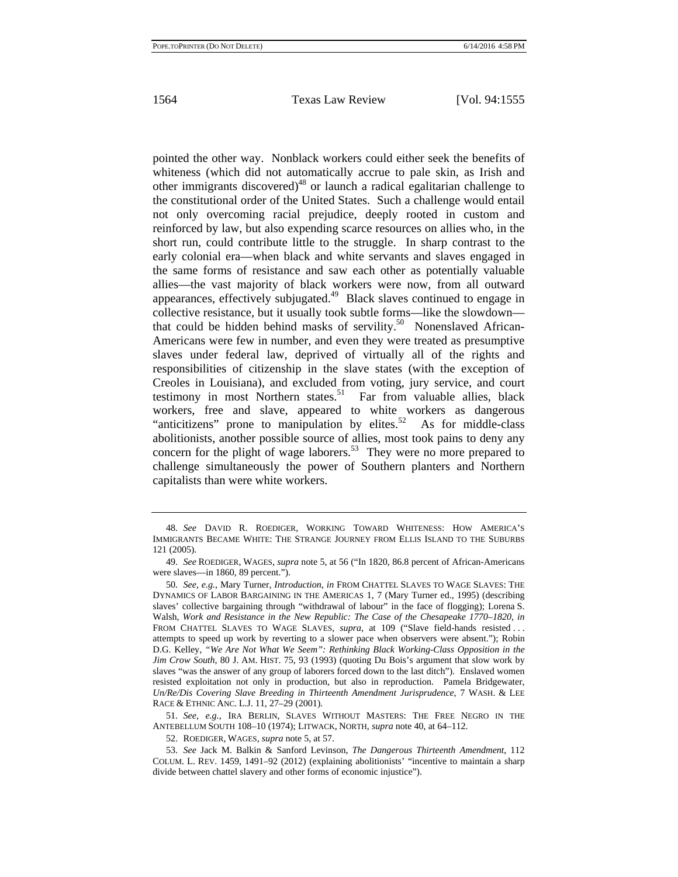pointed the other way. Nonblack workers could either seek the benefits of whiteness (which did not automatically accrue to pale skin, as Irish and other immigrants discovered)[48] or launch a radical egalitarian challenge to the constitutional order of the United States. Such a challenge would entail not only overcoming racial prejudice, deeply rooted in custom and reinforced by law, but also expending scarce resources on allies who, in the short run, could contribute little to the struggle. In sharp contrast to the early colonial era—when black and white servants and slaves engaged in the same forms of resistance and saw each other as potentially valuable allies—the vast majority of black workers were now, from all outward appearances, effectively subjugated.[49] Black slaves continued to engage in collective resistance, but it usually took subtle forms—like the slowdown—that could be hidden behind masks of servility.[50] Nonenslaved African-Americans were few in number, and even they were treated as presumptive slaves under federal law, deprived of virtually all of the rights and responsibilities of citizenship in the slave states (with the exception of Creoles in Louisiana), and excluded from voting, jury service, and court testimony in most Northern states.[51] Far from valuable allies, black workers, free and slave, appeared to white workers as dangerous "anticitizens" prone to manipulation by elites.[52] As for middle-class abolitionists, another possible source of allies, most took pains to deny any concern for the plight of wage laborers.[53] They were no more prepared to challenge simultaneously the power of Southern planters and Northern capitalists than were white workers.

---

48. *See* DAVID R. ROEDIGER, WORKING TOWARD WHITENESS: HOW AMERICA'S IMMIGRANTS BECAME WHITE: THE STRANGE JOURNEY FROM ELLIS ISLAND TO THE SUBURBS 121 (2005).

49. *See* ROEDIGER, WAGES, *supra* note 5, at 56 ("In 1820, 86.8 percent of African-Americans were slaves—in 1860, 89 percent.").

50. *See, e.g.*, Mary Turner, *Introduction*, *in* FROM CHATTEL SLAVES TO WAGE SLAVES: THE DYNAMICS OF LABOR BARGAINING IN THE AMERICAS 1, 7 (Mary Turner ed., 1995) (describing slaves' collective bargaining through "withdrawal of labour" in the face of flogging); Lorena S. Walsh, *Work and Resistance in the New Republic: The Case of the Chesapeake 1770–1820*, *in* FROM CHATTEL SLAVES TO WAGE SLAVES, *supra*, at 109 ("Slave field-hands resisted . . . attempts to speed up work by reverting to a slower pace when observers were absent."); Robin D.G. Kelley, *"We Are Not What We Seem": Rethinking Black Working-Class Opposition in the Jim Crow South*, 80 J. AM. HIST. 75, 93 (1993) (quoting Du Bois's argument that slow work by slaves "was the answer of any group of laborers forced down to the last ditch"). Enslaved women resisted exploitation not only in production, but also in reproduction. Pamela Bridgewater, *Un/Re/Dis Covering Slave Breeding in Thirteenth Amendment Jurisprudence*, 7 WASH. & LEE RACE & ETHNIC ANC. L.J. 11, 27–29 (2001).

51. *See, e.g.*, IRA BERLIN, SLAVES WITHOUT MASTERS: THE FREE NEGRO IN THE ANTEBELLUM SOUTH 108–10 (1974); LITWACK, NORTH, *supra* note 40, at 64–112.

52. ROEDIGER, WAGES, *supra* note 5, at 57.

53. *See* Jack M. Balkin & Sanford Levinson, *The Dangerous Thirteenth Amendment*, 112 COLUM. L. REV. 1459, 1491–92 (2012) (explaining abolitionists' "incentive to maintain a sharp divide between chattel slavery and other forms of economic injustice").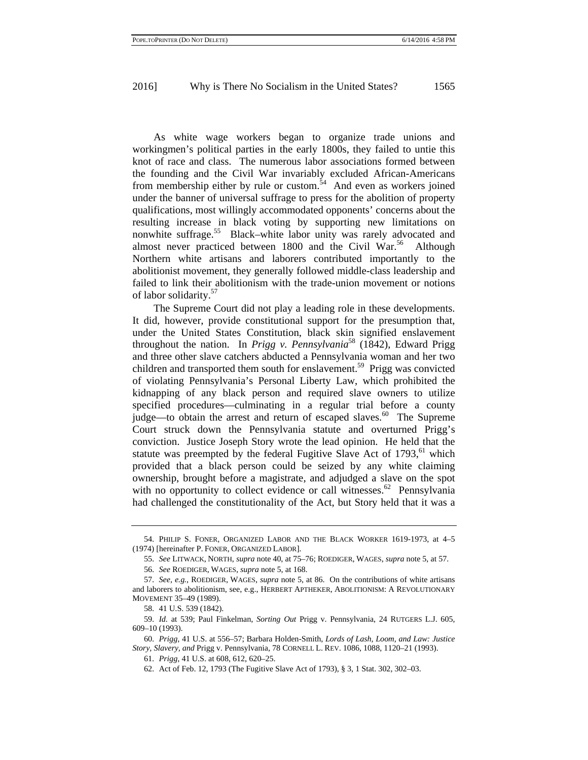As white wage workers began to organize trade unions and workingmen's political parties in the early 1800s, they failed to untie this knot of race and class. The numerous labor associations formed between the founding and the Civil War invariably excluded African-Americans from membership either by rule or custom.[54] And even as workers joined under the banner of universal suffrage to press for the abolition of property qualifications, most willingly accommodated opponents' concerns about the resulting increase in black voting by supporting new limitations on nonwhite suffrage.[55] Black–white labor unity was rarely advocated and almost never practiced between 1800 and the Civil War.[56] Although Northern white artisans and laborers contributed importantly to the abolitionist movement, they generally followed middle-class leadership and failed to link their abolitionism with the trade-union movement or notions of labor solidarity.[57]

The Supreme Court did not play a leading role in these developments. It did, however, provide constitutional support for the presumption that, under the United States Constitution, black skin signified enslavement throughout the nation. In *Prigg v. Pennsylvania*[58] (1842), Edward Prigg and three other slave catchers abducted a Pennsylvania woman and her two children and transported them south for enslavement.[59] Prigg was convicted of violating Pennsylvania's Personal Liberty Law, which prohibited the kidnapping of any black person and required slave owners to utilize specified procedures—culminating in a regular trial before a county judge—to obtain the arrest and return of escaped slaves.[60] The Supreme Court struck down the Pennsylvania statute and overturned Prigg's conviction. Justice Joseph Story wrote the lead opinion. He held that the statute was preempted by the federal Fugitive Slave Act of 1793,[61] which provided that a black person could be seized by any white claiming ownership, brought before a magistrate, and adjudged a slave on the spot with no opportunity to collect evidence or call witnesses.[62] Pennsylvania had challenged the constitutionality of the Act, but Story held that it was a

---

54. PHILIP S. FONER, ORGANIZED LABOR AND THE BLACK WORKER 1619-1973, at 4–5 (1974) [hereinafter P. FONER, ORGANIZED LABOR].

55. *See* LITWACK, NORTH, *supra* note 40, at 75–76; ROEDIGER, WAGES, *supra* note 5, at 57.

56. *See* ROEDIGER, WAGES, *supra* note 5, at 168.

57. *See, e.g.*, ROEDIGER, WAGES, *supra* note 5, at 86. On the contributions of white artisans and laborers to abolitionism, see, e.g., HERBERT APTHEKER, ABOLITIONISM: A REVOLUTIONARY MOVEMENT 35–49 (1989).

58. 41 U.S. 539 (1842).

59. *Id.* at 539; Paul Finkelman, *Sorting Out* Prigg v. Pennsylvania, 24 RUTGERS L.J. 605, 609–10 (1993).

60. *Prigg*, 41 U.S. at 556–57; Barbara Holden-Smith, *Lords of Lash, Loom, and Law: Justice Story, Slavery, and* Prigg v. Pennsylvania, 78 CORNELL L. REV. 1086, 1088, 1120–21 (1993).

61. *Prigg*, 41 U.S. at 608, 612, 620–25.

62. Act of Feb. 12, 1793 (The Fugitive Slave Act of 1793), § 3, 1 Stat. 302, 302–03.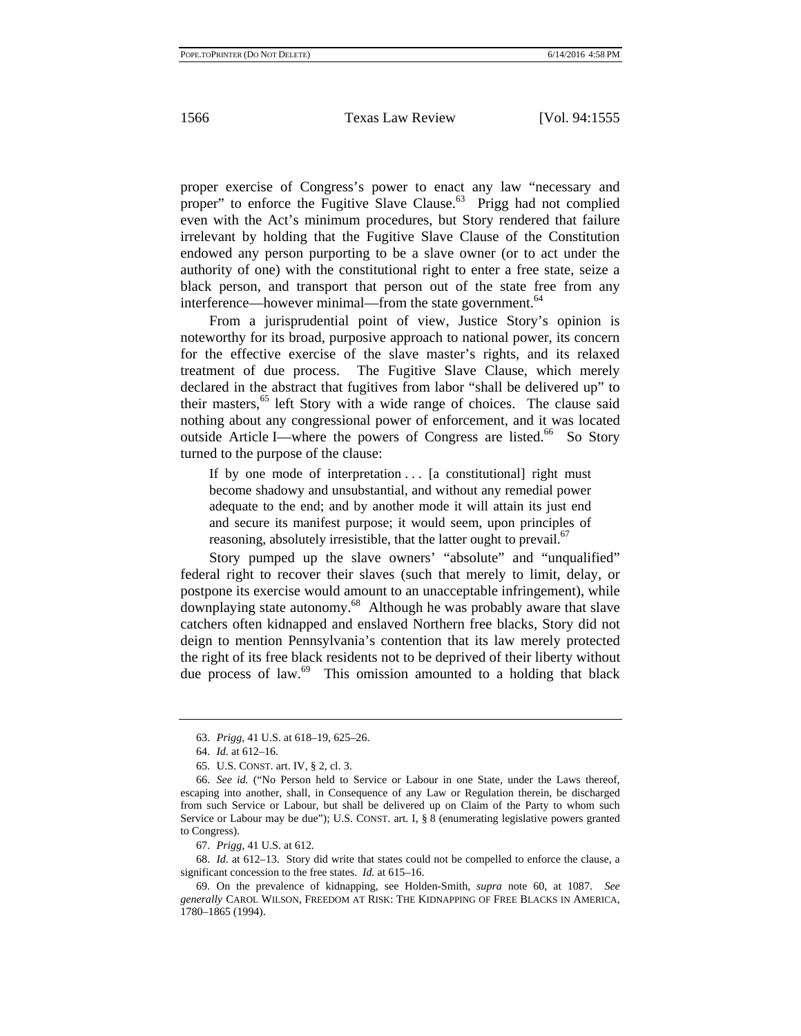proper exercise of Congress's power to enact any law "necessary and proper" to enforce the Fugitive Slave Clause.[63] Prigg had not complied even with the Act's minimum procedures, but Story rendered that failure irrelevant by holding that the Fugitive Slave Clause of the Constitution endowed any person purporting to be a slave owner (or to act under the authority of one) with the constitutional right to enter a free state, seize a black person, and transport that person out of the state free from any interference—however minimal—from the state government.[64]

From a jurisprudential point of view, Justice Story's opinion is noteworthy for its broad, purposive approach to national power, its concern for the effective exercise of the slave master's rights, and its relaxed treatment of due process. The Fugitive Slave Clause, which merely declared in the abstract that fugitives from labor "shall be delivered up" to their masters,[65] left Story with a wide range of choices. The clause said nothing about any congressional power of enforcement, and it was located outside Article I—where the powers of Congress are listed.[66] So Story turned to the purpose of the clause:

> If by one mode of interpretation . . . [a constitutional] right must become shadowy and unsubstantial, and without any remedial power adequate to the end; and by another mode it will attain its just end and secure its manifest purpose; it would seem, upon principles of reasoning, absolutely irresistible, that the latter ought to prevail.[67]

Story pumped up the slave owners' "absolute" and "unqualified" federal right to recover their slaves (such that merely to limit, delay, or postpone its exercise would amount to an unacceptable infringement), while downplaying state autonomy.[68] Although he was probably aware that slave catchers often kidnapped and enslaved Northern free blacks, Story did not deign to mention Pennsylvania's contention that its law merely protected the right of its free black residents not to be deprived of their liberty without due process of law.[69] This omission amounted to a holding that black

---

63. *Prigg*, 41 U.S. at 618–19, 625–26.

64. *Id.* at 612–16.

65. U.S. CONST. art. IV, § 2, cl. 3.

66. *See id.* ("No Person held to Service or Labour in one State, under the Laws thereof, escaping into another, shall, in Consequence of any Law or Regulation therein, be discharged from such Service or Labour, but shall be delivered up on Claim of the Party to whom such Service or Labour may be due"); U.S. CONST. art. I, § 8 (enumerating legislative powers granted to Congress).

67. *Prigg*, 41 U.S. at 612.

68. *Id.* at 612–13. Story did write that states could not be compelled to enforce the clause, a significant concession to the free states. *Id.* at 615–16.

69. On the prevalence of kidnapping, see Holden-Smith, *supra* note 60, at 1087. *See generally* CAROL WILSON, FREEDOM AT RISK: THE KIDNAPPING OF FREE BLACKS IN AMERICA, 1780–1865 (1994).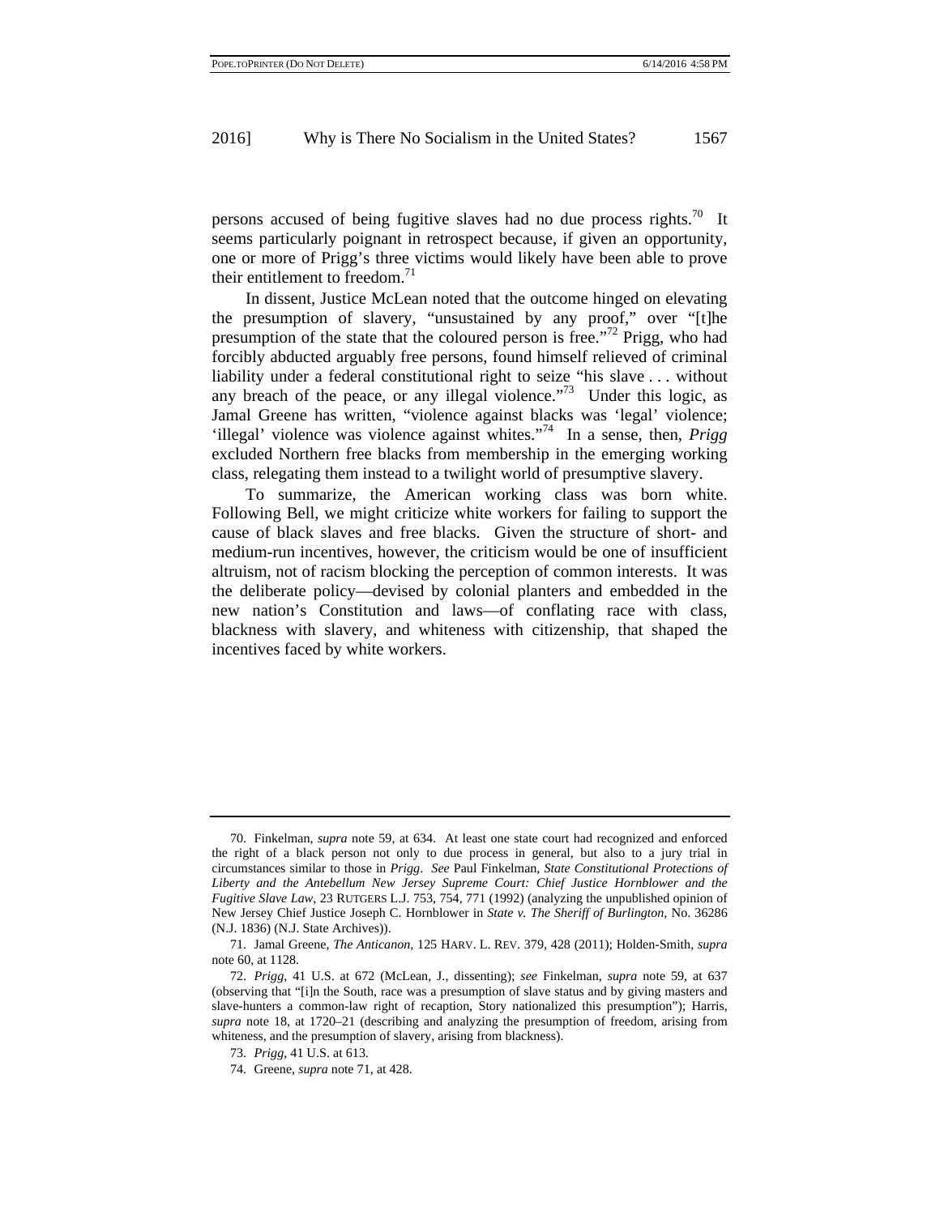persons accused of being fugitive slaves had no due process rights.[70] It seems particularly poignant in retrospect because, if given an opportunity, one or more of Prigg's three victims would likely have been able to prove their entitlement to freedom.[71]

In dissent, Justice McLean noted that the outcome hinged on elevating the presumption of slavery, "unsustained by any proof," over "[t]he presumption of the state that the coloured person is free."[72] Prigg, who had forcibly abducted arguably free persons, found himself relieved of criminal liability under a federal constitutional right to seize "his slave . . . without any breach of the peace, or any illegal violence."[73] Under this logic, as Jamal Greene has written, "violence against blacks was 'legal' violence; 'illegal' violence was violence against whites."[74] In a sense, then, *Prigg* excluded Northern free blacks from membership in the emerging working class, relegating them instead to a twilight world of presumptive slavery.

To summarize, the American working class was born white. Following Bell, we might criticize white workers for failing to support the cause of black slaves and free blacks. Given the structure of short- and medium-run incentives, however, the criticism would be one of insufficient altruism, not of racism blocking the perception of common interests. It was the deliberate policy—devised by colonial planters and embedded in the new nation's Constitution and laws—of conflating race with class, blackness with slavery, and whiteness with citizenship, that shaped the incentives faced by white workers.

---

70. Finkelman, *supra* note 59, at 634. At least one state court had recognized and enforced the right of a black person not only to due process in general, but also to a jury trial in circumstances similar to those in *Prigg*. *See* Paul Finkelman, *State Constitutional Protections of Liberty and the Antebellum New Jersey Supreme Court: Chief Justice Hornblower and the Fugitive Slave Law*, 23 RUTGERS L.J. 753, 754, 771 (1992) (analyzing the unpublished opinion of New Jersey Chief Justice Joseph C. Hornblower in *State v. The Sheriff of Burlington*, No. 36286 (N.J. 1836) (N.J. State Archives)).

71. Jamal Greene, *The Anticanon*, 125 HARV. L. REV. 379, 428 (2011); Holden-Smith, *supra* note 60, at 1128.

72. *Prigg*, 41 U.S. at 672 (McLean, J., dissenting); *see* Finkelman, *supra* note 59, at 637 (observing that "[i]n the South, race was a presumption of slave status and by giving masters and slave-hunters a common-law right of recaption, Story nationalized this presumption"); Harris, *supra* note 18, at 1720–21 (describing and analyzing the presumption of freedom, arising from whiteness, and the presumption of slavery, arising from blackness).

73. *Prigg*, 41 U.S. at 613.

74. Greene, *supra* note 71, at 428.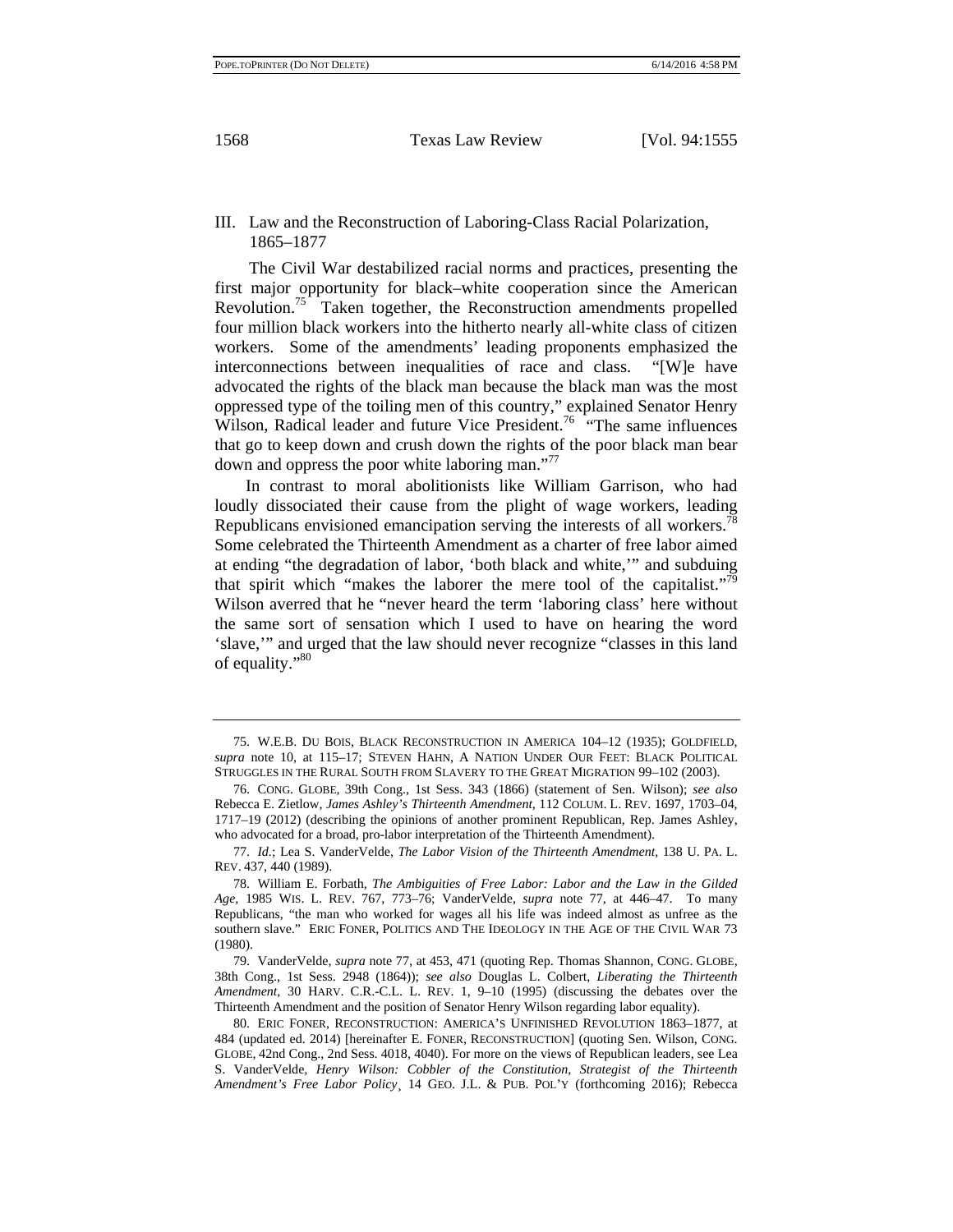## III. Law and the Reconstruction of Laboring-Class Racial Polarization, 1865–1877

The Civil War destabilized racial norms and practices, presenting the first major opportunity for black–white cooperation since the American Revolution.[75] Taken together, the Reconstruction amendments propelled four million black workers into the hitherto nearly all-white class of citizen workers. Some of the amendments' leading proponents emphasized the interconnections between inequalities of race and class. "[W]e have advocated the rights of the black man because the black man was the most oppressed type of the toiling men of this country," explained Senator Henry Wilson, Radical leader and future Vice President.[76] "The same influences that go to keep down and crush down the rights of the poor black man bear down and oppress the poor white laboring man."[77]

In contrast to moral abolitionists like William Garrison, who had loudly dissociated their cause from the plight of wage workers, leading Republicans envisioned emancipation serving the interests of all workers.[78] Some celebrated the Thirteenth Amendment as a charter of free labor aimed at ending "the degradation of labor, 'both black and white,'" and subduing that spirit which "makes the laborer the mere tool of the capitalist."[79] Wilson averred that he "never heard the term 'laboring class' here without the same sort of sensation which I used to have on hearing the word 'slave,'" and urged that the law should never recognize "classes in this land of equality."[80]

---

75. W.E.B. DU BOIS, BLACK RECONSTRUCTION IN AMERICA 104–12 (1935); GOLDFIELD, *supra* note 10, at 115–17; STEVEN HAHN, A NATION UNDER OUR FEET: BLACK POLITICAL STRUGGLES IN THE RURAL SOUTH FROM SLAVERY TO THE GREAT MIGRATION 99–102 (2003).

76. CONG. GLOBE, 39th Cong., 1st Sess. 343 (1866) (statement of Sen. Wilson); *see also* Rebecca E. Zietlow, *James Ashley's Thirteenth Amendment*, 112 COLUM. L. REV. 1697, 1703–04, 1717–19 (2012) (describing the opinions of another prominent Republican, Rep. James Ashley, who advocated for a broad, pro-labor interpretation of the Thirteenth Amendment).

77. *Id.*; Lea S. VanderVelde, *The Labor Vision of the Thirteenth Amendment*, 138 U. PA. L. REV. 437, 440 (1989).

78. William E. Forbath, *The Ambiguities of Free Labor: Labor and the Law in the Gilded Age*, 1985 WIS. L. REV. 767, 773–76; VanderVelde, *supra* note 77, at 446–47. To many Republicans, "the man who worked for wages all his life was indeed almost as unfree as the southern slave." ERIC FONER, POLITICS AND THE IDEOLOGY IN THE AGE OF THE CIVIL WAR 73 (1980).

79. VanderVelde, *supra* note 77, at 453, 471 (quoting Rep. Thomas Shannon, CONG. GLOBE, 38th Cong., 1st Sess. 2948 (1864)); *see also* Douglas L. Colbert, *Liberating the Thirteenth Amendment*, 30 HARV. C.R.-C.L. L. REV. 1, 9–10 (1995) (discussing the debates over the Thirteenth Amendment and the position of Senator Henry Wilson regarding labor equality).

80. ERIC FONER, RECONSTRUCTION: AMERICA'S UNFINISHED REVOLUTION 1863–1877, at 484 (updated ed. 2014) [hereinafter E. FONER, RECONSTRUCTION] (quoting Sen. Wilson, CONG. GLOBE, 42nd Cong., 2nd Sess. 4018, 4040). For more on the views of Republican leaders, see Lea S. VanderVelde, *Henry Wilson: Cobbler of the Constitution, Strategist of the Thirteenth Amendment's Free Labor Policy*, 14 GEO. J.L. & PUB. POL'Y (forthcoming 2016); Rebecca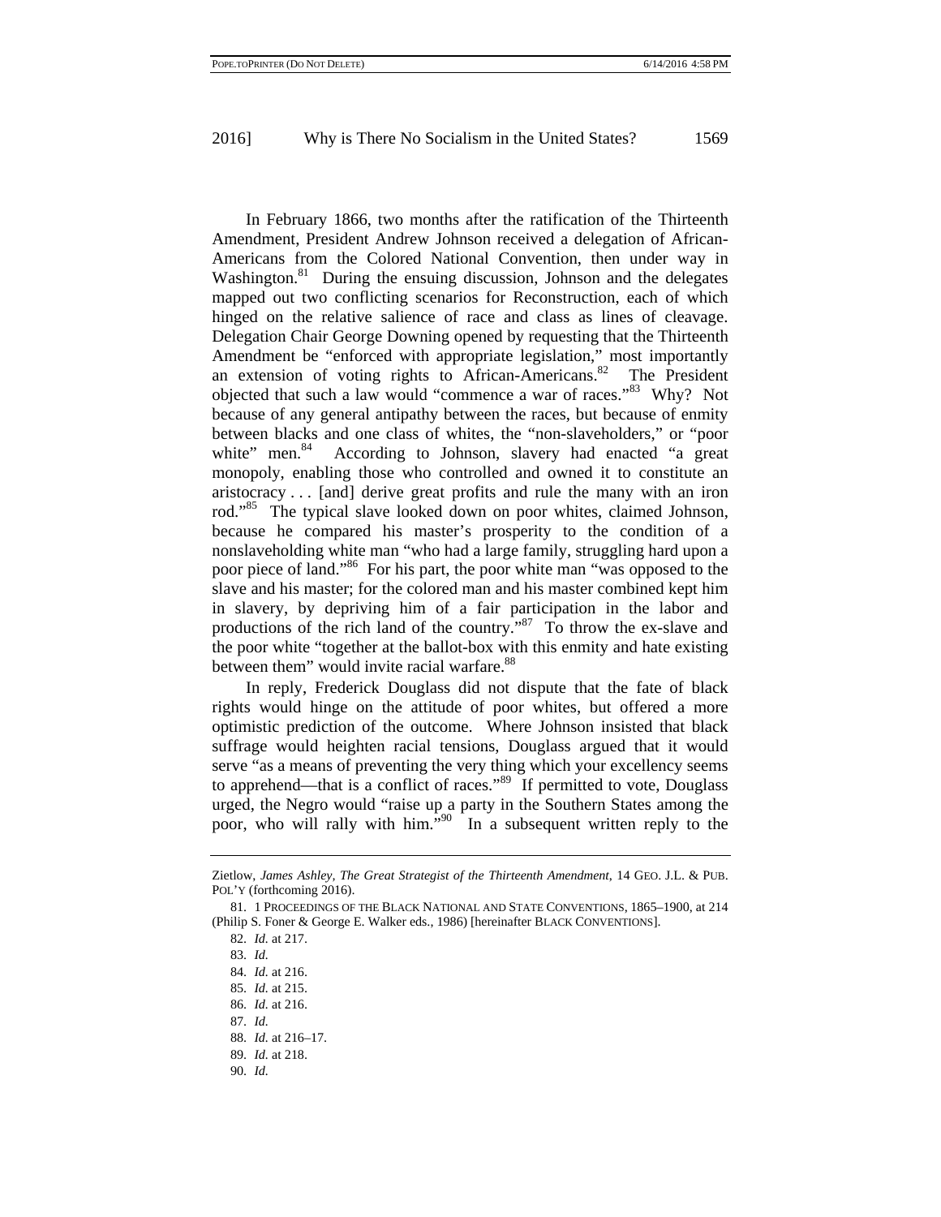In February 1866, two months after the ratification of the Thirteenth Amendment, President Andrew Johnson received a delegation of African-Americans from the Colored National Convention, then under way in Washington.[81] During the ensuing discussion, Johnson and the delegates mapped out two conflicting scenarios for Reconstruction, each of which hinged on the relative salience of race and class as lines of cleavage. Delegation Chair George Downing opened by requesting that the Thirteenth Amendment be "enforced with appropriate legislation," most importantly an extension of voting rights to African-Americans.[82] The President objected that such a law would "commence a war of races."[83] Why? Not because of any general antipathy between the races, but because of enmity between blacks and one class of whites, the "non-slaveholders," or "poor white" men.[84] According to Johnson, slavery had enacted "a great monopoly, enabling those who controlled and owned it to constitute an aristocracy . . . [and] derive great profits and rule the many with an iron rod."[85] The typical slave looked down on poor whites, claimed Johnson, because he compared his master's prosperity to the condition of a nonslaveholding white man "who had a large family, struggling hard upon a poor piece of land."[86] For his part, the poor white man "was opposed to the slave and his master; for the colored man and his master combined kept him in slavery, by depriving him of a fair participation in the labor and productions of the rich land of the country."[87] To throw the ex-slave and the poor white "together at the ballot-box with this enmity and hate existing between them" would invite racial warfare.[88]

In reply, Frederick Douglass did not dispute that the fate of black rights would hinge on the attitude of poor whites, but offered a more optimistic prediction of the outcome. Where Johnson insisted that black suffrage would heighten racial tensions, Douglass argued that it would serve "as a means of preventing the very thing which your excellency seems to apprehend—that is a conflict of races."[89] If permitted to vote, Douglass urged, the Negro would "raise up a party in the Southern States among the poor, who will rally with him."[90] In a subsequent written reply to the

---

Zietlow, *James Ashley, The Great Strategist of the Thirteenth Amendment*, 14 GEO. J.L. & PUB. POL'Y (forthcoming 2016).

81. 1 PROCEEDINGS OF THE BLACK NATIONAL AND STATE CONVENTIONS, 1865–1900, at 214 (Philip S. Foner & George E. Walker eds., 1986) [hereinafter BLACK CONVENTIONS].

82. *Id.* at 217.

83. *Id.*

84. *Id.* at 216.

85. *Id.* at 215.

86. *Id.* at 216.

87. *Id.*

88. *Id.* at 216–17.

89. *Id.* at 218.

90. *Id.*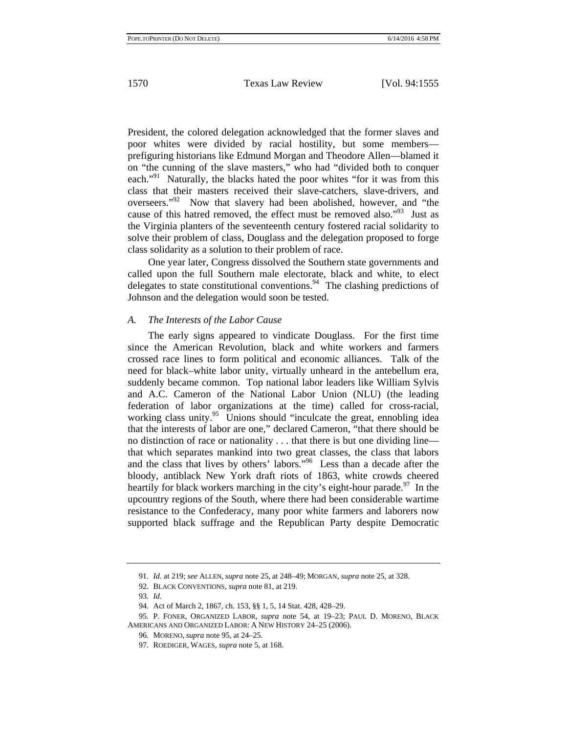President, the colored delegation acknowledged that the former slaves and poor whites were divided by racial hostility, but some members—prefiguring historians like Edmund Morgan and Theodore Allen—blamed it on "the cunning of the slave masters," who had "divided both to conquer each."[91] Naturally, the blacks hated the poor whites "for it was from this class that their masters received their slave-catchers, slave-drivers, and overseers."[92] Now that slavery had been abolished, however, and "the cause of this hatred removed, the effect must be removed also."[93] Just as the Virginia planters of the seventeenth century fostered racial solidarity to solve their problem of class, Douglass and the delegation proposed to forge class solidarity as a solution to their problem of race.

One year later, Congress dissolved the Southern state governments and called upon the full Southern male electorate, black and white, to elect delegates to state constitutional conventions.[94] The clashing predictions of Johnson and the delegation would soon be tested.

### *A. The Interests of the Labor Cause*

The early signs appeared to vindicate Douglass. For the first time since the American Revolution, black and white workers and farmers crossed race lines to form political and economic alliances. Talk of the need for black–white labor unity, virtually unheard in the antebellum era, suddenly became common. Top national labor leaders like William Sylvis and A.C. Cameron of the National Labor Union (NLU) (the leading federation of labor organizations at the time) called for cross-racial, working class unity.[95] Unions should "inculcate the great, ennobling idea that the interests of labor are one," declared Cameron, "that there should be no distinction of race or nationality . . . that there is but one dividing line—that which separates mankind into two great classes, the class that labors and the class that lives by others' labors."[96] Less than a decade after the bloody, antiblack New York draft riots of 1863, white crowds cheered heartily for black workers marching in the city's eight-hour parade.[97] In the upcountry regions of the South, where there had been considerable wartime resistance to the Confederacy, many poor white farmers and laborers now supported black suffrage and the Republican Party despite Democratic

---

91. *Id.* at 219; *see* ALLEN, *supra* note 25, at 248–49; MORGAN, *supra* note 25, at 328.

92. BLACK CONVENTIONS, *supra* note 81, at 219.

93. *Id.*

94. Act of March 2, 1867, ch. 153, §§ 1, 5, 14 Stat. 428, 428–29.

95. P. FONER, ORGANIZED LABOR, *supra* note 54, at 19–23; PAUL D. MORENO, BLACK AMERICANS AND ORGANIZED LABOR: A NEW HISTORY 24–25 (2006).

96. MORENO, *supra* note 95, at 24–25.

97. ROEDIGER, WAGES, *supra* note 5, at 168.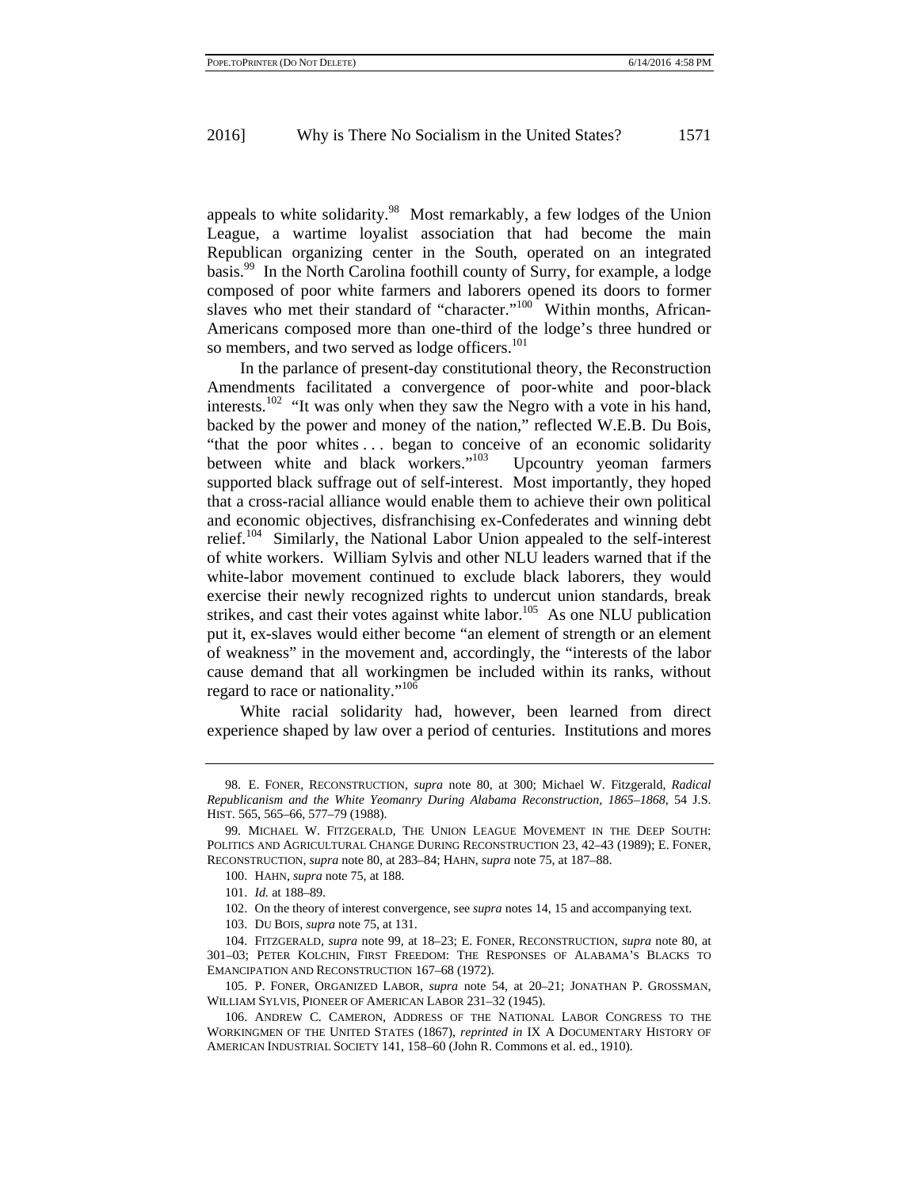appeals to white solidarity.[98] Most remarkably, a few lodges of the Union League, a wartime loyalist association that had become the main Republican organizing center in the South, operated on an integrated basis.[99] In the North Carolina foothill county of Surry, for example, a lodge composed of poor white farmers and laborers opened its doors to former slaves who met their standard of "character."[100] Within months, African-Americans composed more than one-third of the lodge's three hundred or so members, and two served as lodge officers.[101]

In the parlance of present-day constitutional theory, the Reconstruction Amendments facilitated a convergence of poor-white and poor-black interests.[102] "It was only when they saw the Negro with a vote in his hand, backed by the power and money of the nation," reflected W.E.B. Du Bois, "that the poor whites . . . began to conceive of an economic solidarity between white and black workers."[103] Upcountry yeoman farmers supported black suffrage out of self-interest. Most importantly, they hoped that a cross-racial alliance would enable them to achieve their own political and economic objectives, disfranchising ex-Confederates and winning debt relief.[104] Similarly, the National Labor Union appealed to the self-interest of white workers. William Sylvis and other NLU leaders warned that if the white-labor movement continued to exclude black laborers, they would exercise their newly recognized rights to undercut union standards, break strikes, and cast their votes against white labor.[105] As one NLU publication put it, ex-slaves would either become "an element of strength or an element of weakness" in the movement and, accordingly, the "interests of the labor cause demand that all workingmen be included within its ranks, without regard to race or nationality."[106]

White racial solidarity had, however, been learned from direct experience shaped by law over a period of centuries. Institutions and mores

---

98. E. FONER, RECONSTRUCTION, *supra* note 80, at 300; Michael W. Fitzgerald, *Radical Republicanism and the White Yeomanry During Alabama Reconstruction, 1865–1868*, 54 J.S. HIST. 565, 565–66, 577–79 (1988).

99. MICHAEL W. FITZGERALD, THE UNION LEAGUE MOVEMENT IN THE DEEP SOUTH: POLITICS AND AGRICULTURAL CHANGE DURING RECONSTRUCTION 23, 42–43 (1989); E. FONER, RECONSTRUCTION, *supra* note 80, at 283–84; HAHN, *supra* note 75, at 187–88.

100. HAHN, *supra* note 75, at 188.

101. *Id.* at 188–89.

102. On the theory of interest convergence, see *supra* notes 14, 15 and accompanying text.

103. DU BOIS, *supra* note 75, at 131.

104. FITZGERALD, *supra* note 99, at 18–23; E. FONER, RECONSTRUCTION, *supra* note 80, at 301–03; PETER KOLCHIN, FIRST FREEDOM: THE RESPONSES OF ALABAMA'S BLACKS TO EMANCIPATION AND RECONSTRUCTION 167–68 (1972).

105. P. FONER, ORGANIZED LABOR, *supra* note 54, at 20–21; JONATHAN P. GROSSMAN, WILLIAM SYLVIS, PIONEER OF AMERICAN LABOR 231–32 (1945).

106. ANDREW C. CAMERON, ADDRESS OF THE NATIONAL LABOR CONGRESS TO THE WORKINGMEN OF THE UNITED STATES (1867), *reprinted in* IX A DOCUMENTARY HISTORY OF AMERICAN INDUSTRIAL SOCIETY 141, 158–60 (John R. Commons et al. ed., 1910).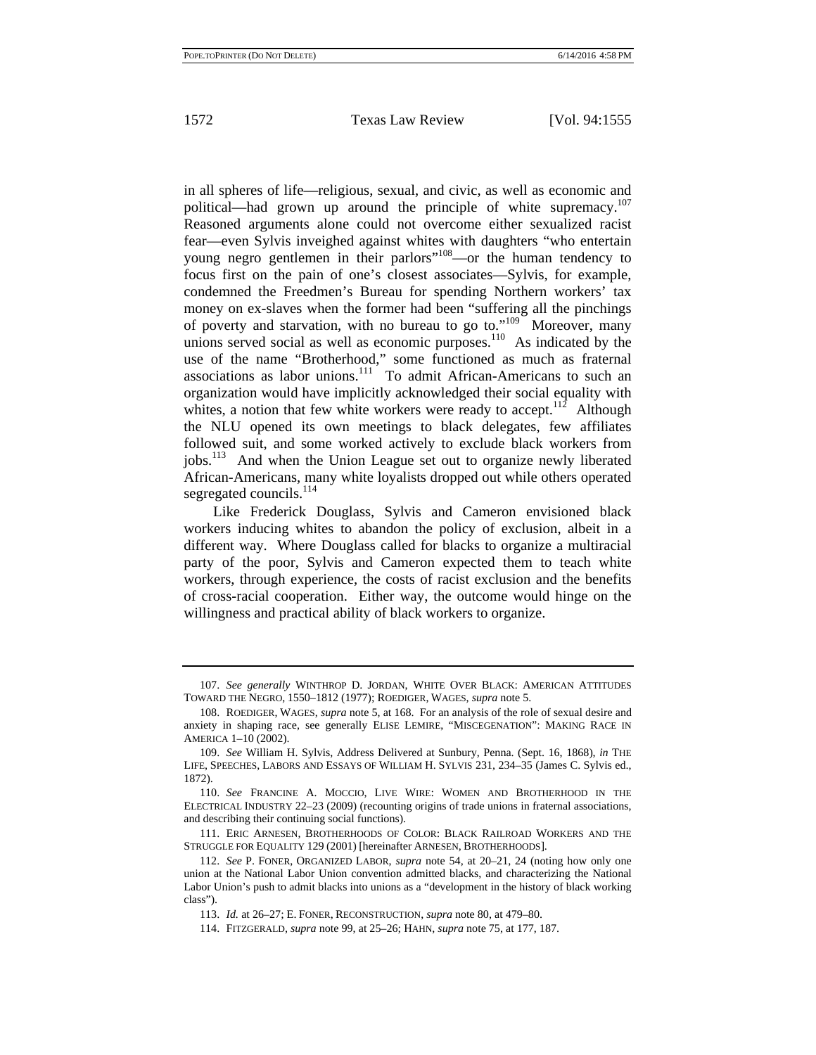in all spheres of life—religious, sexual, and civic, as well as economic and political—had grown up around the principle of white supremacy.[107] Reasoned arguments alone could not overcome either sexualized racist fear—even Sylvis inveighed against whites with daughters "who entertain young negro gentlemen in their parlors"[108]—or the human tendency to focus first on the pain of one's closest associates—Sylvis, for example, condemned the Freedmen's Bureau for spending Northern workers' tax money on ex-slaves when the former had been "suffering all the pinchings of poverty and starvation, with no bureau to go to."[109] Moreover, many unions served social as well as economic purposes.[110] As indicated by the use of the name "Brotherhood," some functioned as much as fraternal associations as labor unions.[111] To admit African-Americans to such an organization would have implicitly acknowledged their social equality with whites, a notion that few white workers were ready to accept.[112] Although the NLU opened its own meetings to black delegates, few affiliates followed suit, and some worked actively to exclude black workers from jobs.[113] And when the Union League set out to organize newly liberated African-Americans, many white loyalists dropped out while others operated segregated councils.[114]

Like Frederick Douglass, Sylvis and Cameron envisioned black workers inducing whites to abandon the policy of exclusion, albeit in a different way. Where Douglass called for blacks to organize a multiracial party of the poor, Sylvis and Cameron expected them to teach white workers, through experience, the costs of racist exclusion and the benefits of cross-racial cooperation. Either way, the outcome would hinge on the willingness and practical ability of black workers to organize.

---

107. *See generally* WINTHROP D. JORDAN, WHITE OVER BLACK: AMERICAN ATTITUDES TOWARD THE NEGRO, 1550–1812 (1977); ROEDIGER, WAGES, *supra* note 5.

108. ROEDIGER, WAGES, *supra* note 5, at 168. For an analysis of the role of sexual desire and anxiety in shaping race, see generally ELISE LEMIRE, "MISCEGENATION": MAKING RACE IN AMERICA 1–10 (2002).

109. *See* William H. Sylvis, Address Delivered at Sunbury, Penna. (Sept. 16, 1868), *in* THE LIFE, SPEECHES, LABORS AND ESSAYS OF WILLIAM H. SYLVIS 231, 234–35 (James C. Sylvis ed., 1872).

110. *See* FRANCINE A. MOCCIO, LIVE WIRE: WOMEN AND BROTHERHOOD IN THE ELECTRICAL INDUSTRY 22–23 (2009) (recounting origins of trade unions in fraternal associations, and describing their continuing social functions).

111. ERIC ARNESEN, BROTHERHOODS OF COLOR: BLACK RAILROAD WORKERS AND THE STRUGGLE FOR EQUALITY 129 (2001) [hereinafter ARNESEN, BROTHERHOODS].

112. *See* P. FONER, ORGANIZED LABOR, *supra* note 54, at 20–21, 24 (noting how only one union at the National Labor Union convention admitted blacks, and characterizing the National Labor Union's push to admit blacks into unions as a "development in the history of black working class").

113. *Id.* at 26–27; E. FONER, RECONSTRUCTION, *supra* note 80, at 479–80.

114. FITZGERALD, *supra* note 99, at 25–26; HAHN, *supra* note 75, at 177, 187.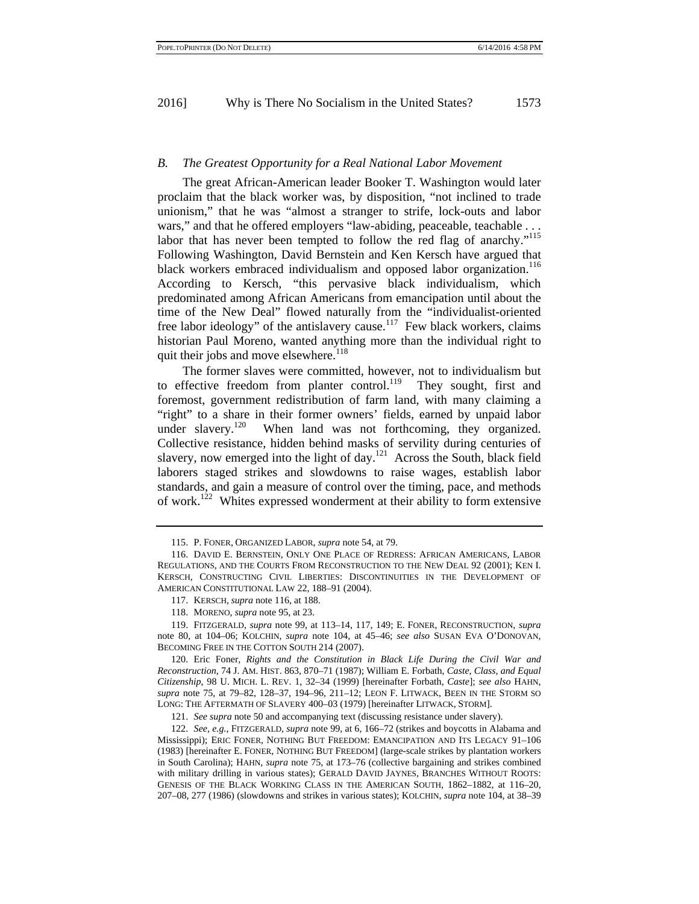### *B. The Greatest Opportunity for a Real National Labor Movement*

The great African-American leader Booker T. Washington would later proclaim that the black worker was, by disposition, "not inclined to trade unionism," that he was "almost a stranger to strife, lock-outs and labor wars," and that he offered employers "law-abiding, peaceable, teachable . . . labor that has never been tempted to follow the red flag of anarchy."[115] Following Washington, David Bernstein and Ken Kersch have argued that black workers embraced individualism and opposed labor organization.[116] According to Kersch, "this pervasive black individualism, which predominated among African Americans from emancipation until about the time of the New Deal" flowed naturally from the "individualist-oriented free labor ideology" of the antislavery cause.[117] Few black workers, claims historian Paul Moreno, wanted anything more than the individual right to quit their jobs and move elsewhere.[118]

The former slaves were committed, however, not to individualism but to effective freedom from planter control.[119] They sought, first and foremost, government redistribution of farm land, with many claiming a "right" to a share in their former owners' fields, earned by unpaid labor under slavery.[120] When land was not forthcoming, they organized. Collective resistance, hidden behind masks of servility during centuries of slavery, now emerged into the light of day.[121] Across the South, black field laborers staged strikes and slowdowns to raise wages, establish labor standards, and gain a measure of control over the timing, pace, and methods of work.[122] Whites expressed wonderment at their ability to form extensive

---

115. P. FONER, ORGANIZED LABOR, *supra* note 54, at 79.

116. DAVID E. BERNSTEIN, ONLY ONE PLACE OF REDRESS: AFRICAN AMERICANS, LABOR REGULATIONS, AND THE COURTS FROM RECONSTRUCTION TO THE NEW DEAL 92 (2001); KEN I. KERSCH, CONSTRUCTING CIVIL LIBERTIES: DISCONTINUITIES IN THE DEVELOPMENT OF AMERICAN CONSTITUTIONAL LAW 22, 188–91 (2004).

117. KERSCH, *supra* note 116, at 188.

118. MORENO, *supra* note 95, at 23.

119. FITZGERALD, *supra* note 99, at 113–14, 117, 149; E. FONER, RECONSTRUCTION, *supra* note 80, at 104–06; KOLCHIN, *supra* note 104, at 45–46; *see also* SUSAN EVA O'DONOVAN, BECOMING FREE IN THE COTTON SOUTH 214 (2007).

120. Eric Foner, *Rights and the Constitution in Black Life During the Civil War and Reconstruction*, 74 J. AM. HIST. 863, 870–71 (1987); William E. Forbath, *Caste, Class, and Equal Citizenship*, 98 U. MICH. L. REV. 1, 32–34 (1999) [hereinafter Forbath, *Caste*]; *see also* HAHN, *supra* note 75, at 79–82, 128–37, 194–96, 211–12; LEON F. LITWACK, BEEN IN THE STORM SO LONG: THE AFTERMATH OF SLAVERY 400–03 (1979) [hereinafter LITWACK, STORM].

121. *See supra* note 50 and accompanying text (discussing resistance under slavery).

122. *See, e.g.*, FITZGERALD, *supra* note 99, at 6, 166–72 (strikes and boycotts in Alabama and Mississippi); ERIC FONER, NOTHING BUT FREEDOM: EMANCIPATION AND ITS LEGACY 91–106 (1983) [hereinafter E. FONER, NOTHING BUT FREEDOM] (large-scale strikes by plantation workers in South Carolina); HAHN, *supra* note 75, at 173–76 (collective bargaining and strikes combined with military drilling in various states); GERALD DAVID JAYNES, BRANCHES WITHOUT ROOTS: GENESIS OF THE BLACK WORKING CLASS IN THE AMERICAN SOUTH, 1862–1882, at 116–20, 207–08, 277 (1986) (slowdowns and strikes in various states); KOLCHIN, *supra* note 104, at 38–39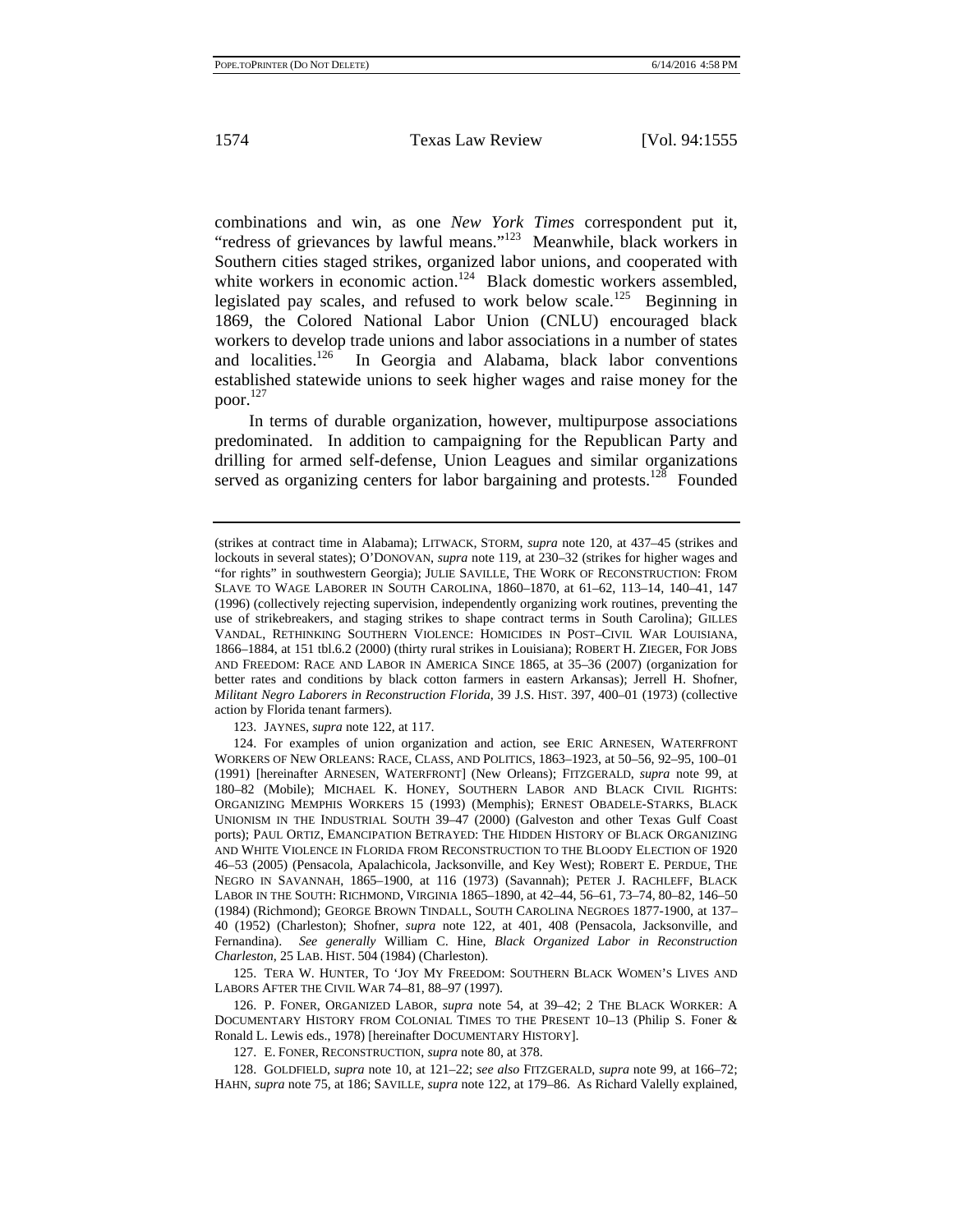combinations and win, as one *New York Times* correspondent put it, "redress of grievances by lawful means."[123] Meanwhile, black workers in Southern cities staged strikes, organized labor unions, and cooperated with white workers in economic action.[124] Black domestic workers assembled, legislated pay scales, and refused to work below scale.[125] Beginning in 1869, the Colored National Labor Union (CNLU) encouraged black workers to develop trade unions and labor associations in a number of states and localities.[126] In Georgia and Alabama, black labor conventions established statewide unions to seek higher wages and raise money for the poor.[127]

In terms of durable organization, however, multipurpose associations predominated. In addition to campaigning for the Republican Party and drilling for armed self-defense, Union Leagues and similar organizations served as organizing centers for labor bargaining and protests.[128] Founded

---

(strikes at contract time in Alabama); LITWACK, STORM, *supra* note 120, at 437–45 (strikes and lockouts in several states); O'DONOVAN, *supra* note 119, at 230–32 (strikes for higher wages and "for rights" in southwestern Georgia); JULIE SAVILLE, THE WORK OF RECONSTRUCTION: FROM SLAVE TO WAGE LABORER IN SOUTH CAROLINA, 1860–1870, at 61–62, 113–14, 140–41, 147 (1996) (collectively rejecting supervision, independently organizing work routines, preventing the use of strikebreakers, and staging strikes to shape contract terms in South Carolina); GILLES VANDAL, RETHINKING SOUTHERN VIOLENCE: HOMICIDES IN POST–CIVIL WAR LOUISIANA, 1866–1884, at 151 tbl.6.2 (2000) (thirty rural strikes in Louisiana); ROBERT H. ZIEGER, FOR JOBS AND FREEDOM: RACE AND LABOR IN AMERICA SINCE 1865, at 35–36 (2007) (organization for better rates and conditions by black cotton farmers in eastern Arkansas); Jerrell H. Shofner, *Militant Negro Laborers in Reconstruction Florida*, 39 J.S. HIST. 397, 400–01 (1973) (collective action by Florida tenant farmers).

123. JAYNES, *supra* note 122, at 117.

124. For examples of union organization and action, see ERIC ARNESEN, WATERFRONT WORKERS OF NEW ORLEANS: RACE, CLASS, AND POLITICS, 1863–1923, at 50–56, 92–95, 100–01 (1991) [hereinafter ARNESEN, WATERFRONT] (New Orleans); FITZGERALD, *supra* note 99, at 180–82 (Mobile); MICHAEL K. HONEY, SOUTHERN LABOR AND BLACK CIVIL RIGHTS: ORGANIZING MEMPHIS WORKERS 15 (1993) (Memphis); ERNEST OBADELE-STARKS, BLACK UNIONISM IN THE INDUSTRIAL SOUTH 39–47 (2000) (Galveston and other Texas Gulf Coast ports); PAUL ORTIZ, EMANCIPATION BETRAYED: THE HIDDEN HISTORY OF BLACK ORGANIZING AND WHITE VIOLENCE IN FLORIDA FROM RECONSTRUCTION TO THE BLOODY ELECTION OF 1920 46–53 (2005) (Pensacola, Apalachicola, Jacksonville, and Key West); ROBERT E. PERDUE, THE NEGRO IN SAVANNAH, 1865–1900, at 116 (1973) (Savannah); PETER J. RACHLEFF, BLACK LABOR IN THE SOUTH: RICHMOND, VIRGINIA 1865–1890, at 42–44, 56–61, 73–74, 80–82, 146–50 (1984) (Richmond); GEORGE BROWN TINDALL, SOUTH CAROLINA NEGROES 1877-1900, at 137–40 (1952) (Charleston); Shofner, *supra* note 122, at 401, 408 (Pensacola, Jacksonville, and Fernandina). *See generally* William C. Hine, *Black Organized Labor in Reconstruction Charleston*, 25 LAB. HIST. 504 (1984) (Charleston).

125. TERA W. HUNTER, TO 'JOY MY FREEDOM: SOUTHERN BLACK WOMEN'S LIVES AND LABORS AFTER THE CIVIL WAR 74–81, 88–97 (1997).

126. P. FONER, ORGANIZED LABOR, *supra* note 54, at 39–42; 2 THE BLACK WORKER: A DOCUMENTARY HISTORY FROM COLONIAL TIMES TO THE PRESENT 10–13 (Philip S. Foner & Ronald L. Lewis eds., 1978) [hereinafter DOCUMENTARY HISTORY].

127. E. FONER, RECONSTRUCTION, *supra* note 80, at 378.

128. GOLDFIELD, *supra* note 10, at 121–22; *see also* FITZGERALD, *supra* note 99, at 166–72; HAHN, *supra* note 75, at 186; SAVILLE, *supra* note 122, at 179–86. As Richard Valelly explained,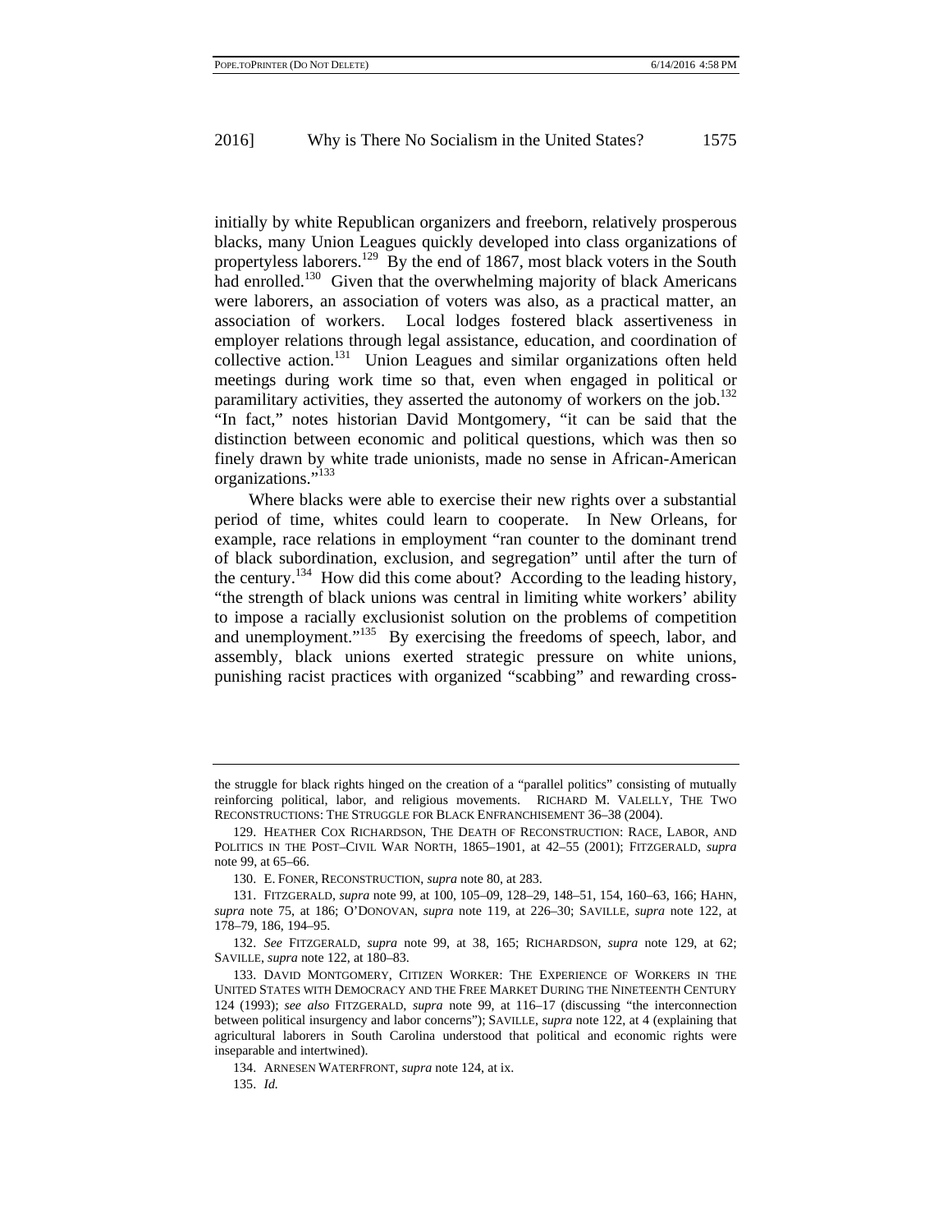initially by white Republican organizers and freeborn, relatively prosperous blacks, many Union Leagues quickly developed into class organizations of propertyless laborers.[129] By the end of 1867, most black voters in the South had enrolled.[130] Given that the overwhelming majority of black Americans were laborers, an association of voters was also, as a practical matter, an association of workers. Local lodges fostered black assertiveness in employer relations through legal assistance, education, and coordination of collective action.[131] Union Leagues and similar organizations often held meetings during work time so that, even when engaged in political or paramilitary activities, they asserted the autonomy of workers on the job.[132] "In fact," notes historian David Montgomery, "it can be said that the distinction between economic and political questions, which was then so finely drawn by white trade unionists, made no sense in African-American organizations."[133]

Where blacks were able to exercise their new rights over a substantial period of time, whites could learn to cooperate. In New Orleans, for example, race relations in employment "ran counter to the dominant trend of black subordination, exclusion, and segregation" until after the turn of the century.[134] How did this come about? According to the leading history, "the strength of black unions was central in limiting white workers' ability to impose a racially exclusionist solution on the problems of competition and unemployment."[135] By exercising the freedoms of speech, labor, and assembly, black unions exerted strategic pressure on white unions, punishing racist practices with organized "scabbing" and rewarding cross-

---

the struggle for black rights hinged on the creation of a "parallel politics" consisting of mutually reinforcing political, labor, and religious movements. RICHARD M. VALELLY, THE TWO RECONSTRUCTIONS: THE STRUGGLE FOR BLACK ENFRANCHISEMENT 36–38 (2004).

129. HEATHER COX RICHARDSON, THE DEATH OF RECONSTRUCTION: RACE, LABOR, AND POLITICS IN THE POST–CIVIL WAR NORTH, 1865–1901, at 42–55 (2001); FITZGERALD, *supra* note 99, at 65–66.

130. E. FONER, RECONSTRUCTION, *supra* note 80, at 283.

131. FITZGERALD, *supra* note 99, at 100, 105–09, 128–29, 148–51, 154, 160–63, 166; HAHN, *supra* note 75, at 186; O'DONOVAN, *supra* note 119, at 226–30; SAVILLE, *supra* note 122, at 178–79, 186, 194–95.

132. *See* FITZGERALD, *supra* note 99, at 38, 165; RICHARDSON, *supra* note 129, at 62; SAVILLE, *supra* note 122, at 180–83.

133. DAVID MONTGOMERY, CITIZEN WORKER: THE EXPERIENCE OF WORKERS IN THE UNITED STATES WITH DEMOCRACY AND THE FREE MARKET DURING THE NINETEENTH CENTURY 124 (1993); *see also* FITZGERALD, *supra* note 99, at 116–17 (discussing "the interconnection between political insurgency and labor concerns"); SAVILLE, *supra* note 122, at 4 (explaining that agricultural laborers in South Carolina understood that political and economic rights were inseparable and intertwined).

134. ARNESEN WATERFRONT, *supra* note 124, at ix.

135. *Id.*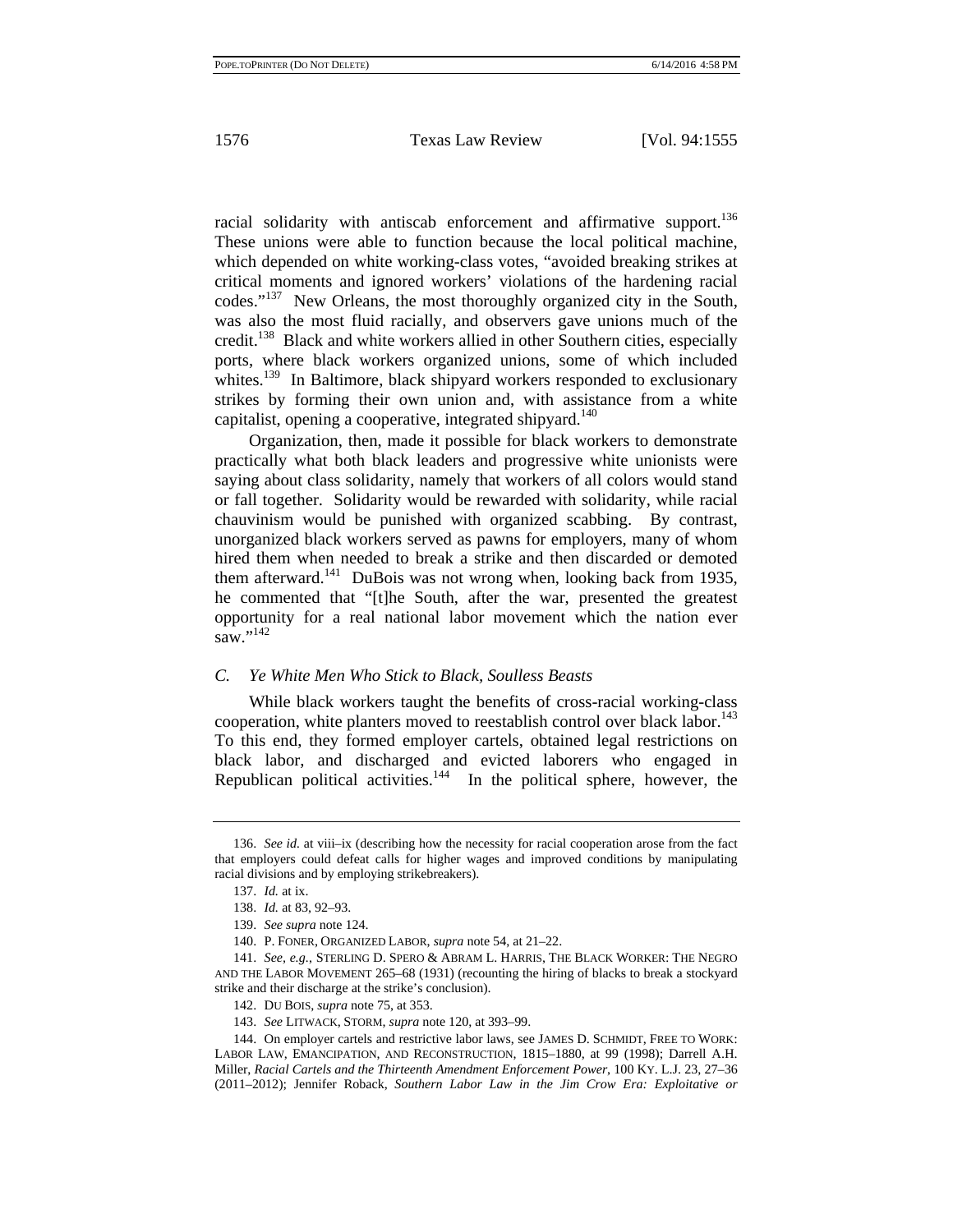racial solidarity with antiscab enforcement and affirmative support.[136] These unions were able to function because the local political machine, which depended on white working-class votes, "avoided breaking strikes at critical moments and ignored workers' violations of the hardening racial codes."[137] New Orleans, the most thoroughly organized city in the South, was also the most fluid racially, and observers gave unions much of the credit.[138] Black and white workers allied in other Southern cities, especially ports, where black workers organized unions, some of which included whites.[139] In Baltimore, black shipyard workers responded to exclusionary strikes by forming their own union and, with assistance from a white capitalist, opening a cooperative, integrated shipyard.[140]

Organization, then, made it possible for black workers to demonstrate practically what both black leaders and progressive white unionists were saying about class solidarity, namely that workers of all colors would stand or fall together. Solidarity would be rewarded with solidarity, while racial chauvinism would be punished with organized scabbing. By contrast, unorganized black workers served as pawns for employers, many of whom hired them when needed to break a strike and then discarded or demoted them afterward.[141] DuBois was not wrong when, looking back from 1935, he commented that "[t]he South, after the war, presented the greatest opportunity for a real national labor movement which the nation ever saw."[142]

### *C. Ye White Men Who Stick to Black, Soulless Beasts*

While black workers taught the benefits of cross-racial working-class cooperation, white planters moved to reestablish control over black labor.[143] To this end, they formed employer cartels, obtained legal restrictions on black labor, and discharged and evicted laborers who engaged in Republican political activities.[144] In the political sphere, however, the

---

136. *See id.* at viii–ix (describing how the necessity for racial cooperation arose from the fact that employers could defeat calls for higher wages and improved conditions by manipulating racial divisions and by employing strikebreakers).

137. *Id.* at ix.

138. *Id.* at 83, 92–93.

139. *See supra* note 124.

140. P. FONER, ORGANIZED LABOR, *supra* note 54, at 21–22.

141. *See, e.g.*, STERLING D. SPERO & ABRAM L. HARRIS, THE BLACK WORKER: THE NEGRO AND THE LABOR MOVEMENT 265–68 (1931) (recounting the hiring of blacks to break a stockyard strike and their discharge at the strike's conclusion).

142. DU BOIS, *supra* note 75, at 353.

143. *See* LITWACK, STORM, *supra* note 120, at 393–99.

144. On employer cartels and restrictive labor laws, see JAMES D. SCHMIDT, FREE TO WORK: LABOR LAW, EMANCIPATION, AND RECONSTRUCTION, 1815–1880, at 99 (1998); Darrell A.H. Miller, *Racial Cartels and the Thirteenth Amendment Enforcement Power*, 100 KY. L.J. 23, 27–36 (2011–2012); Jennifer Roback, *Southern Labor Law in the Jim Crow Era: Exploitative or*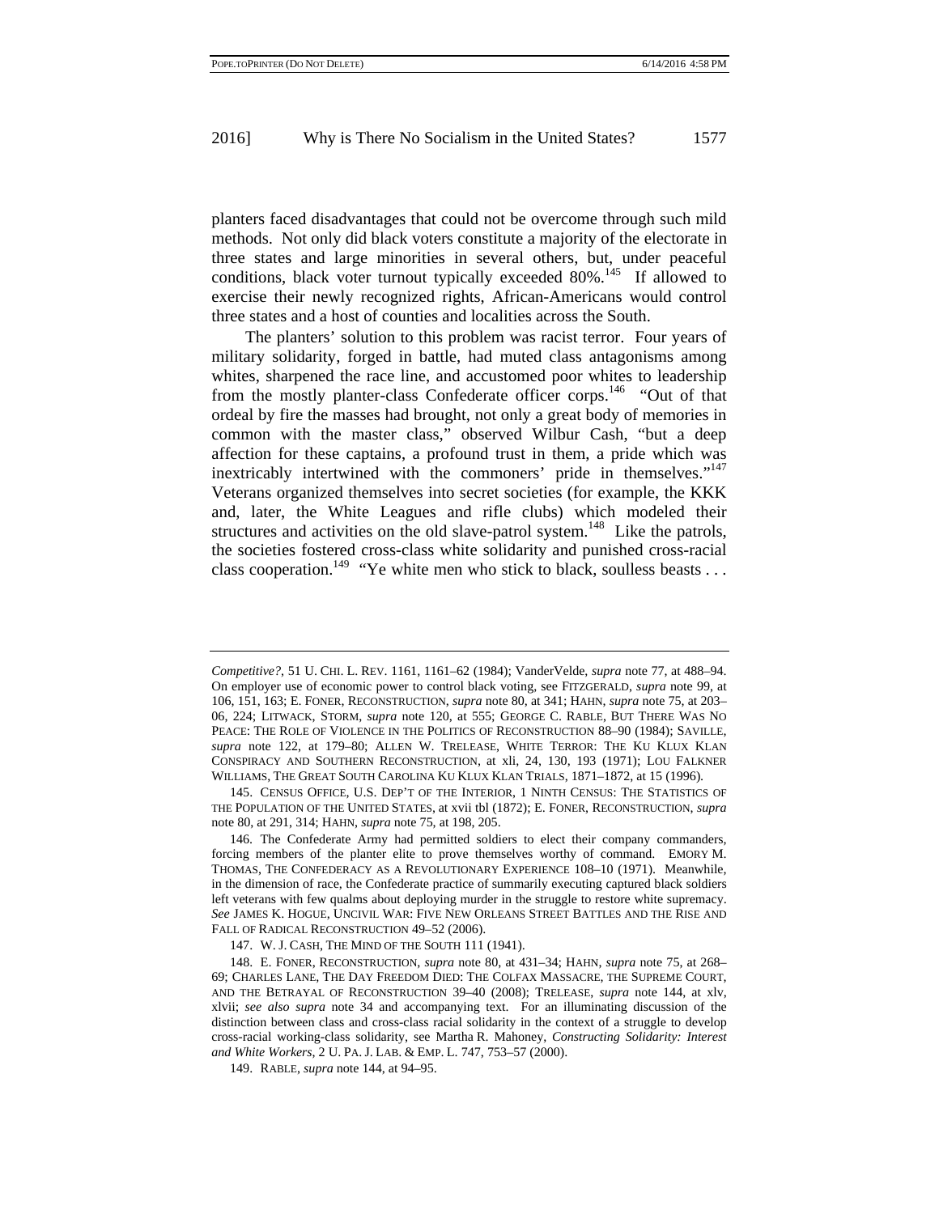planters faced disadvantages that could not be overcome through such mild methods. Not only did black voters constitute a majority of the electorate in three states and large minorities in several others, but, under peaceful conditions, black voter turnout typically exceeded 80%.[145] If allowed to exercise their newly recognized rights, African-Americans would control three states and a host of counties and localities across the South.

The planters' solution to this problem was racist terror. Four years of military solidarity, forged in battle, had muted class antagonisms among whites, sharpened the race line, and accustomed poor whites to leadership from the mostly planter-class Confederate officer corps.[146] "Out of that ordeal by fire the masses had brought, not only a great body of memories in common with the master class," observed Wilbur Cash, "but a deep affection for these captains, a profound trust in them, a pride which was inextricably intertwined with the commoners' pride in themselves."[147] Veterans organized themselves into secret societies (for example, the KKK and, later, the White Leagues and rifle clubs) which modeled their structures and activities on the old slave-patrol system.[148] Like the patrols, the societies fostered cross-class white solidarity and punished cross-racial class cooperation.[149] "Ye white men who stick to black, soulless beasts . . .

---

*Competitive?*, 51 U. CHI. L. REV. 1161, 1161–62 (1984); VanderVelde, *supra* note 77, at 488–94. On employer use of economic power to control black voting, see FITZGERALD, *supra* note 99, at 106, 151, 163; E. FONER, RECONSTRUCTION, *supra* note 80, at 341; HAHN, *supra* note 75, at 203–06, 224; LITWACK, STORM, *supra* note 120, at 555; GEORGE C. RABLE, BUT THERE WAS NO PEACE: THE ROLE OF VIOLENCE IN THE POLITICS OF RECONSTRUCTION 88–90 (1984); SAVILLE, *supra* note 122, at 179–80; ALLEN W. TRELEASE, WHITE TERROR: THE KU KLUX KLAN CONSPIRACY AND SOUTHERN RECONSTRUCTION, at xli, 24, 130, 193 (1971); LOU FALKNER WILLIAMS, THE GREAT SOUTH CAROLINA KU KLUX KLAN TRIALS, 1871–1872, at 15 (1996).

145. CENSUS OFFICE, U.S. DEP'T OF THE INTERIOR, 1 NINTH CENSUS: THE STATISTICS OF THE POPULATION OF THE UNITED STATES, at xvii tbl (1872); E. FONER, RECONSTRUCTION, *supra* note 80, at 291, 314; HAHN, *supra* note 75, at 198, 205.

146. The Confederate Army had permitted soldiers to elect their company commanders, forcing members of the planter elite to prove themselves worthy of command. EMORY M. THOMAS, THE CONFEDERACY AS A REVOLUTIONARY EXPERIENCE 108–10 (1971). Meanwhile, in the dimension of race, the Confederate practice of summarily executing captured black soldiers left veterans with few qualms about deploying murder in the struggle to restore white supremacy. *See* JAMES K. HOGUE, UNCIVIL WAR: FIVE NEW ORLEANS STREET BATTLES AND THE RISE AND FALL OF RADICAL RECONSTRUCTION 49–52 (2006).

147. W. J. CASH, THE MIND OF THE SOUTH 111 (1941).

148. E. FONER, RECONSTRUCTION, *supra* note 80, at 431–34; HAHN, *supra* note 75, at 268–69; CHARLES LANE, THE DAY FREEDOM DIED: THE COLFAX MASSACRE, THE SUPREME COURT, AND THE BETRAYAL OF RECONSTRUCTION 39–40 (2008); TRELEASE, *supra* note 144, at xlv, xlvii; *see also supra* note 34 and accompanying text. For an illuminating discussion of the distinction between class and cross-class racial solidarity in the context of a struggle to develop cross-racial working-class solidarity, see Martha R. Mahoney, *Constructing Solidarity: Interest and White Workers*, 2 U. PA. J. LAB. & EMP. L. 747, 753–57 (2000).

149. RABLE, *supra* note 144, at 94–95.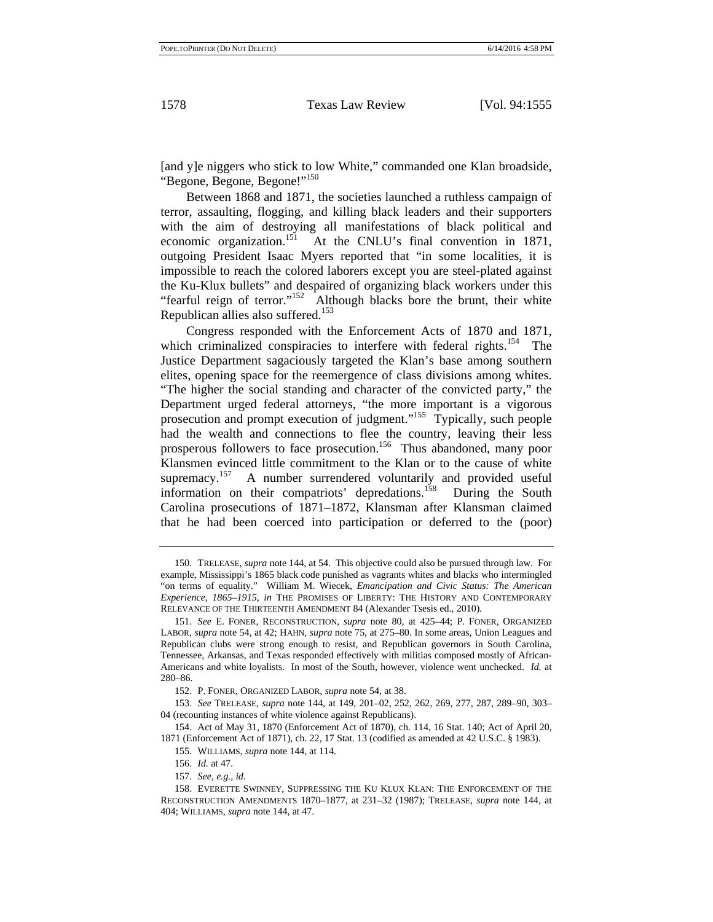[and y]e niggers who stick to low White," commanded one Klan broadside, "Begone, Begone, Begone!"[150]

Between 1868 and 1871, the societies launched a ruthless campaign of terror, assaulting, flogging, and killing black leaders and their supporters with the aim of destroying all manifestations of black political and economic organization.[151] At the CNLU's final convention in 1871, outgoing President Isaac Myers reported that "in some localities, it is impossible to reach the colored laborers except you are steel-plated against the Ku-Klux bullets" and despaired of organizing black workers under this "fearful reign of terror."[152] Although blacks bore the brunt, their white Republican allies also suffered.[153]

Congress responded with the Enforcement Acts of 1870 and 1871, which criminalized conspiracies to interfere with federal rights.[154] The Justice Department sagaciously targeted the Klan's base among southern elites, opening space for the reemergence of class divisions among whites. "The higher the social standing and character of the convicted party," the Department urged federal attorneys, "the more important is a vigorous prosecution and prompt execution of judgment."[155] Typically, such people had the wealth and connections to flee the country, leaving their less prosperous followers to face prosecution.[156] Thus abandoned, many poor Klansmen evinced little commitment to the Klan or to the cause of white supremacy.[157] A number surrendered voluntarily and provided useful information on their compatriots' depredations.[158] During the South Carolina prosecutions of 1871–1872, Klansman after Klansman claimed that he had been coerced into participation or deferred to the (poor)

---

150. TRELEASE, *supra* note 144, at 54. This objective could also be pursued through law. For example, Mississippi's 1865 black code punished as vagrants whites and blacks who intermingled "on terms of equality." William M. Wiecek, *Emancipation and Civic Status: The American Experience, 1865–1915*, *in* THE PROMISES OF LIBERTY: THE HISTORY AND CONTEMPORARY RELEVANCE OF THE THIRTEENTH AMENDMENT 84 (Alexander Tsesis ed., 2010).

151. *See* E. FONER, RECONSTRUCTION, *supra* note 80, at 425–44; P. FONER, ORGANIZED LABOR, *supra* note 54, at 42; HAHN, *supra* note 75, at 275–80. In some areas, Union Leagues and Republican clubs were strong enough to resist, and Republican governors in South Carolina, Tennessee, Arkansas, and Texas responded effectively with militias composed mostly of African-Americans and white loyalists. In most of the South, however, violence went unchecked. *Id.* at 280–86.

152. P. FONER, ORGANIZED LABOR, *supra* note 54, at 38.

153. *See* TRELEASE, *supra* note 144, at 149, 201–02, 252, 262, 269, 277, 287, 289–90, 303–04 (recounting instances of white violence against Republicans).

154. Act of May 31, 1870 (Enforcement Act of 1870), ch. 114, 16 Stat. 140; Act of April 20, 1871 (Enforcement Act of 1871), ch. 22, 17 Stat. 13 (codified as amended at 42 U.S.C. § 1983).

155. WILLIAMS, *supra* note 144, at 114.

156. *Id.* at 47.

157. *See, e.g.*, *id.*

158. EVERETTE SWINNEY, SUPPRESSING THE KU KLUX KLAN: THE ENFORCEMENT OF THE RECONSTRUCTION AMENDMENTS 1870–1877, at 231–32 (1987); TRELEASE, *supra* note 144, at 404; WILLIAMS, *supra* note 144, at 47.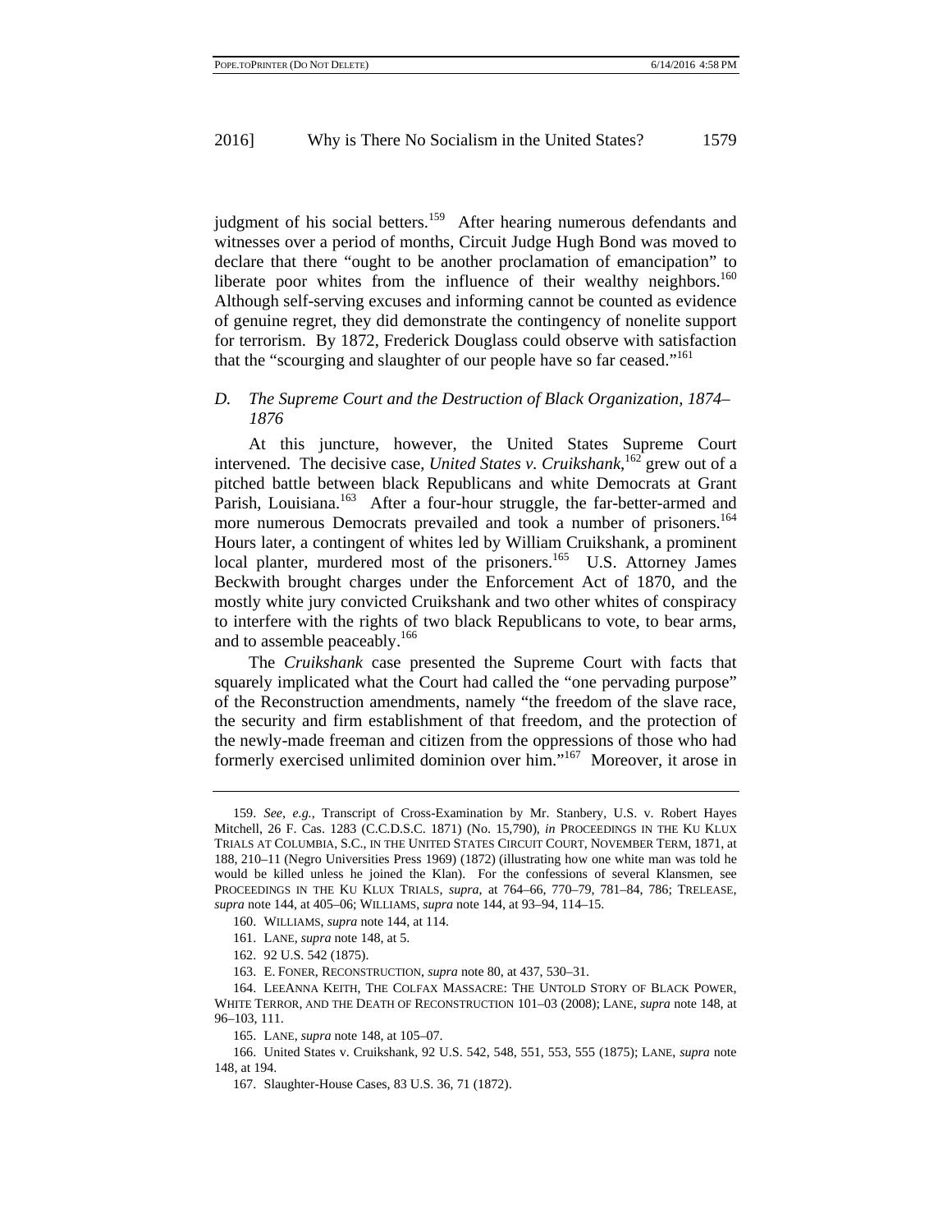judgment of his social betters.[159] After hearing numerous defendants and witnesses over a period of months, Circuit Judge Hugh Bond was moved to declare that there "ought to be another proclamation of emancipation" to liberate poor whites from the influence of their wealthy neighbors.[160] Although self-serving excuses and informing cannot be counted as evidence of genuine regret, they did demonstrate the contingency of nonelite support for terrorism. By 1872, Frederick Douglass could observe with satisfaction that the "scourging and slaughter of our people have so far ceased."[161]

### *D. The Supreme Court and the Destruction of Black Organization, 1874–1876*

At this juncture, however, the United States Supreme Court intervened. The decisive case, *United States v. Cruikshank*,[162] grew out of a pitched battle between black Republicans and white Democrats at Grant Parish, Louisiana.[163] After a four-hour struggle, the far-better-armed and more numerous Democrats prevailed and took a number of prisoners.[164] Hours later, a contingent of whites led by William Cruikshank, a prominent local planter, murdered most of the prisoners.[165] U.S. Attorney James Beckwith brought charges under the Enforcement Act of 1870, and the mostly white jury convicted Cruikshank and two other whites of conspiracy to interfere with the rights of two black Republicans to vote, to bear arms, and to assemble peaceably.[166]

The *Cruikshank* case presented the Supreme Court with facts that squarely implicated what the Court had called the "one pervading purpose" of the Reconstruction amendments, namely "the freedom of the slave race, the security and firm establishment of that freedom, and the protection of the newly-made freeman and citizen from the oppressions of those who had formerly exercised unlimited dominion over him."[167] Moreover, it arose in

---

159. *See, e.g.*, Transcript of Cross-Examination by Mr. Stanbery, U.S. v. Robert Hayes Mitchell, 26 F. Cas. 1283 (C.C.D.S.C. 1871) (No. 15,790), *in* PROCEEDINGS IN THE KU KLUX TRIALS AT COLUMBIA, S.C., IN THE UNITED STATES CIRCUIT COURT, NOVEMBER TERM, 1871, at 188, 210–11 (Negro Universities Press 1969) (1872) (illustrating how one white man was told he would be killed unless he joined the Klan). For the confessions of several Klansmen, see PROCEEDINGS IN THE KU KLUX TRIALS, *supra*, at 764–66, 770–79, 781–84, 786; TRELEASE, *supra* note 144, at 405–06; WILLIAMS, *supra* note 144, at 93–94, 114–15.

160. WILLIAMS, *supra* note 144, at 114.

161. LANE, *supra* note 148, at 5.

162. 92 U.S. 542 (1875).

163. E. FONER, RECONSTRUCTION, *supra* note 80, at 437, 530–31.

164. LEEANNA KEITH, THE COLFAX MASSACRE: THE UNTOLD STORY OF BLACK POWER, WHITE TERROR, AND THE DEATH OF RECONSTRUCTION 101–03 (2008); LANE, *supra* note 148, at 96–103, 111.

165. LANE, *supra* note 148, at 105–07.

166. United States v. Cruikshank, 92 U.S. 542, 548, 551, 553, 555 (1875); LANE, *supra* note 148, at 194.

167. Slaughter-House Cases, 83 U.S. 36, 71 (1872).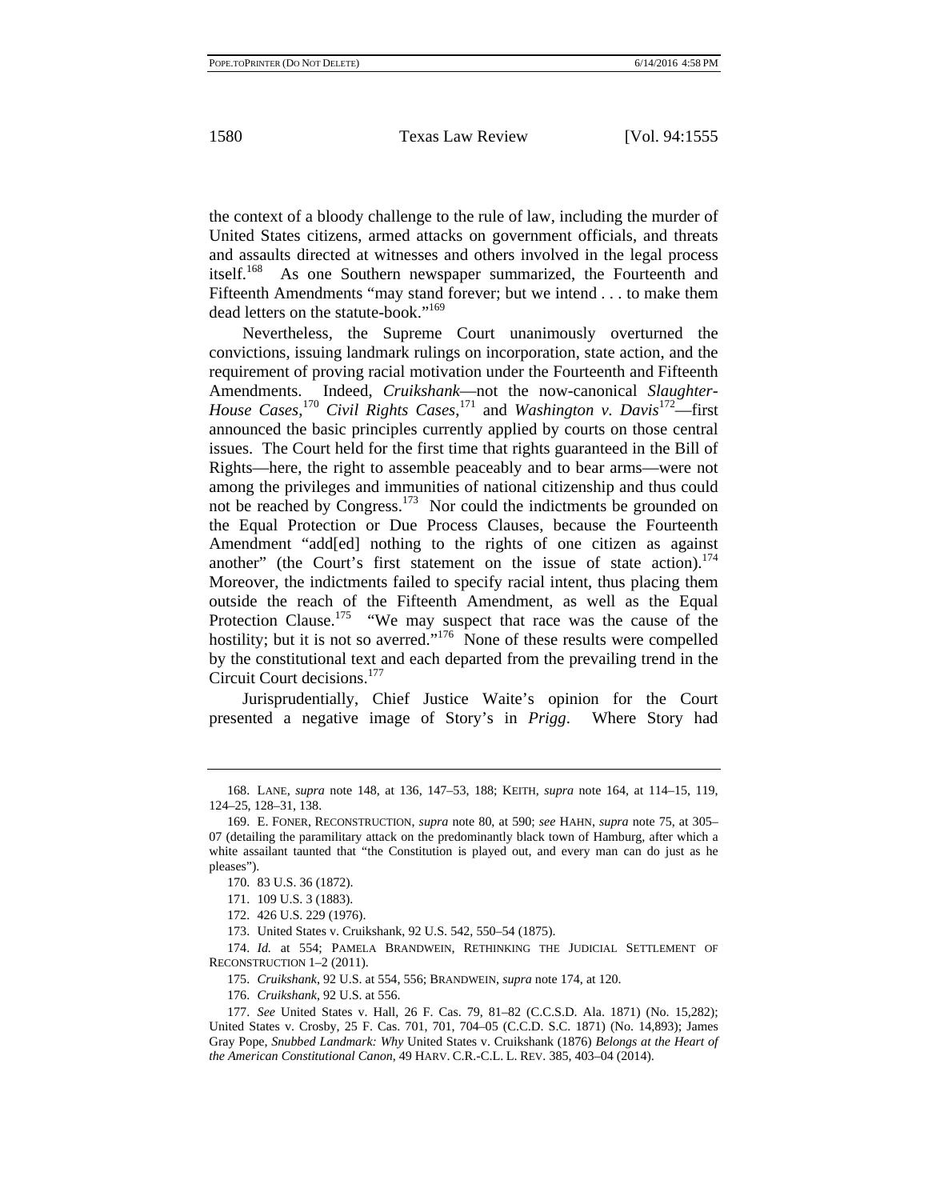the context of a bloody challenge to the rule of law, including the murder of United States citizens, armed attacks on government officials, and threats and assaults directed at witnesses and others involved in the legal process itself.[168] As one Southern newspaper summarized, the Fourteenth and Fifteenth Amendments "may stand forever; but we intend . . . to make them dead letters on the statute-book."[169]

Nevertheless, the Supreme Court unanimously overturned the convictions, issuing landmark rulings on incorporation, state action, and the requirement of proving racial motivation under the Fourteenth and Fifteenth Amendments. Indeed, *Cruikshank*—not the now-canonical *Slaughter-House Cases*,[170] *Civil Rights Cases*,[171] and *Washington v. Davis*[172]—first announced the basic principles currently applied by courts on those central issues. The Court held for the first time that rights guaranteed in the Bill of Rights—here, the right to assemble peaceably and to bear arms—were not among the privileges and immunities of national citizenship and thus could not be reached by Congress.[173] Nor could the indictments be grounded on the Equal Protection or Due Process Clauses, because the Fourteenth Amendment "add[ed] nothing to the rights of one citizen as against another" (the Court's first statement on the issue of state action).[174] Moreover, the indictments failed to specify racial intent, thus placing them outside the reach of the Fifteenth Amendment, as well as the Equal Protection Clause.[175] "We may suspect that race was the cause of the hostility; but it is not so averred."[176] None of these results were compelled by the constitutional text and each departed from the prevailing trend in the Circuit Court decisions.[177]

Jurisprudentially, Chief Justice Waite's opinion for the Court presented a negative image of Story's in *Prigg*. Where Story had

---

168. LANE, *supra* note 148, at 136, 147–53, 188; KEITH, *supra* note 164, at 114–15, 119, 124–25, 128–31, 138.

169. E. FONER, RECONSTRUCTION, *supra* note 80, at 590; *see* HAHN, *supra* note 75, at 305–07 (detailing the paramilitary attack on the predominantly black town of Hamburg, after which a white assailant taunted that "the Constitution is played out, and every man can do just as he pleases").

170. 83 U.S. 36 (1872).

171. 109 U.S. 3 (1883).

172. 426 U.S. 229 (1976).

173. United States v. Cruikshank, 92 U.S. 542, 550–54 (1875).

174. *Id.* at 554; PAMELA BRANDWEIN, RETHINKING THE JUDICIAL SETTLEMENT OF RECONSTRUCTION 1–2 (2011).

175. *Cruikshank*, 92 U.S. at 554, 556; BRANDWEIN, *supra* note 174, at 120.

176. *Cruikshank*, 92 U.S. at 556.

177. *See* United States v. Hall, 26 F. Cas. 79, 81–82 (C.C.S.D. Ala. 1871) (No. 15,282); United States v. Crosby, 25 F. Cas. 701, 701, 704–05 (C.C.D. S.C. 1871) (No. 14,893); James Gray Pope, *Snubbed Landmark: Why* United States v. Cruikshank (1876) *Belongs at the Heart of the American Constitutional Canon*, 49 HARV. C.R.-C.L. L. REV. 385, 403–04 (2014).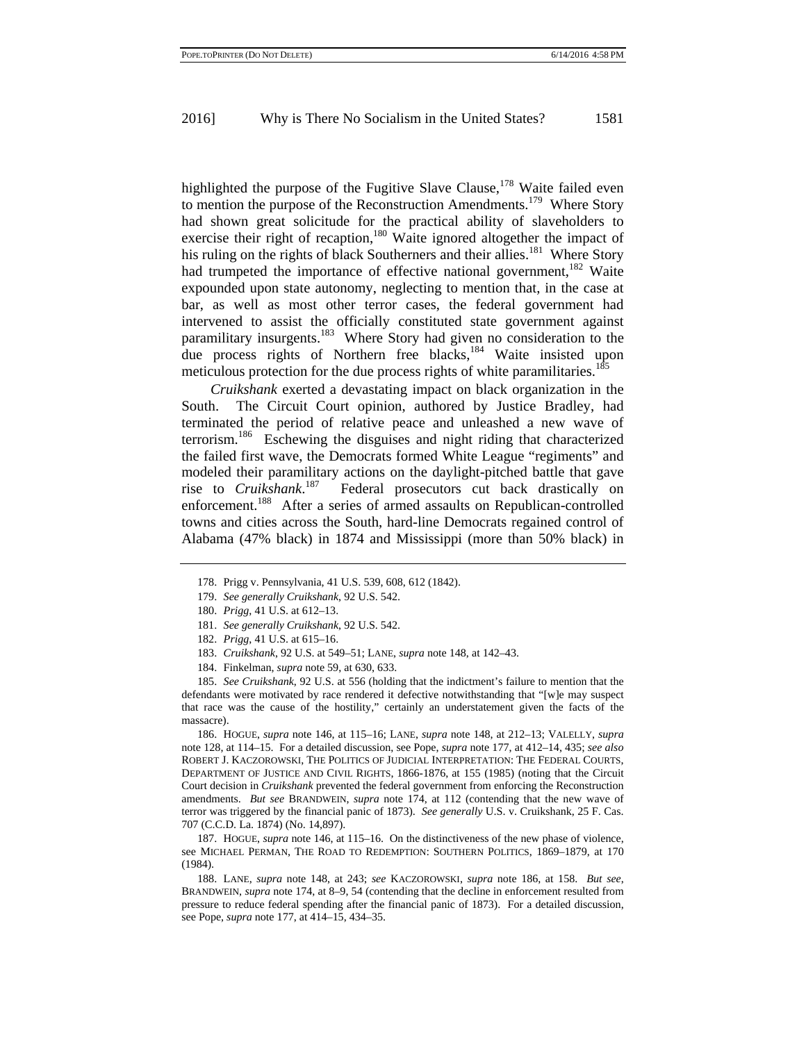highlighted the purpose of the Fugitive Slave Clause,[178] Waite failed even to mention the purpose of the Reconstruction Amendments.[179] Where Story had shown great solicitude for the practical ability of slaveholders to exercise their right of recaption,[180] Waite ignored altogether the impact of his ruling on the rights of black Southerners and their allies.[181] Where Story had trumpeted the importance of effective national government,[182] Waite expounded upon state autonomy, neglecting to mention that, in the case at bar, as well as most other terror cases, the federal government had intervened to assist the officially constituted state government against paramilitary insurgents.[183] Where Story had given no consideration to the due process rights of Northern free blacks,[184] Waite insisted upon meticulous protection for the due process rights of white paramilitaries.[185]

*Cruikshank* exerted a devastating impact on black organization in the South. The Circuit Court opinion, authored by Justice Bradley, had terminated the period of relative peace and unleashed a new wave of terrorism.[186] Eschewing the disguises and night riding that characterized the failed first wave, the Democrats formed White League "regiments" and modeled their paramilitary actions on the daylight-pitched battle that gave rise to *Cruikshank*.[187] Federal prosecutors cut back drastically on enforcement.[188] After a series of armed assaults on Republican-controlled towns and cities across the South, hard-line Democrats regained control of Alabama (47% black) in 1874 and Mississippi (more than 50% black) in

---

178. Prigg v. Pennsylvania, 41 U.S. 539, 608, 612 (1842).

179. *See generally Cruikshank*, 92 U.S. 542.

180. *Prigg*, 41 U.S. at 612–13.

181. *See generally Cruikshank*, 92 U.S. 542.

182. *Prigg*, 41 U.S. at 615–16.

183. *Cruikshank*, 92 U.S. at 549–51; LANE, *supra* note 148, at 142–43.

184. Finkelman, *supra* note 59, at 630, 633.

185. *See Cruikshank*, 92 U.S. at 556 (holding that the indictment's failure to mention that the defendants were motivated by race rendered it defective notwithstanding that "[w]e may suspect that race was the cause of the hostility," certainly an understatement given the facts of the massacre).

186. HOGUE, *supra* note 146, at 115–16; LANE, *supra* note 148, at 212–13; VALELLY, *supra* note 128, at 114–15. For a detailed discussion, see Pope, *supra* note 177, at 412–14, 435; *see also* ROBERT J. KACZOROWSKI, THE POLITICS OF JUDICIAL INTERPRETATION: THE FEDERAL COURTS, DEPARTMENT OF JUSTICE AND CIVIL RIGHTS, 1866-1876, at 155 (1985) (noting that the Circuit Court decision in *Cruikshank* prevented the federal government from enforcing the Reconstruction amendments. *But see* BRANDWEIN, *supra* note 174, at 112 (contending that the new wave of terror was triggered by the financial panic of 1873). *See generally* U.S. v. Cruikshank, 25 F. Cas. 707 (C.C.D. La. 1874) (No. 14,897).

187. HOGUE, *supra* note 146, at 115–16. On the distinctiveness of the new phase of violence, see MICHAEL PERMAN, THE ROAD TO REDEMPTION: SOUTHERN POLITICS, 1869–1879, at 170 (1984).

188. LANE, *supra* note 148, at 243; *see* KACZOROWSKI, *supra* note 186, at 158. *But see*, BRANDWEIN, *supra* note 174, at 8–9, 54 (contending that the decline in enforcement resulted from pressure to reduce federal spending after the financial panic of 1873). For a detailed discussion, see Pope, *supra* note 177, at 414–15, 434–35.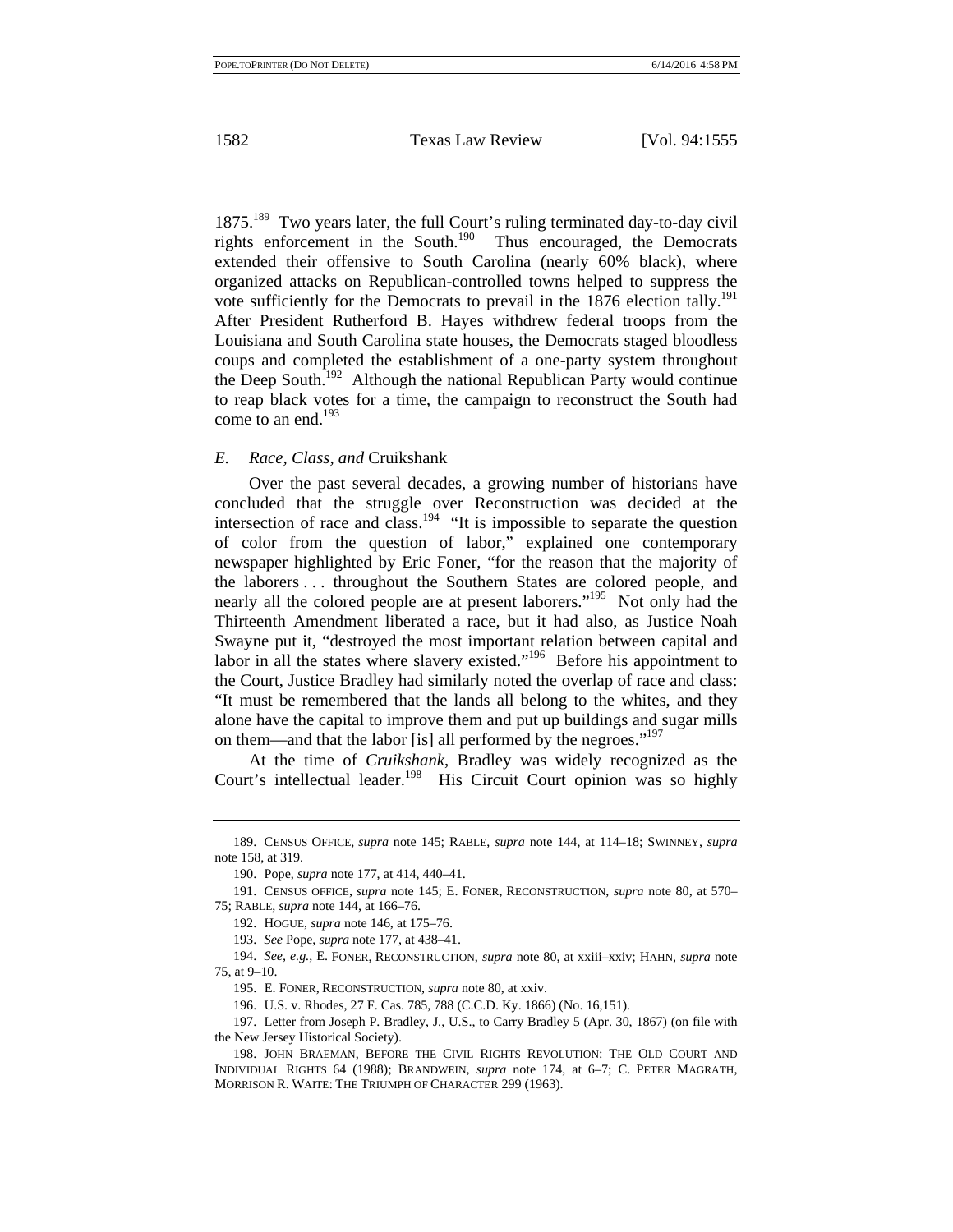1875.[189] Two years later, the full Court's ruling terminated day-to-day civil rights enforcement in the South.[190] Thus encouraged, the Democrats extended their offensive to South Carolina (nearly 60% black), where organized attacks on Republican-controlled towns helped to suppress the vote sufficiently for the Democrats to prevail in the 1876 election tally.[191] After President Rutherford B. Hayes withdrew federal troops from the Louisiana and South Carolina state houses, the Democrats staged bloodless coups and completed the establishment of a one-party system throughout the Deep South.[192] Although the national Republican Party would continue to reap black votes for a time, the campaign to reconstruct the South had come to an end.[193]

### *E. Race, Class, and* Cruikshank

Over the past several decades, a growing number of historians have concluded that the struggle over Reconstruction was decided at the intersection of race and class.[194] "It is impossible to separate the question of color from the question of labor," explained one contemporary newspaper highlighted by Eric Foner, "for the reason that the majority of the laborers . . . throughout the Southern States are colored people, and nearly all the colored people are at present laborers."[195] Not only had the Thirteenth Amendment liberated a race, but it had also, as Justice Noah Swayne put it, "destroyed the most important relation between capital and labor in all the states where slavery existed."[196] Before his appointment to the Court, Justice Bradley had similarly noted the overlap of race and class: "It must be remembered that the lands all belong to the whites, and they alone have the capital to improve them and put up buildings and sugar mills on them—and that the labor [is] all performed by the negroes."[197]

At the time of *Cruikshank*, Bradley was widely recognized as the Court's intellectual leader.[198] His Circuit Court opinion was so highly

---

189. CENSUS OFFICE, *supra* note 145; RABLE, *supra* note 144, at 114–18; SWINNEY, *supra* note 158, at 319.

190. Pope, *supra* note 177, at 414, 440–41.

191. CENSUS OFFICE, *supra* note 145; E. FONER, RECONSTRUCTION, *supra* note 80, at 570–75; RABLE, *supra* note 144, at 166–76.

192. HOGUE, *supra* note 146, at 175–76.

193. *See* Pope, *supra* note 177, at 438–41.

194. *See, e.g.*, E. FONER, RECONSTRUCTION, *supra* note 80, at xxiii–xxiv; HAHN, *supra* note 75, at 9–10.

195. E. FONER, RECONSTRUCTION, *supra* note 80, at xxiv.

196. U.S. v. Rhodes, 27 F. Cas. 785, 788 (C.C.D. Ky. 1866) (No. 16,151).

197. Letter from Joseph P. Bradley, J., U.S., to Carry Bradley 5 (Apr. 30, 1867) (on file with the New Jersey Historical Society).

198. JOHN BRAEMAN, BEFORE THE CIVIL RIGHTS REVOLUTION: THE OLD COURT AND INDIVIDUAL RIGHTS 64 (1988); BRANDWEIN, *supra* note 174, at 6–7; C. PETER MAGRATH, MORRISON R. WAITE: THE TRIUMPH OF CHARACTER 299 (1963).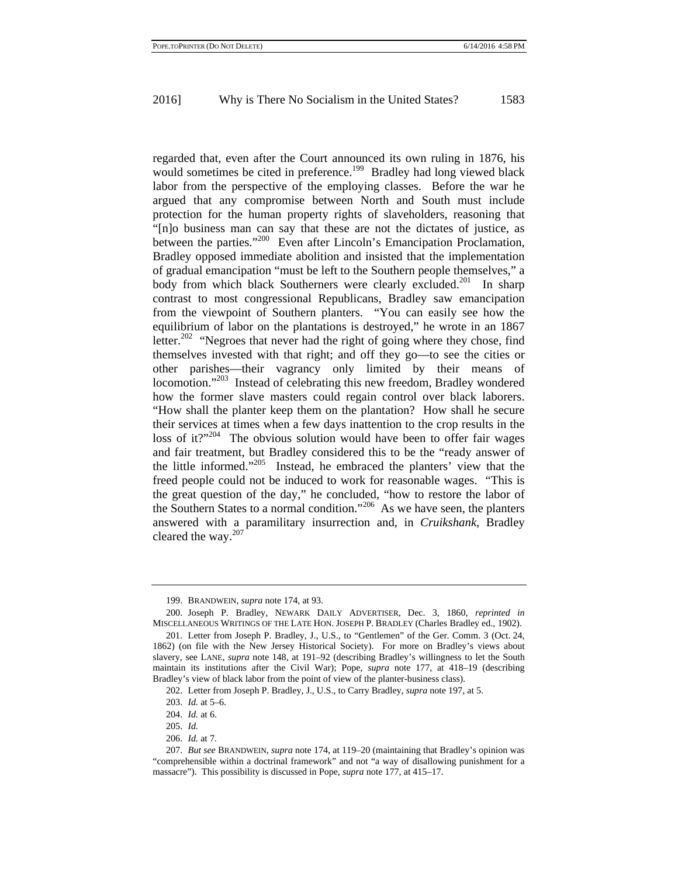regarded that, even after the Court announced its own ruling in 1876, his would sometimes be cited in preference.[199] Bradley had long viewed black labor from the perspective of the employing classes. Before the war he argued that any compromise between North and South must include protection for the human property rights of slaveholders, reasoning that "[n]o business man can say that these are not the dictates of justice, as between the parties."[200] Even after Lincoln's Emancipation Proclamation, Bradley opposed immediate abolition and insisted that the implementation of gradual emancipation "must be left to the Southern people themselves," a body from which black Southerners were clearly excluded.[201] In sharp contrast to most congressional Republicans, Bradley saw emancipation from the viewpoint of Southern planters. "You can easily see how the equilibrium of labor on the plantations is destroyed," he wrote in an 1867 letter.[202] "Negroes that never had the right of going where they chose, find themselves invested with that right; and off they go—to see the cities or other parishes—their vagrancy only limited by their means of locomotion."[203] Instead of celebrating this new freedom, Bradley wondered how the former slave masters could regain control over black laborers. "How shall the planter keep them on the plantation? How shall he secure their services at times when a few days inattention to the crop results in the loss of it?"[204] The obvious solution would have been to offer fair wages and fair treatment, but Bradley considered this to be the "ready answer of the little informed."[205] Instead, he embraced the planters' view that the freed people could not be induced to work for reasonable wages. "This is the great question of the day," he concluded, "how to restore the labor of the Southern States to a normal condition."[206] As we have seen, the planters answered with a paramilitary insurrection and, in *Cruikshank*, Bradley cleared the way.[207]

---

199. BRANDWEIN, *supra* note 174, at 93.

200. Joseph P. Bradley, NEWARK DAILY ADVERTISER, Dec. 3, 1860, *reprinted in* MISCELLANEOUS WRITINGS OF THE LATE HON. JOSEPH P. BRADLEY (Charles Bradley ed., 1902).

201. Letter from Joseph P. Bradley, J., U.S., to "Gentlemen" of the Ger. Comm. 3 (Oct. 24, 1862) (on file with the New Jersey Historical Society). For more on Bradley's views about slavery, see LANE, *supra* note 148, at 191–92 (describing Bradley's willingness to let the South maintain its institutions after the Civil War); Pope, *supra* note 177, at 418–19 (describing Bradley's view of black labor from the point of view of the planter-business class).

202. Letter from Joseph P. Bradley, J., U.S., to Carry Bradley, *supra* note 197, at 5.

203. *Id.* at 5–6.

204. *Id.* at 6.

205. *Id.*

206. *Id.* at 7.

207. *But see* BRANDWEIN, *supra* note 174, at 119–20 (maintaining that Bradley's opinion was "comprehensible within a doctrinal framework" and not "a way of disallowing punishment for a massacre"). This possibility is discussed in Pope, *supra* note 177, at 415–17.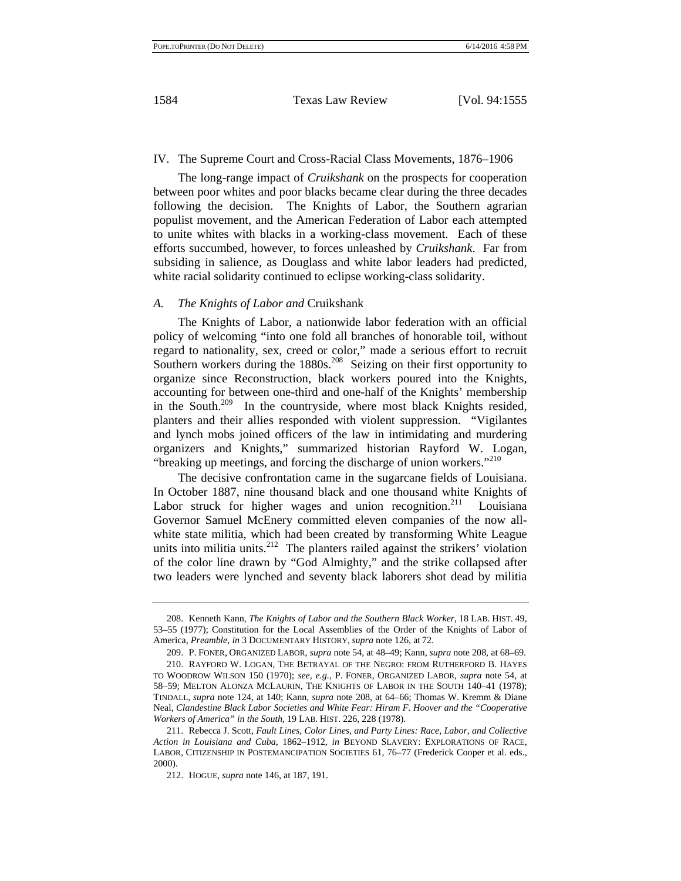## IV. The Supreme Court and Cross-Racial Class Movements, 1876–1906

The long-range impact of *Cruikshank* on the prospects for cooperation between poor whites and poor blacks became clear during the three decades following the decision. The Knights of Labor, the Southern agrarian populist movement, and the American Federation of Labor each attempted to unite whites with blacks in a working-class movement. Each of these efforts succumbed, however, to forces unleashed by *Cruikshank*. Far from subsiding in salience, as Douglass and white labor leaders had predicted, white racial solidarity continued to eclipse working-class solidarity.

### *A. The Knights of Labor and* Cruikshank

The Knights of Labor, a nationwide labor federation with an official policy of welcoming "into one fold all branches of honorable toil, without regard to nationality, sex, creed or color," made a serious effort to recruit Southern workers during the 1880s.[208] Seizing on their first opportunity to organize since Reconstruction, black workers poured into the Knights, accounting for between one-third and one-half of the Knights' membership in the South.[209] In the countryside, where most black Knights resided, planters and their allies responded with violent suppression. "Vigilantes and lynch mobs joined officers of the law in intimidating and murdering organizers and Knights," summarized historian Rayford W. Logan, "breaking up meetings, and forcing the discharge of union workers."[210]

The decisive confrontation came in the sugarcane fields of Louisiana. In October 1887, nine thousand black and one thousand white Knights of Labor struck for higher wages and union recognition.[211] Louisiana Governor Samuel McEnery committed eleven companies of the now all-white state militia, which had been created by transforming White League units into militia units.[212] The planters railed against the strikers' violation of the color line drawn by "God Almighty," and the strike collapsed after two leaders were lynched and seventy black laborers shot dead by militia

---

208. Kenneth Kann, *The Knights of Labor and the Southern Black Worker*, 18 LAB. HIST. 49, 53–55 (1977); Constitution for the Local Assemblies of the Order of the Knights of Labor of America, *Preamble*, *in* 3 DOCUMENTARY HISTORY, *supra* note 126, at 72.

209. P. FONER, ORGANIZED LABOR, *supra* note 54, at 48–49; Kann, *supra* note 208, at 68–69.

210. RAYFORD W. LOGAN, THE BETRAYAL OF THE NEGRO: FROM RUTHERFORD B. HAYES TO WOODROW WILSON 150 (1970); *see, e.g.*, P. FONER, ORGANIZED LABOR, *supra* note 54, at 58–59; MELTON ALONZA MCLAURIN, THE KNIGHTS OF LABOR IN THE SOUTH 140–41 (1978); TINDALL, *supra* note 124, at 140; Kann, *supra* note 208, at 64–66; Thomas W. Kremm & Diane Neal, *Clandestine Black Labor Societies and White Fear: Hiram F. Hoover and the "Cooperative Workers of America" in the South*, 19 LAB. HIST. 226, 228 (1978).

211. Rebecca J. Scott, *Fault Lines, Color Lines, and Party Lines: Race, Labor, and Collective Action in Louisiana and Cuba*, 1862–1912, *in* BEYOND SLAVERY: EXPLORATIONS OF RACE, LABOR, CITIZENSHIP IN POSTEMANCIPATION SOCIETIES 61, 76–77 (Frederick Cooper et al. eds., 2000).

212. HOGUE, *supra* note 146, at 187, 191.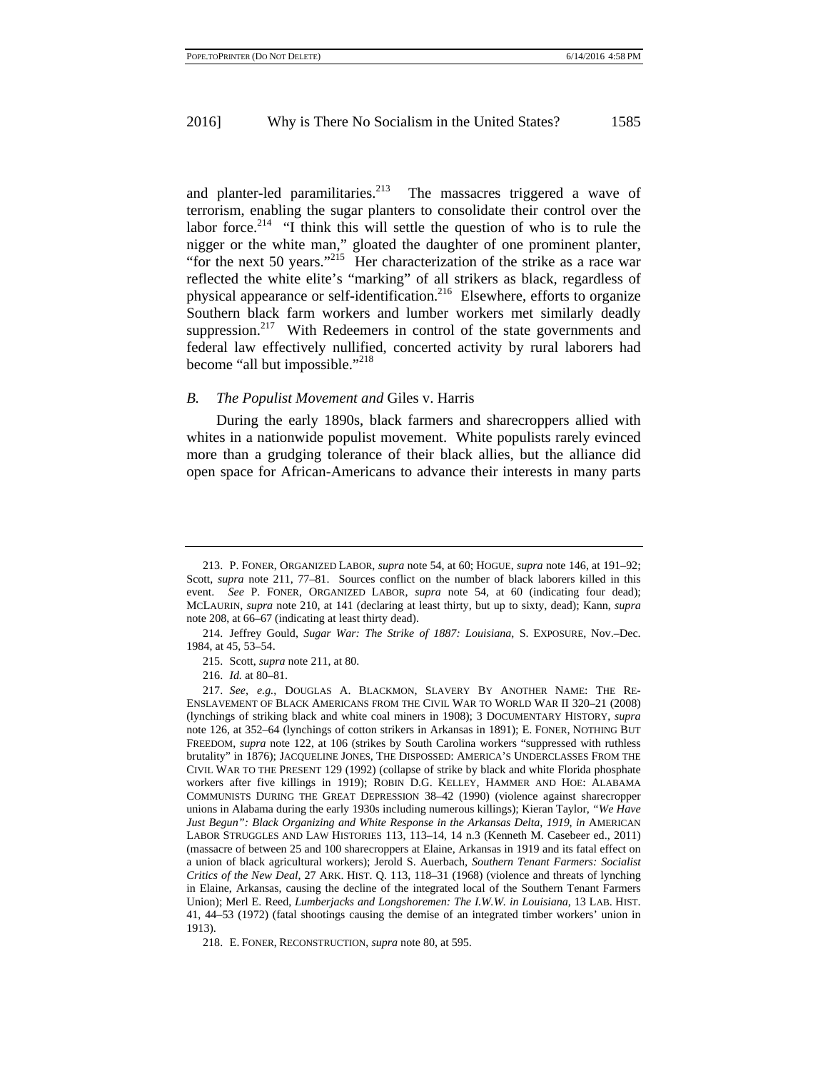and planter-led paramilitaries.[213] The massacres triggered a wave of terrorism, enabling the sugar planters to consolidate their control over the labor force.[214] "I think this will settle the question of who is to rule the nigger or the white man," gloated the daughter of one prominent planter, "for the next 50 years."[215] Her characterization of the strike as a race war reflected the white elite's "marking" of all strikers as black, regardless of physical appearance or self-identification.[216] Elsewhere, efforts to organize Southern black farm workers and lumber workers met similarly deadly suppression.[217] With Redeemers in control of the state governments and federal law effectively nullified, concerted activity by rural laborers had become "all but impossible."[218]

### *B. The Populist Movement and* Giles v. Harris

During the early 1890s, black farmers and sharecroppers allied with whites in a nationwide populist movement. White populists rarely evinced more than a grudging tolerance of their black allies, but the alliance did open space for African-Americans to advance their interests in many parts

---

213. P. FONER, ORGANIZED LABOR, *supra* note 54, at 60; HOGUE, *supra* note 146, at 191–92; Scott, *supra* note 211, 77–81. Sources conflict on the number of black laborers killed in this event. *See* P. FONER, ORGANIZED LABOR, *supra* note 54, at 60 (indicating four dead); MCLAURIN, *supra* note 210, at 141 (declaring at least thirty, but up to sixty, dead); Kann, *supra* note 208, at 66–67 (indicating at least thirty dead).

214. Jeffrey Gould, *Sugar War: The Strike of 1887: Louisiana*, S. EXPOSURE, Nov.–Dec. 1984, at 45, 53–54.

215. Scott, *supra* note 211, at 80.

216. *Id.* at 80–81.

217. *See, e.g.*, DOUGLAS A. BLACKMON, SLAVERY BY ANOTHER NAME: THE RE-ENSLAVEMENT OF BLACK AMERICANS FROM THE CIVIL WAR TO WORLD WAR II 320–21 (2008) (lynchings of striking black and white coal miners in 1908); 3 DOCUMENTARY HISTORY, *supra* note 126, at 352–64 (lynchings of cotton strikers in Arkansas in 1891); E. FONER, NOTHING BUT FREEDOM, *supra* note 122, at 106 (strikes by South Carolina workers "suppressed with ruthless brutality" in 1876); JACQUELINE JONES, THE DISPOSSED: AMERICA'S UNDERCLASSES FROM THE CIVIL WAR TO THE PRESENT 129 (1992) (collapse of strike by black and white Florida phosphate workers after five killings in 1919); ROBIN D.G. KELLEY, HAMMER AND HOE: ALABAMA COMMUNISTS DURING THE GREAT DEPRESSION 38–42 (1990) (violence against sharecropper unions in Alabama during the early 1930s including numerous killings); Kieran Taylor, *"We Have Just Begun": Black Organizing and White Response in the Arkansas Delta, 1919*, *in* AMERICAN LABOR STRUGGLES AND LAW HISTORIES 113, 113–14, 14 n.3 (Kenneth M. Casebeer ed., 2011) (massacre of between 25 and 100 sharecroppers at Elaine, Arkansas in 1919 and its fatal effect on a union of black agricultural workers); Jerold S. Auerbach, *Southern Tenant Farmers: Socialist Critics of the New Deal*, 27 ARK. HIST. Q. 113, 118–31 (1968) (violence and threats of lynching in Elaine, Arkansas, causing the decline of the integrated local of the Southern Tenant Farmers Union); Merl E. Reed, *Lumberjacks and Longshoremen: The I.W.W. in Louisiana*, 13 LAB. HIST. 41, 44–53 (1972) (fatal shootings causing the demise of an integrated timber workers' union in 1913).

218. E. FONER, RECONSTRUCTION, *supra* note 80, at 595.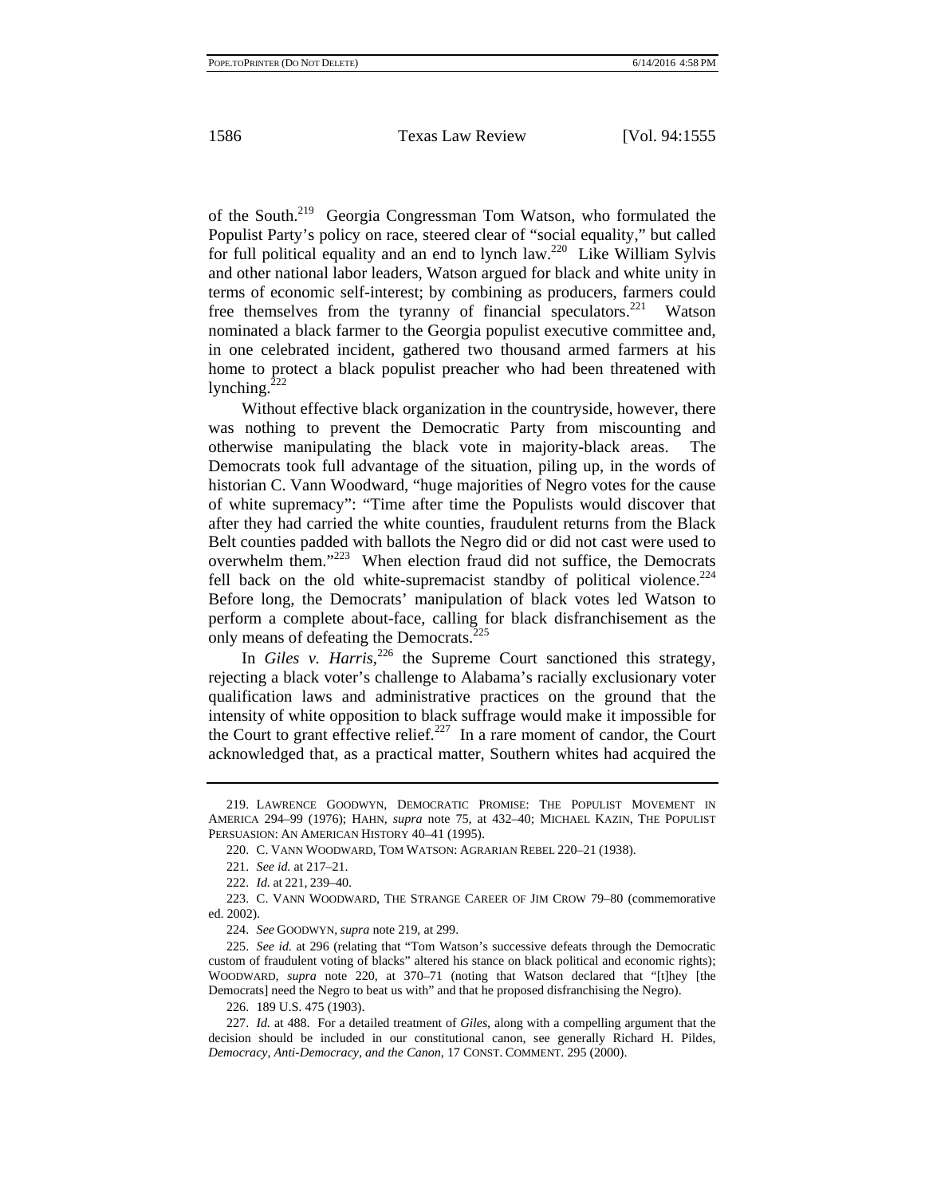of the South.[219] Georgia Congressman Tom Watson, who formulated the Populist Party's policy on race, steered clear of "social equality," but called for full political equality and an end to lynch law.[220] Like William Sylvis and other national labor leaders, Watson argued for black and white unity in terms of economic self-interest; by combining as producers, farmers could free themselves from the tyranny of financial speculators.[221] Watson nominated a black farmer to the Georgia populist executive committee and, in one celebrated incident, gathered two thousand armed farmers at his home to protect a black populist preacher who had been threatened with lynching.[222]

Without effective black organization in the countryside, however, there was nothing to prevent the Democratic Party from miscounting and otherwise manipulating the black vote in majority-black areas. The Democrats took full advantage of the situation, piling up, in the words of historian C. Vann Woodward, "huge majorities of Negro votes for the cause of white supremacy": "Time after time the Populists would discover that after they had carried the white counties, fraudulent returns from the Black Belt counties padded with ballots the Negro did or did not cast were used to overwhelm them."[223] When election fraud did not suffice, the Democrats fell back on the old white-supremacist standby of political violence.[224] Before long, the Democrats' manipulation of black votes led Watson to perform a complete about-face, calling for black disfranchisement as the only means of defeating the Democrats.[225]

In *Giles v. Harris*,[226] the Supreme Court sanctioned this strategy, rejecting a black voter's challenge to Alabama's racially exclusionary voter qualification laws and administrative practices on the ground that the intensity of white opposition to black suffrage would make it impossible for the Court to grant effective relief.[227] In a rare moment of candor, the Court acknowledged that, as a practical matter, Southern whites had acquired the

---

219. LAWRENCE GOODWYN, DEMOCRATIC PROMISE: THE POPULIST MOVEMENT IN AMERICA 294–99 (1976); HAHN, *supra* note 75, at 432–40; MICHAEL KAZIN, THE POPULIST PERSUASION: AN AMERICAN HISTORY 40–41 (1995).

220. C. VANN WOODWARD, TOM WATSON: AGRARIAN REBEL 220–21 (1938).

221. *See id.* at 217–21.

222. *Id.* at 221, 239–40.

223. C. VANN WOODWARD, THE STRANGE CAREER OF JIM CROW 79–80 (commemorative ed. 2002).

224. *See* GOODWYN, *supra* note 219, at 299.

225. *See id.* at 296 (relating that "Tom Watson's successive defeats through the Democratic custom of fraudulent voting of blacks" altered his stance on black political and economic rights); WOODWARD, *supra* note 220, at 370–71 (noting that Watson declared that "[t]hey [the Democrats] need the Negro to beat us with" and that he proposed disfranchising the Negro).

226. 189 U.S. 475 (1903).

227. *Id.* at 488. For a detailed treatment of *Giles*, along with a compelling argument that the decision should be included in our constitutional canon, see generally Richard H. Pildes, *Democracy, Anti-Democracy, and the Canon*, 17 CONST. COMMENT. 295 (2000).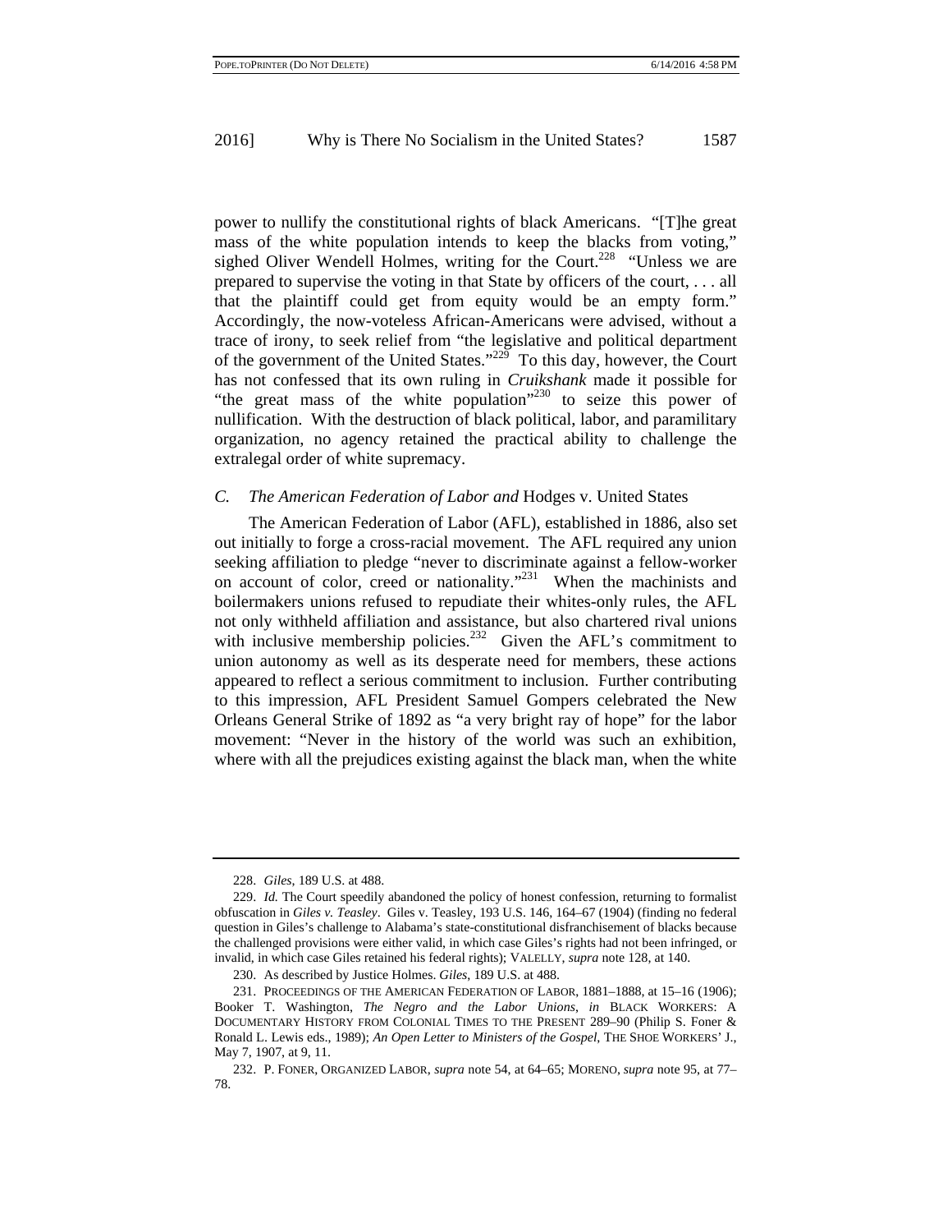power to nullify the constitutional rights of black Americans. "[T]he great mass of the white population intends to keep the blacks from voting," sighed Oliver Wendell Holmes, writing for the Court.[228] "Unless we are prepared to supervise the voting in that State by officers of the court, . . . all that the plaintiff could get from equity would be an empty form." Accordingly, the now-voteless African-Americans were advised, without a trace of irony, to seek relief from "the legislative and political department of the government of the United States."[229] To this day, however, the Court has not confessed that its own ruling in *Cruikshank* made it possible for "the great mass of the white population"[230] to seize this power of nullification. With the destruction of black political, labor, and paramilitary organization, no agency retained the practical ability to challenge the extralegal order of white supremacy.

### C. *The American Federation of Labor and* Hodges v. United States

The American Federation of Labor (AFL), established in 1886, also set out initially to forge a cross-racial movement. The AFL required any union seeking affiliation to pledge "never to discriminate against a fellow-worker on account of color, creed or nationality."[231] When the machinists and boilermakers unions refused to repudiate their whites-only rules, the AFL not only withheld affiliation and assistance, but also chartered rival unions with inclusive membership policies.[232] Given the AFL's commitment to union autonomy as well as its desperate need for members, these actions appeared to reflect a serious commitment to inclusion. Further contributing to this impression, AFL President Samuel Gompers celebrated the New Orleans General Strike of 1892 as "a very bright ray of hope" for the labor movement: "Never in the history of the world was such an exhibition, where with all the prejudices existing against the black man, when the white

---

228. *Giles*, 189 U.S. at 488.

229. *Id.* The Court speedily abandoned the policy of honest confession, returning to formalist obfuscation in *Giles v. Teasley*. Giles v. Teasley, 193 U.S. 146, 164–67 (1904) (finding no federal question in Giles's challenge to Alabama's state-constitutional disfranchisement of blacks because the challenged provisions were either valid, in which case Giles's rights had not been infringed, or invalid, in which case Giles retained his federal rights); VALELLY, *supra* note 128, at 140.

230. As described by Justice Holmes. *Giles*, 189 U.S. at 488.

231. PROCEEDINGS OF THE AMERICAN FEDERATION OF LABOR, 1881–1888, at 15–16 (1906); Booker T. Washington, *The Negro and the Labor Unions*, *in* BLACK WORKERS: A DOCUMENTARY HISTORY FROM COLONIAL TIMES TO THE PRESENT 289–90 (Philip S. Foner & Ronald L. Lewis eds., 1989); *An Open Letter to Ministers of the Gospel*, THE SHOE WORKERS' J., May 7, 1907, at 9, 11.

232. P. FONER, ORGANIZED LABOR, *supra* note 54, at 64–65; MORENO, *supra* note 95, at 77–78.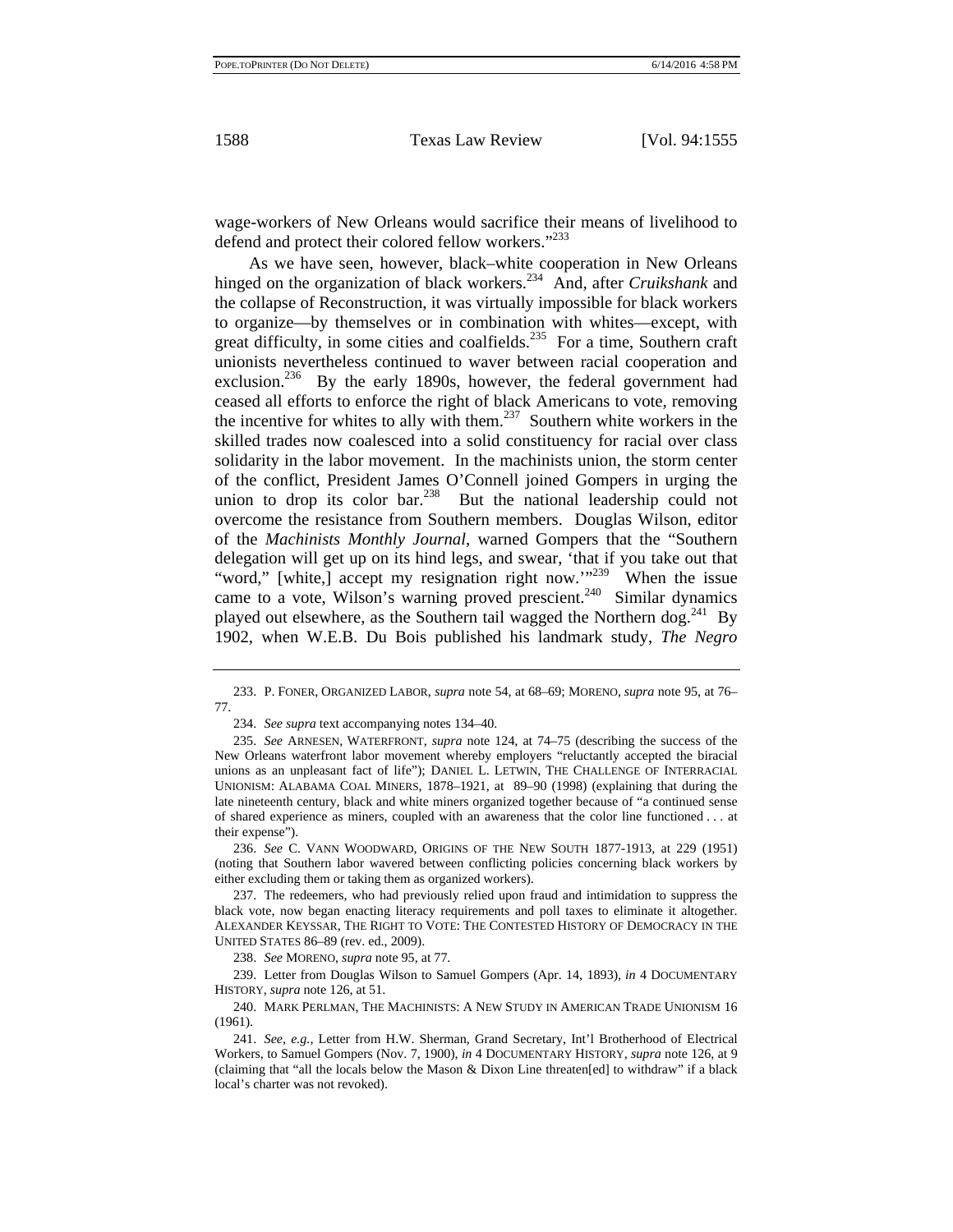wage-workers of New Orleans would sacrifice their means of livelihood to defend and protect their colored fellow workers."[233]

As we have seen, however, black–white cooperation in New Orleans hinged on the organization of black workers.[234] And, after *Cruikshank* and the collapse of Reconstruction, it was virtually impossible for black workers to organize—by themselves or in combination with whites—except, with great difficulty, in some cities and coalfields.[235] For a time, Southern craft unionists nevertheless continued to waver between racial cooperation and exclusion.[236] By the early 1890s, however, the federal government had ceased all efforts to enforce the right of black Americans to vote, removing the incentive for whites to ally with them.[237] Southern white workers in the skilled trades now coalesced into a solid constituency for racial over class solidarity in the labor movement. In the machinists union, the storm center of the conflict, President James O'Connell joined Gompers in urging the union to drop its color bar.[238] But the national leadership could not overcome the resistance from Southern members. Douglas Wilson, editor of the *Machinists Monthly Journal*, warned Gompers that the "Southern delegation will get up on its hind legs, and swear, 'that if you take out that "word," [white,] accept my resignation right now.'"[239] When the issue came to a vote, Wilson's warning proved prescient.[240] Similar dynamics played out elsewhere, as the Southern tail wagged the Northern dog.[241] By 1902, when W.E.B. Du Bois published his landmark study, *The Negro*

---

233. P. FONER, ORGANIZED LABOR, *supra* note 54, at 68–69; MORENO, *supra* note 95, at 76–77.

234. *See supra* text accompanying notes 134–40.

235. *See* ARNESEN, WATERFRONT, *supra* note 124, at 74–75 (describing the success of the New Orleans waterfront labor movement whereby employers "reluctantly accepted the biracial unions as an unpleasant fact of life"); DANIEL L. LETWIN, THE CHALLENGE OF INTERRACIAL UNIONISM: ALABAMA COAL MINERS, 1878–1921, at 89–90 (1998) (explaining that during the late nineteenth century, black and white miners organized together because of "a continued sense of shared experience as miners, coupled with an awareness that the color line functioned . . . at their expense").

236. *See* C. VANN WOODWARD, ORIGINS OF THE NEW SOUTH 1877-1913, at 229 (1951) (noting that Southern labor wavered between conflicting policies concerning black workers by either excluding them or taking them as organized workers).

237. The redeemers, who had previously relied upon fraud and intimidation to suppress the black vote, now began enacting literacy requirements and poll taxes to eliminate it altogether. ALEXANDER KEYSSAR, THE RIGHT TO VOTE: THE CONTESTED HISTORY OF DEMOCRACY IN THE UNITED STATES 86–89 (rev. ed., 2009).

238. *See* MORENO, *supra* note 95, at 77.

239. Letter from Douglas Wilson to Samuel Gompers (Apr. 14, 1893), *in* 4 DOCUMENTARY HISTORY, *supra* note 126, at 51.

240. MARK PERLMAN, THE MACHINISTS: A NEW STUDY IN AMERICAN TRADE UNIONISM 16 (1961).

241. *See, e.g.*, Letter from H.W. Sherman, Grand Secretary, Int'l Brotherhood of Electrical Workers, to Samuel Gompers (Nov. 7, 1900), *in* 4 DOCUMENTARY HISTORY, *supra* note 126, at 9 (claiming that "all the locals below the Mason & Dixon Line threaten[ed] to withdraw" if a black local's charter was not revoked).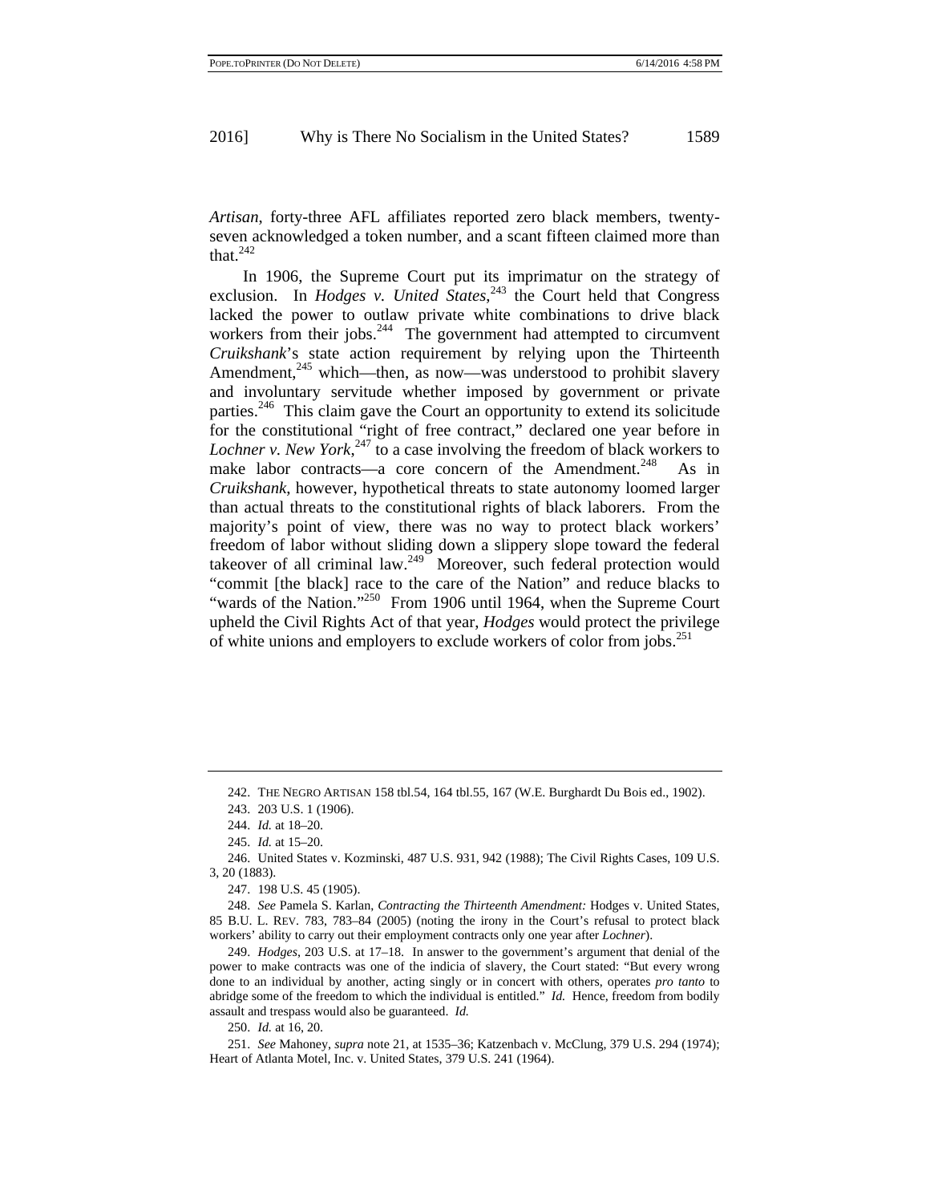*Artisan*, forty-three AFL affiliates reported zero black members, twenty-seven acknowledged a token number, and a scant fifteen claimed more than that.[242]

In 1906, the Supreme Court put its imprimatur on the strategy of exclusion. In *Hodges v. United States*,[243] the Court held that Congress lacked the power to outlaw private white combinations to drive black workers from their jobs.[244] The government had attempted to circumvent *Cruikshank*'s state action requirement by relying upon the Thirteenth Amendment,[245] which—then, as now—was understood to prohibit slavery and involuntary servitude whether imposed by government or private parties.[246] This claim gave the Court an opportunity to extend its solicitude for the constitutional "right of free contract," declared one year before in *Lochner v. New York*,[247] to a case involving the freedom of black workers to make labor contracts—a core concern of the Amendment.[248] As in *Cruikshank*, however, hypothetical threats to state autonomy loomed larger than actual threats to the constitutional rights of black laborers. From the majority's point of view, there was no way to protect black workers' freedom of labor without sliding down a slippery slope toward the federal takeover of all criminal law.[249] Moreover, such federal protection would "commit [the black] race to the care of the Nation" and reduce blacks to "wards of the Nation."[250] From 1906 until 1964, when the Supreme Court upheld the Civil Rights Act of that year, *Hodges* would protect the privilege of white unions and employers to exclude workers of color from jobs.[251]

---

242. THE NEGRO ARTISAN 158 tbl.54, 164 tbl.55, 167 (W.E. Burghardt Du Bois ed., 1902).

243. 203 U.S. 1 (1906).

244. *Id.* at 18–20.

245. *Id.* at 15–20.

246. United States v. Kozminski, 487 U.S. 931, 942 (1988); The Civil Rights Cases, 109 U.S. 3, 20 (1883).

247. 198 U.S. 45 (1905).

248. *See* Pamela S. Karlan, *Contracting the Thirteenth Amendment:* Hodges v. United States, 85 B.U. L. REV. 783, 783–84 (2005) (noting the irony in the Court's refusal to protect black workers' ability to carry out their employment contracts only one year after *Lochner*).

249. *Hodges*, 203 U.S. at 17–18. In answer to the government's argument that denial of the power to make contracts was one of the indicia of slavery, the Court stated: "But every wrong done to an individual by another, acting singly or in concert with others, operates *pro tanto* to abridge some of the freedom to which the individual is entitled." *Id.* Hence, freedom from bodily assault and trespass would also be guaranteed. *Id.*

250. *Id.* at 16, 20.

251. *See* Mahoney, *supra* note 21, at 1535–36; Katzenbach v. McClung, 379 U.S. 294 (1974); Heart of Atlanta Motel, Inc. v. United States, 379 U.S. 241 (1964).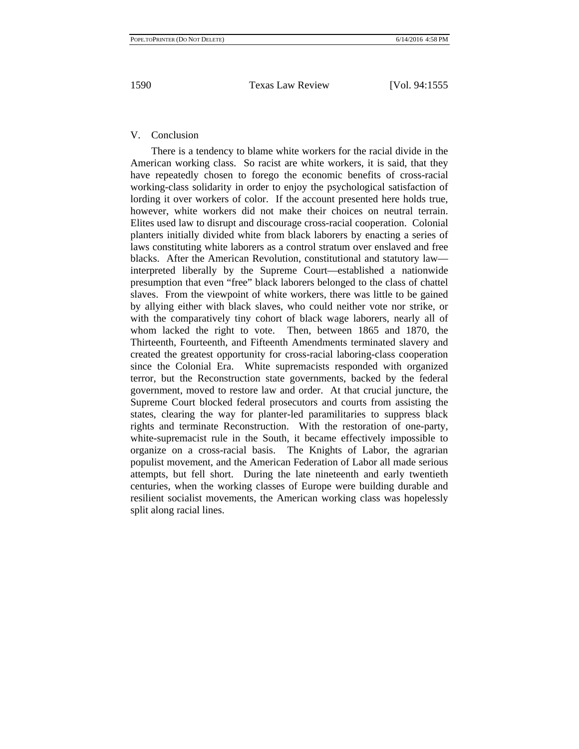## V. Conclusion

There is a tendency to blame white workers for the racial divide in the American working class. So racist are white workers, it is said, that they have repeatedly chosen to forego the economic benefits of cross-racial working-class solidarity in order to enjoy the psychological satisfaction of lording it over workers of color. If the account presented here holds true, however, white workers did not make their choices on neutral terrain. Elites used law to disrupt and discourage cross-racial cooperation. Colonial planters initially divided white from black laborers by enacting a series of laws constituting white laborers as a control stratum over enslaved and free blacks. After the American Revolution, constitutional and statutory law—interpreted liberally by the Supreme Court—established a nationwide presumption that even "free" black laborers belonged to the class of chattel slaves. From the viewpoint of white workers, there was little to be gained by allying either with black slaves, who could neither vote nor strike, or with the comparatively tiny cohort of black wage laborers, nearly all of whom lacked the right to vote. Then, between 1865 and 1870, the Thirteenth, Fourteenth, and Fifteenth Amendments terminated slavery and created the greatest opportunity for cross-racial laboring-class cooperation since the Colonial Era. White supremacists responded with organized terror, but the Reconstruction state governments, backed by the federal government, moved to restore law and order. At that crucial juncture, the Supreme Court blocked federal prosecutors and courts from assisting the states, clearing the way for planter-led paramilitaries to suppress black rights and terminate Reconstruction. With the restoration of one-party, white-supremacist rule in the South, it became effectively impossible to organize on a cross-racial basis. The Knights of Labor, the agrarian populist movement, and the American Federation of Labor all made serious attempts, but fell short. During the late nineteenth and early twentieth centuries, when the working classes of Europe were building durable and resilient socialist movements, the American working class was hopelessly split along racial lines.